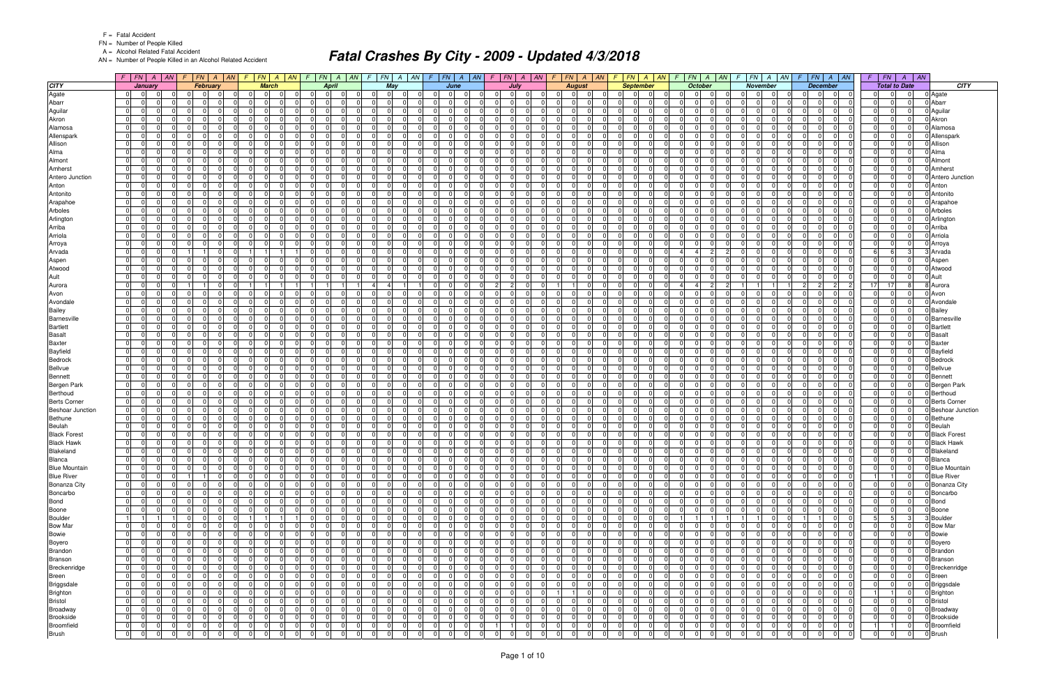F = Fatal Accident
FN = Number of People Killed
A = Alcohol Related Fatal Accident
AN = Number of People Killed in an Alcohol Related Accident

# Fatal Crashes By City - 2009 - Updated 4/3/2018

| CITY | January | | | | February | | | | March | | | | April | | | | May | | | | June | | | | July | | | | August | | | | September | | | | October | | | | November | | | | December | | | | Total to Date | | | | CITY |
|---|---|---|---|---|---|---|---|---|---|---|---|---|---|---|---|---|---|---|---|---|---|---|---|---|---|---|---|---|---|---|---|---|---|---|---|---|---|---|---|---|---|---|---|---|---|---|---|---|---|---|---|---|---|
| | F | FN | A | AN | F | FN | A | AN | F | FN | A | AN | F | FN | A | AN | F | FN | A | AN | F | FN | A | AN | F | FN | A | AN | F | FN | A | AN | F | FN | A | AN | F | FN | A | AN | F | FN | A | AN | F | FN | A | AN | F | FN | A | AN | |
| Agate | 0 | 0 | 0 | 0 | 0 | 0 | 0 | 0 | 0 | 0 | 0 | 0 | 0 | 0 | 0 | 0 | 0 | 0 | 0 | 0 | 0 | 0 | 0 | 0 | 0 | 0 | 0 | 0 | 0 | 0 | 0 | 0 | 0 | 0 | 0 | 0 | 0 | 0 | 0 | 0 | 0 | 0 | 0 | 0 | 0 | 0 | 0 | 0 | 0 | 0 | 0 | 0 | Agate |
| Abarr | 0 | 0 | 0 | 0 | 0 | 0 | 0 | 0 | 0 | 0 | 0 | 0 | 0 | 0 | 0 | 0 | 0 | 0 | 0 | 0 | 0 | 0 | 0 | 0 | 0 | 0 | 0 | 0 | 0 | 0 | 0 | 0 | 0 | 0 | 0 | 0 | 0 | 0 | 0 | 0 | 0 | 0 | 0 | 0 | 0 | 0 | 0 | 0 | 0 | 0 | 0 | 0 | Abarr |
| Aguilar | 0 | 0 | 0 | 0 | 0 | 0 | 0 | 0 | 0 | 0 | 0 | 0 | 0 | 0 | 0 | 0 | 0 | 0 | 0 | 0 | 0 | 0 | 0 | 0 | 0 | 0 | 0 | 0 | 0 | 0 | 0 | 0 | 0 | 0 | 0 | 0 | 0 | 0 | 0 | 0 | 0 | 0 | 0 | 0 | 0 | 0 | 0 | 0 | 0 | 0 | 0 | 0 | Aguilar |
| Akron | 0 | 0 | 0 | 0 | 0 | 0 | 0 | 0 | 0 | 0 | 0 | 0 | 0 | 0 | 0 | 0 | 0 | 0 | 0 | 0 | 0 | 0 | 0 | 0 | 0 | 0 | 0 | 0 | 0 | 0 | 0 | 0 | 0 | 0 | 0 | 0 | 0 | 0 | 0 | 0 | 0 | 0 | 0 | 0 | 0 | 0 | 0 | 0 | 0 | 0 | 0 | 0 | Akron |
| Alamosa | 0 | 0 | 0 | 0 | 0 | 0 | 0 | 0 | 0 | 0 | 0 | 0 | 0 | 0 | 0 | 0 | 0 | 0 | 0 | 0 | 0 | 0 | 0 | 0 | 0 | 0 | 0 | 0 | 0 | 0 | 0 | 0 | 0 | 0 | 0 | 0 | 0 | 0 | 0 | 0 | 0 | 0 | 0 | 0 | 0 | 0 | 0 | 0 | 0 | 0 | 0 | 0 | Alamosa |
| Allenspark | 0 | 0 | 0 | 0 | 0 | 0 | 0 | 0 | 0 | 0 | 0 | 0 | 0 | 0 | 0 | 0 | 0 | 0 | 0 | 0 | 0 | 0 | 0 | 0 | 0 | 0 | 0 | 0 | 0 | 0 | 0 | 0 | 0 | 0 | 0 | 0 | 0 | 0 | 0 | 0 | 0 | 0 | 0 | 0 | 0 | 0 | 0 | 0 | 0 | 0 | 0 | 0 | Allenspark |
| Allison | 0 | 0 | 0 | 0 | 0 | 0 | 0 | 0 | 0 | 0 | 0 | 0 | 0 | 0 | 0 | 0 | 0 | 0 | 0 | 0 | 0 | 0 | 0 | 0 | 0 | 0 | 0 | 0 | 0 | 0 | 0 | 0 | 0 | 0 | 0 | 0 | 0 | 0 | 0 | 0 | 0 | 0 | 0 | 0 | 0 | 0 | 0 | 0 | 0 | 0 | 0 | 0 | Allison |
| Alma | 0 | 0 | 0 | 0 | 0 | 0 | 0 | 0 | 0 | 0 | 0 | 0 | 0 | 0 | 0 | 0 | 0 | 0 | 0 | 0 | 0 | 0 | 0 | 0 | 0 | 0 | 0 | 0 | 0 | 0 | 0 | 0 | 0 | 0 | 0 | 0 | 0 | 0 | 0 | 0 | 0 | 0 | 0 | 0 | 0 | 0 | 0 | 0 | 0 | 0 | 0 | 0 | Alma |
| Almont | 0 | 0 | 0 | 0 | 0 | 0 | 0 | 0 | 0 | 0 | 0 | 0 | 0 | 0 | 0 | 0 | 0 | 0 | 0 | 0 | 0 | 0 | 0 | 0 | 0 | 0 | 0 | 0 | 0 | 0 | 0 | 0 | 0 | 0 | 0 | 0 | 0 | 0 | 0 | 0 | 0 | 0 | 0 | 0 | 0 | 0 | 0 | 0 | 0 | 0 | 0 | 0 | Almont |
| Amherst | 0 | 0 | 0 | 0 | 0 | 0 | 0 | 0 | 0 | 0 | 0 | 0 | 0 | 0 | 0 | 0 | 0 | 0 | 0 | 0 | 0 | 0 | 0 | 0 | 0 | 0 | 0 | 0 | 0 | 0 | 0 | 0 | 0 | 0 | 0 | 0 | 0 | 0 | 0 | 0 | 0 | 0 | 0 | 0 | 0 | 0 | 0 | 0 | 0 | 0 | 0 | 0 | Amherst |
| Antero Junction | 0 | 0 | 0 | 0 | 0 | 0 | 0 | 0 | 0 | 0 | 0 | 0 | 0 | 0 | 0 | 0 | 0 | 0 | 0 | 0 | 0 | 0 | 0 | 0 | 0 | 0 | 0 | 0 | 0 | 0 | 0 | 0 | 0 | 0 | 0 | 0 | 0 | 0 | 0 | 0 | 0 | 0 | 0 | 0 | 0 | 0 | 0 | 0 | 0 | 0 | 0 | 0 | Antero Junction |
| Anton | 0 | 0 | 0 | 0 | 0 | 0 | 0 | 0 | 0 | 0 | 0 | 0 | 0 | 0 | 0 | 0 | 0 | 0 | 0 | 0 | 0 | 0 | 0 | 0 | 0 | 0 | 0 | 0 | 0 | 0 | 0 | 0 | 0 | 0 | 0 | 0 | 0 | 0 | 0 | 0 | 0 | 0 | 0 | 0 | 0 | 0 | 0 | 0 | 0 | 0 | 0 | 0 | Anton |
| Antonito | 0 | 0 | 0 | 0 | 0 | 0 | 0 | 0 | 0 | 0 | 0 | 0 | 0 | 0 | 0 | 0 | 0 | 0 | 0 | 0 | 0 | 0 | 0 | 0 | 0 | 0 | 0 | 0 | 0 | 0 | 0 | 0 | 0 | 0 | 0 | 0 | 0 | 0 | 0 | 0 | 0 | 0 | 0 | 0 | 0 | 0 | 0 | 0 | 0 | 0 | 0 | 0 | Antonito |
| Arapahoe | 0 | 0 | 0 | 0 | 0 | 0 | 0 | 0 | 0 | 0 | 0 | 0 | 0 | 0 | 0 | 0 | 0 | 0 | 0 | 0 | 0 | 0 | 0 | 0 | 0 | 0 | 0 | 0 | 0 | 0 | 0 | 0 | 0 | 0 | 0 | 0 | 0 | 0 | 0 | 0 | 0 | 0 | 0 | 0 | 0 | 0 | 0 | 0 | 0 | 0 | 0 | 0 | Arapahoe |
| Arboles | 0 | 0 | 0 | 0 | 0 | 0 | 0 | 0 | 0 | 0 | 0 | 0 | 0 | 0 | 0 | 0 | 0 | 0 | 0 | 0 | 0 | 0 | 0 | 0 | 0 | 0 | 0 | 0 | 0 | 0 | 0 | 0 | 0 | 0 | 0 | 0 | 0 | 0 | 0 | 0 | 0 | 0 | 0 | 0 | 0 | 0 | 0 | 0 | 0 | 0 | 0 | 0 | Arboles |
| Arlington | 0 | 0 | 0 | 0 | 0 | 0 | 0 | 0 | 0 | 0 | 0 | 0 | 0 | 0 | 0 | 0 | 0 | 0 | 0 | 0 | 0 | 0 | 0 | 0 | 0 | 0 | 0 | 0 | 0 | 0 | 0 | 0 | 0 | 0 | 0 | 0 | 0 | 0 | 0 | 0 | 0 | 0 | 0 | 0 | 0 | 0 | 0 | 0 | 0 | 0 | 0 | 0 | Arlington |
| Arriba | 0 | 0 | 0 | 0 | 0 | 0 | 0 | 0 | 0 | 0 | 0 | 0 | 0 | 0 | 0 | 0 | 0 | 0 | 0 | 0 | 0 | 0 | 0 | 0 | 0 | 0 | 0 | 0 | 0 | 0 | 0 | 0 | 0 | 0 | 0 | 0 | 0 | 0 | 0 | 0 | 0 | 0 | 0 | 0 | 0 | 0 | 0 | 0 | 0 | 0 | 0 | 0 | Arriba |
| Arriola | 0 | 0 | 0 | 0 | 0 | 0 | 0 | 0 | 0 | 0 | 0 | 0 | 0 | 0 | 0 | 0 | 0 | 0 | 0 | 0 | 0 | 0 | 0 | 0 | 0 | 0 | 0 | 0 | 0 | 0 | 0 | 0 | 0 | 0 | 0 | 0 | 0 | 0 | 0 | 0 | 0 | 0 | 0 | 0 | 0 | 0 | 0 | 0 | 0 | 0 | 0 | 0 | Arriola |
| Arroya | 0 | 0 | 0 | 0 | 0 | 0 | 0 | 0 | 0 | 0 | 0 | 0 | 0 | 0 | 0 | 0 | 0 | 0 | 0 | 0 | 0 | 0 | 0 | 0 | 0 | 0 | 0 | 0 | 0 | 0 | 0 | 0 | 0 | 0 | 0 | 0 | 0 | 0 | 0 | 0 | 0 | 0 | 0 | 0 | 0 | 0 | 0 | 0 | 0 | 0 | 0 | 0 | Arroya |
| Arvada | 0 | 0 | 0 | 0 | 1 | 1 | 0 | 0 | 1 | 1 | 1 | 1 | 0 | 0 | 0 | 0 | 0 | 0 | 0 | 0 | 0 | 0 | 0 | 0 | 0 | 0 | 0 | 0 | 0 | 0 | 0 | 0 | 0 | 0 | 0 | 0 | 4 | 4 | 2 | 2 | 0 | 0 | 0 | 0 | 0 | 0 | 0 | 0 | 6 | 6 | 3 | 3 | Arvada |
| Aspen | 0 | 0 | 0 | 0 | 0 | 0 | 0 | 0 | 0 | 0 | 0 | 0 | 0 | 0 | 0 | 0 | 0 | 0 | 0 | 0 | 0 | 0 | 0 | 0 | 0 | 0 | 0 | 0 | 0 | 0 | 0 | 0 | 0 | 0 | 0 | 0 | 0 | 0 | 0 | 0 | 0 | 0 | 0 | 0 | 0 | 0 | 0 | 0 | 0 | 0 | 0 | 0 | Aspen |
| Atwood | 0 | 0 | 0 | 0 | 0 | 0 | 0 | 0 | 0 | 0 | 0 | 0 | 0 | 0 | 0 | 0 | 0 | 0 | 0 | 0 | 0 | 0 | 0 | 0 | 0 | 0 | 0 | 0 | 0 | 0 | 0 | 0 | 0 | 0 | 0 | 0 | 0 | 0 | 0 | 0 | 0 | 0 | 0 | 0 | 0 | 0 | 0 | 0 | 0 | 0 | 0 | 0 | Atwood |
| Ault | 0 | 0 | 0 | 0 | 0 | 0 | 0 | 0 | 0 | 0 | 0 | 0 | 0 | 0 | 0 | 0 | 0 | 0 | 0 | 0 | 0 | 0 | 0 | 0 | 0 | 0 | 0 | 0 | 0 | 0 | 0 | 0 | 0 | 0 | 0 | 0 | 0 | 0 | 0 | 0 | 0 | 0 | 0 | 0 | 0 | 0 | 0 | 0 | 0 | 0 | 0 | 0 | Ault |
| Aurora | 0 | 0 | 0 | 0 | 1 | 1 | 0 | 0 | 1 | 1 | 1 | 1 | 1 | 1 | 1 | 1 | 4 | 4 | 1 | 1 | 0 | 0 | 0 | 0 | 2 | 2 | 0 | 0 | 1 | 1 | 0 | 0 | 0 | 0 | 0 | 0 | 4 | 4 | 2 | 2 | 1 | 1 | 1 | 1 | 2 | 2 | 2 | 2 | 17 | 17 | 8 | 8 | Aurora |
| Avon | 0 | 0 | 0 | 0 | 0 | 0 | 0 | 0 | 0 | 0 | 0 | 0 | 0 | 0 | 0 | 0 | 0 | 0 | 0 | 0 | 0 | 0 | 0 | 0 | 0 | 0 | 0 | 0 | 0 | 0 | 0 | 0 | 0 | 0 | 0 | 0 | 0 | 0 | 0 | 0 | 0 | 0 | 0 | 0 | 0 | 0 | 0 | 0 | 0 | 0 | 0 | 0 | Avon |
| Avondale | 0 | 0 | 0 | 0 | 0 | 0 | 0 | 0 | 0 | 0 | 0 | 0 | 0 | 0 | 0 | 0 | 0 | 0 | 0 | 0 | 0 | 0 | 0 | 0 | 0 | 0 | 0 | 0 | 0 | 0 | 0 | 0 | 0 | 0 | 0 | 0 | 0 | 0 | 0 | 0 | 0 | 0 | 0 | 0 | 0 | 0 | 0 | 0 | 0 | 0 | 0 | 0 | Avondale |
| Bailey | 0 | 0 | 0 | 0 | 0 | 0 | 0 | 0 | 0 | 0 | 0 | 0 | 0 | 0 | 0 | 0 | 0 | 0 | 0 | 0 | 0 | 0 | 0 | 0 | 0 | 0 | 0 | 0 | 0 | 0 | 0 | 0 | 0 | 0 | 0 | 0 | 0 | 0 | 0 | 0 | 0 | 0 | 0 | 0 | 0 | 0 | 0 | 0 | 0 | 0 | 0 | 0 | Bailey |
| Barnesville | 0 | 0 | 0 | 0 | 0 | 0 | 0 | 0 | 0 | 0 | 0 | 0 | 0 | 0 | 0 | 0 | 0 | 0 | 0 | 0 | 0 | 0 | 0 | 0 | 0 | 0 | 0 | 0 | 0 | 0 | 0 | 0 | 0 | 0 | 0 | 0 | 0 | 0 | 0 | 0 | 0 | 0 | 0 | 0 | 0 | 0 | 0 | 0 | 0 | 0 | 0 | 0 | Barnesville |
| Bartlett | 0 | 0 | 0 | 0 | 0 | 0 | 0 | 0 | 0 | 0 | 0 | 0 | 0 | 0 | 0 | 0 | 0 | 0 | 0 | 0 | 0 | 0 | 0 | 0 | 0 | 0 | 0 | 0 | 0 | 0 | 0 | 0 | 0 | 0 | 0 | 0 | 0 | 0 | 0 | 0 | 0 | 0 | 0 | 0 | 0 | 0 | 0 | 0 | 0 | 0 | 0 | 0 | Bartlett |
| Basalt | 0 | 0 | 0 | 0 | 0 | 0 | 0 | 0 | 0 | 0 | 0 | 0 | 0 | 0 | 0 | 0 | 0 | 0 | 0 | 0 | 0 | 0 | 0 | 0 | 0 | 0 | 0 | 0 | 0 | 0 | 0 | 0 | 0 | 0 | 0 | 0 | 0 | 0 | 0 | 0 | 0 | 0 | 0 | 0 | 0 | 0 | 0 | 0 | 0 | 0 | 0 | 0 | Basalt |
| Baxter | 0 | 0 | 0 | 0 | 0 | 0 | 0 | 0 | 0 | 0 | 0 | 0 | 0 | 0 | 0 | 0 | 0 | 0 | 0 | 0 | 0 | 0 | 0 | 0 | 0 | 0 | 0 | 0 | 0 | 0 | 0 | 0 | 0 | 0 | 0 | 0 | 0 | 0 | 0 | 0 | 0 | 0 | 0 | 0 | 0 | 0 | 0 | 0 | 0 | 0 | 0 | 0 | Baxter |
| Bayfield | 0 | 0 | 0 | 0 | 0 | 0 | 0 | 0 | 0 | 0 | 0 | 0 | 0 | 0 | 0 | 0 | 0 | 0 | 0 | 0 | 0 | 0 | 0 | 0 | 0 | 0 | 0 | 0 | 0 | 0 | 0 | 0 | 0 | 0 | 0 | 0 | 0 | 0 | 0 | 0 | 0 | 0 | 0 | 0 | 0 | 0 | 0 | 0 | 0 | 0 | 0 | 0 | Bayfield |
| Bedrock | 0 | 0 | 0 | 0 | 0 | 0 | 0 | 0 | 0 | 0 | 0 | 0 | 0 | 0 | 0 | 0 | 0 | 0 | 0 | 0 | 0 | 0 | 0 | 0 | 0 | 0 | 0 | 0 | 0 | 0 | 0 | 0 | 0 | 0 | 0 | 0 | 0 | 0 | 0 | 0 | 0 | 0 | 0 | 0 | 0 | 0 | 0 | 0 | 0 | 0 | 0 | 0 | Bedrock |
| Bellvue | 0 | 0 | 0 | 0 | 0 | 0 | 0 | 0 | 0 | 0 | 0 | 0 | 0 | 0 | 0 | 0 | 0 | 0 | 0 | 0 | 0 | 0 | 0 | 0 | 0 | 0 | 0 | 0 | 0 | 0 | 0 | 0 | 0 | 0 | 0 | 0 | 0 | 0 | 0 | 0 | 0 | 0 | 0 | 0 | 0 | 0 | 0 | 0 | 0 | 0 | 0 | 0 | Bellvue |
| Bennett | 0 | 0 | 0 | 0 | 0 | 0 | 0 | 0 | 0 | 0 | 0 | 0 | 0 | 0 | 0 | 0 | 0 | 0 | 0 | 0 | 0 | 0 | 0 | 0 | 0 | 0 | 0 | 0 | 0 | 0 | 0 | 0 | 0 | 0 | 0 | 0 | 0 | 0 | 0 | 0 | 0 | 0 | 0 | 0 | 0 | 0 | 0 | 0 | 0 | 0 | 0 | 0 | Bennett |
| Bergen Park | 0 | 0 | 0 | 0 | 0 | 0 | 0 | 0 | 0 | 0 | 0 | 0 | 0 | 0 | 0 | 0 | 0 | 0 | 0 | 0 | 0 | 0 | 0 | 0 | 0 | 0 | 0 | 0 | 0 | 0 | 0 | 0 | 0 | 0 | 0 | 0 | 0 | 0 | 0 | 0 | 0 | 0 | 0 | 0 | 0 | 0 | 0 | 0 | 0 | 0 | 0 | 0 | Bergen Park |
| Berthoud | 0 | 0 | 0 | 0 | 0 | 0 | 0 | 0 | 0 | 0 | 0 | 0 | 0 | 0 | 0 | 0 | 0 | 0 | 0 | 0 | 0 | 0 | 0 | 0 | 0 | 0 | 0 | 0 | 0 | 0 | 0 | 0 | 0 | 0 | 0 | 0 | 0 | 0 | 0 | 0 | 0 | 0 | 0 | 0 | 0 | 0 | 0 | 0 | 0 | 0 | 0 | 0 | Berthoud |
| Berts Corner | 0 | 0 | 0 | 0 | 0 | 0 | 0 | 0 | 0 | 0 | 0 | 0 | 0 | 0 | 0 | 0 | 0 | 0 | 0 | 0 | 0 | 0 | 0 | 0 | 0 | 0 | 0 | 0 | 0 | 0 | 0 | 0 | 0 | 0 | 0 | 0 | 0 | 0 | 0 | 0 | 0 | 0 | 0 | 0 | 0 | 0 | 0 | 0 | 0 | 0 | 0 | 0 | Berts Corner |
| Beshoar Junction | 0 | 0 | 0 | 0 | 0 | 0 | 0 | 0 | 0 | 0 | 0 | 0 | 0 | 0 | 0 | 0 | 0 | 0 | 0 | 0 | 0 | 0 | 0 | 0 | 0 | 0 | 0 | 0 | 0 | 0 | 0 | 0 | 0 | 0 | 0 | 0 | 0 | 0 | 0 | 0 | 0 | 0 | 0 | 0 | 0 | 0 | 0 | 0 | 0 | 0 | 0 | 0 | Beshoar Junction |
| Bethune | 0 | 0 | 0 | 0 | 0 | 0 | 0 | 0 | 0 | 0 | 0 | 0 | 0 | 0 | 0 | 0 | 0 | 0 | 0 | 0 | 0 | 0 | 0 | 0 | 0 | 0 | 0 | 0 | 0 | 0 | 0 | 0 | 0 | 0 | 0 | 0 | 0 | 0 | 0 | 0 | 0 | 0 | 0 | 0 | 0 | 0 | 0 | 0 | 0 | 0 | 0 | 0 | Bethune |
| Beulah | 0 | 0 | 0 | 0 | 0 | 0 | 0 | 0 | 0 | 0 | 0 | 0 | 0 | 0 | 0 | 0 | 0 | 0 | 0 | 0 | 0 | 0 | 0 | 0 | 0 | 0 | 0 | 0 | 0 | 0 | 0 | 0 | 0 | 0 | 0 | 0 | 0 | 0 | 0 | 0 | 0 | 0 | 0 | 0 | 0 | 0 | 0 | 0 | 0 | 0 | 0 | 0 | Beulah |
| Black Forest | 0 | 0 | 0 | 0 | 0 | 0 | 0 | 0 | 0 | 0 | 0 | 0 | 0 | 0 | 0 | 0 | 0 | 0 | 0 | 0 | 0 | 0 | 0 | 0 | 0 | 0 | 0 | 0 | 0 | 0 | 0 | 0 | 0 | 0 | 0 | 0 | 0 | 0 | 0 | 0 | 0 | 0 | 0 | 0 | 0 | 0 | 0 | 0 | 0 | 0 | 0 | 0 | Black Forest |
| Black Hawk | 0 | 0 | 0 | 0 | 0 | 0 | 0 | 0 | 0 | 0 | 0 | 0 | 0 | 0 | 0 | 0 | 0 | 0 | 0 | 0 | 0 | 0 | 0 | 0 | 0 | 0 | 0 | 0 | 0 | 0 | 0 | 0 | 0 | 0 | 0 | 0 | 0 | 0 | 0 | 0 | 0 | 0 | 0 | 0 | 0 | 0 | 0 | 0 | 0 | 0 | 0 | 0 | Black Hawk |
| Blakeland | 0 | 0 | 0 | 0 | 0 | 0 | 0 | 0 | 0 | 0 | 0 | 0 | 0 | 0 | 0 | 0 | 0 | 0 | 0 | 0 | 0 | 0 | 0 | 0 | 0 | 0 | 0 | 0 | 0 | 0 | 0 | 0 | 0 | 0 | 0 | 0 | 0 | 0 | 0 | 0 | 0 | 0 | 0 | 0 | 0 | 0 | 0 | 0 | 0 | 0 | 0 | 0 | Blakeland |
| Blanca | 0 | 0 | 0 | 0 | 0 | 0 | 0 | 0 | 0 | 0 | 0 | 0 | 0 | 0 | 0 | 0 | 0 | 0 | 0 | 0 | 0 | 0 | 0 | 0 | 0 | 0 | 0 | 0 | 0 | 0 | 0 | 0 | 0 | 0 | 0 | 0 | 0 | 0 | 0 | 0 | 0 | 0 | 0 | 0 | 0 | 0 | 0 | 0 | 0 | 0 | 0 | 0 | Blanca |
| Blue Mountain | 0 | 0 | 0 | 0 | 0 | 0 | 0 | 0 | 0 | 0 | 0 | 0 | 0 | 0 | 0 | 0 | 0 | 0 | 0 | 0 | 0 | 0 | 0 | 0 | 0 | 0 | 0 | 0 | 0 | 0 | 0 | 0 | 0 | 0 | 0 | 0 | 0 | 0 | 0 | 0 | 0 | 0 | 0 | 0 | 0 | 0 | 0 | 0 | 0 | 0 | 0 | 0 | Blue Mountain |
| Blue River | 0 | 0 | 0 | 0 | 1 | 1 | 0 | 0 | 0 | 0 | 0 | 0 | 0 | 0 | 0 | 0 | 0 | 0 | 0 | 0 | 0 | 0 | 0 | 0 | 0 | 0 | 0 | 0 | 0 | 0 | 0 | 0 | 0 | 0 | 0 | 0 | 0 | 0 | 0 | 0 | 0 | 0 | 0 | 0 | 0 | 0 | 0 | 0 | 1 | 1 | 0 | 0 | Blue River |
| Bonanza City | 0 | 0 | 0 | 0 | 0 | 0 | 0 | 0 | 0 | 0 | 0 | 0 | 0 | 0 | 0 | 0 | 0 | 0 | 0 | 0 | 0 | 0 | 0 | 0 | 0 | 0 | 0 | 0 | 0 | 0 | 0 | 0 | 0 | 0 | 0 | 0 | 0 | 0 | 0 | 0 | 0 | 0 | 0 | 0 | 0 | 0 | 0 | 0 | 0 | 0 | 0 | 0 | Bonanza City |
| Boncarbo | 0 | 0 | 0 | 0 | 0 | 0 | 0 | 0 | 0 | 0 | 0 | 0 | 0 | 0 | 0 | 0 | 0 | 0 | 0 | 0 | 0 | 0 | 0 | 0 | 0 | 0 | 0 | 0 | 0 | 0 | 0 | 0 | 0 | 0 | 0 | 0 | 0 | 0 | 0 | 0 | 0 | 0 | 0 | 0 | 0 | 0 | 0 | 0 | 0 | 0 | 0 | 0 | Boncarbo |
| Bond | 0 | 0 | 0 | 0 | 0 | 0 | 0 | 0 | 0 | 0 | 0 | 0 | 0 | 0 | 0 | 0 | 0 | 0 | 0 | 0 | 0 | 0 | 0 | 0 | 0 | 0 | 0 | 0 | 0 | 0 | 0 | 0 | 0 | 0 | 0 | 0 | 0 | 0 | 0 | 0 | 0 | 0 | 0 | 0 | 0 | 0 | 0 | 0 | 0 | 0 | 0 | 0 | Bond |
| Boone | 0 | 0 | 0 | 0 | 0 | 0 | 0 | 0 | 0 | 0 | 0 | 0 | 0 | 0 | 0 | 0 | 0 | 0 | 0 | 0 | 0 | 0 | 0 | 0 | 0 | 0 | 0 | 0 | 0 | 0 | 0 | 0 | 0 | 0 | 0 | 0 | 0 | 0 | 0 | 0 | 0 | 0 | 0 | 0 | 0 | 0 | 0 | 0 | 0 | 0 | 0 | 0 | Boone |
| Boulder | 1 | 1 | 1 | 1 | 0 | 0 | 0 | 0 | 1 | 1 | 1 | 1 | 0 | 0 | 0 | 0 | 0 | 0 | 0 | 0 | 0 | 0 | 0 | 0 | 0 | 0 | 0 | 0 | 0 | 0 | 0 | 0 | 0 | 0 | 0 | 0 | 1 | 1 | 1 | 1 | 1 | 1 | 0 | 0 | 1 | 1 | 0 | 0 | 5 | 5 | 3 | 3 | Boulder |
| Bow Mar | 0 | 0 | 0 | 0 | 0 | 0 | 0 | 0 | 0 | 0 | 0 | 0 | 0 | 0 | 0 | 0 | 0 | 0 | 0 | 0 | 0 | 0 | 0 | 0 | 0 | 0 | 0 | 0 | 0 | 0 | 0 | 0 | 0 | 0 | 0 | 0 | 0 | 0 | 0 | 0 | 0 | 0 | 0 | 0 | 0 | 0 | 0 | 0 | 0 | 0 | 0 | 0 | Bow Mar |
| Bowie | 0 | 0 | 0 | 0 | 0 | 0 | 0 | 0 | 0 | 0 | 0 | 0 | 0 | 0 | 0 | 0 | 0 | 0 | 0 | 0 | 0 | 0 | 0 | 0 | 0 | 0 | 0 | 0 | 0 | 0 | 0 | 0 | 0 | 0 | 0 | 0 | 0 | 0 | 0 | 0 | 0 | 0 | 0 | 0 | 0 | 0 | 0 | 0 | 0 | 0 | 0 | 0 | Bowie |
| Boyero | 0 | 0 | 0 | 0 | 0 | 0 | 0 | 0 | 0 | 0 | 0 | 0 | 0 | 0 | 0 | 0 | 0 | 0 | 0 | 0 | 0 | 0 | 0 | 0 | 0 | 0 | 0 | 0 | 0 | 0 | 0 | 0 | 0 | 0 | 0 | 0 | 0 | 0 | 0 | 0 | 0 | 0 | 0 | 0 | 0 | 0 | 0 | 0 | 0 | 0 | 0 | 0 | Boyero |
| Brandon | 0 | 0 | 0 | 0 | 0 | 0 | 0 | 0 | 0 | 0 | 0 | 0 | 0 | 0 | 0 | 0 | 0 | 0 | 0 | 0 | 0 | 0 | 0 | 0 | 0 | 0 | 0 | 0 | 0 | 0 | 0 | 0 | 0 | 0 | 0 | 0 | 0 | 0 | 0 | 0 | 0 | 0 | 0 | 0 | 0 | 0 | 0 | 0 | 0 | 0 | 0 | 0 | Brandon |
| Branson | 0 | 0 | 0 | 0 | 0 | 0 | 0 | 0 | 0 | 0 | 0 | 0 | 0 | 0 | 0 | 0 | 0 | 0 | 0 | 0 | 0 | 0 | 0 | 0 | 0 | 0 | 0 | 0 | 0 | 0 | 0 | 0 | 0 | 0 | 0 | 0 | 0 | 0 | 0 | 0 | 0 | 0 | 0 | 0 | 0 | 0 | 0 | 0 | 0 | 0 | 0 | 0 | Branson |
| Breckenridge | 0 | 0 | 0 | 0 | 0 | 0 | 0 | 0 | 0 | 0 | 0 | 0 | 0 | 0 | 0 | 0 | 0 | 0 | 0 | 0 | 0 | 0 | 0 | 0 | 0 | 0 | 0 | 0 | 0 | 0 | 0 | 0 | 0 | 0 | 0 | 0 | 0 | 0 | 0 | 0 | 0 | 0 | 0 | 0 | 0 | 0 | 0 | 0 | 0 | 0 | 0 | 0 | Breckenridge |
| Breen | 0 | 0 | 0 | 0 | 0 | 0 | 0 | 0 | 0 | 0 | 0 | 0 | 0 | 0 | 0 | 0 | 0 | 0 | 0 | 0 | 0 | 0 | 0 | 0 | 0 | 0 | 0 | 0 | 0 | 0 | 0 | 0 | 0 | 0 | 0 | 0 | 0 | 0 | 0 | 0 | 0 | 0 | 0 | 0 | 0 | 0 | 0 | 0 | 0 | 0 | 0 | 0 | Breen |
| Briggsdale | 0 | 0 | 0 | 0 | 0 | 0 | 0 | 0 | 0 | 0 | 0 | 0 | 0 | 0 | 0 | 0 | 0 | 0 | 0 | 0 | 0 | 0 | 0 | 0 | 0 | 0 | 0 | 0 | 0 | 0 | 0 | 0 | 0 | 0 | 0 | 0 | 0 | 0 | 0 | 0 | 0 | 0 | 0 | 0 | 0 | 0 | 0 | 0 | 0 | 0 | 0 | 0 | Briggsdale |
| Brighton | 0 | 0 | 0 | 0 | 0 | 0 | 0 | 0 | 0 | 0 | 0 | 0 | 0 | 0 | 0 | 0 | 0 | 0 | 0 | 0 | 0 | 0 | 0 | 0 | 0 | 0 | 0 | 0 | 1 | 1 | 0 | 0 | 0 | 0 | 0 | 0 | 0 | 0 | 0 | 0 | 0 | 0 | 0 | 0 | 0 | 0 | 0 | 0 | 1 | 1 | 0 | 0 | Brighton |
| Bristol | 0 | 0 | 0 | 0 | 0 | 0 | 0 | 0 | 0 | 0 | 0 | 0 | 0 | 0 | 0 | 0 | 0 | 0 | 0 | 0 | 0 | 0 | 0 | 0 | 0 | 0 | 0 | 0 | 0 | 0 | 0 | 0 | 0 | 0 | 0 | 0 | 0 | 0 | 0 | 0 | 0 | 0 | 0 | 0 | 0 | 0 | 0 | 0 | 0 | 0 | 0 | 0 | Bristol |
| Broadway | 0 | 0 | 0 | 0 | 0 | 0 | 0 | 0 | 0 | 0 | 0 | 0 | 0 | 0 | 0 | 0 | 0 | 0 | 0 | 0 | 0 | 0 | 0 | 0 | 0 | 0 | 0 | 0 | 0 | 0 | 0 | 0 | 0 | 0 | 0 | 0 | 0 | 0 | 0 | 0 | 0 | 0 | 0 | 0 | 0 | 0 | 0 | 0 | 0 | 0 | 0 | 0 | Broadway |
| Brookside | 0 | 0 | 0 | 0 | 0 | 0 | 0 | 0 | 0 | 0 | 0 | 0 | 0 | 0 | 0 | 0 | 0 | 0 | 0 | 0 | 0 | 0 | 0 | 0 | 0 | 0 | 0 | 0 | 0 | 0 | 0 | 0 | 0 | 0 | 0 | 0 | 0 | 0 | 0 | 0 | 0 | 0 | 0 | 0 | 0 | 0 | 0 | 0 | 0 | 0 | 0 | 0 | Brookside |
| Broomfield | 0 | 0 | 0 | 0 | 0 | 0 | 0 | 0 | 0 | 0 | 0 | 0 | 0 | 0 | 0 | 0 | 0 | 0 | 0 | 0 | 0 | 0 | 0 | 0 | 1 | 1 | 0 | 0 | 0 | 0 | 0 | 0 | 0 | 0 | 0 | 0 | 0 | 0 | 0 | 0 | 0 | 0 | 0 | 0 | 0 | 0 | 0 | 0 | 1 | 1 | 0 | 0 | Broomfield |
| Brush | 0 | 0 | 0 | 0 | 0 | 0 | 0 | 0 | 0 | 0 | 0 | 0 | 0 | 0 | 0 | 0 | 0 | 0 | 0 | 0 | 0 | 0 | 0 | 0 | 0 | 0 | 0 | 0 | 0 | 0 | 0 | 0 | 0 | 0 | 0 | 0 | 0 | 0 | 0 | 0 | 0 | 0 | 0 | 0 | 0 | 0 | 0 | 0 | 0 | 0 | 0 | 0 | Brush |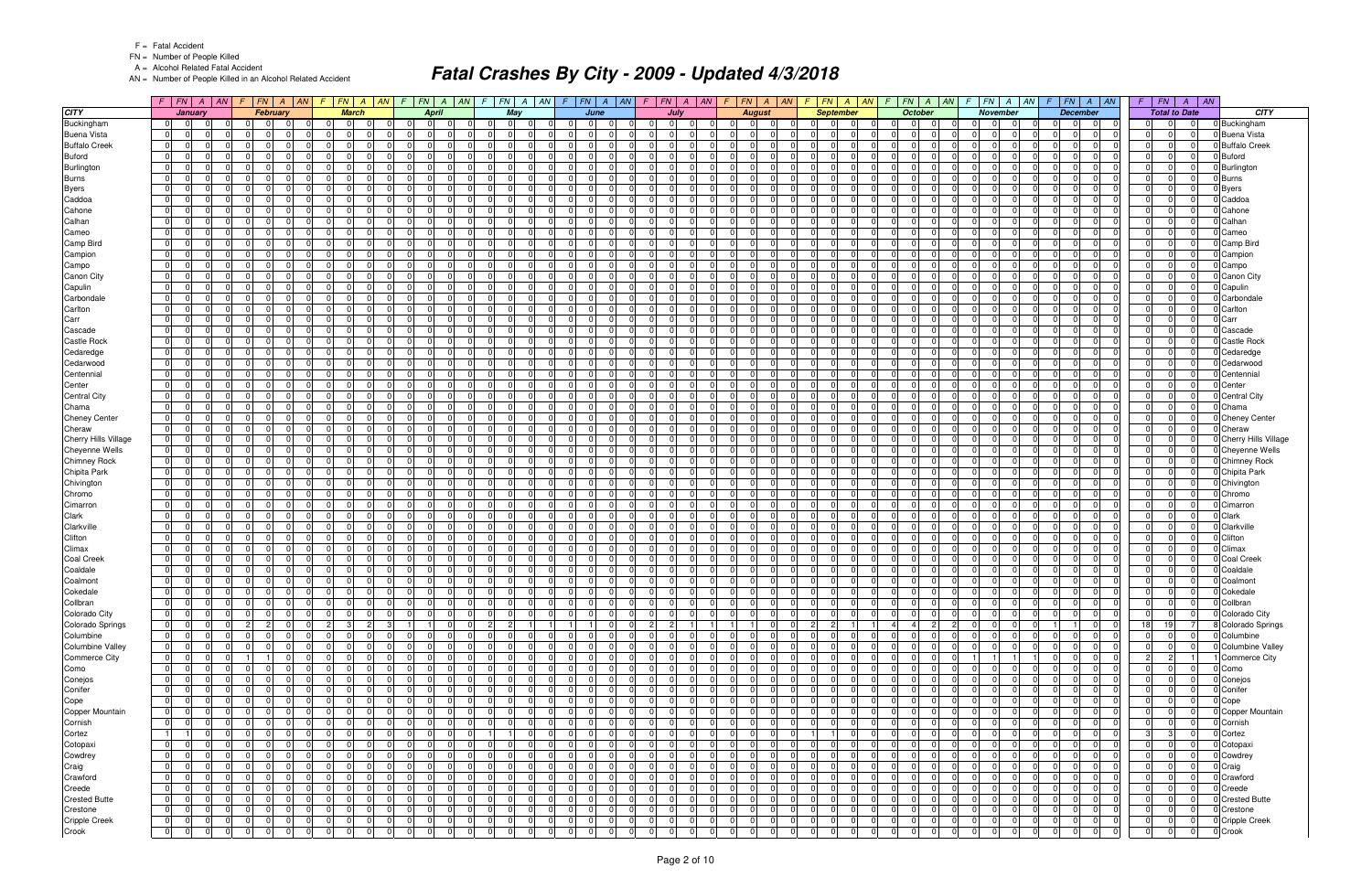F = Fatal Accident

FN = Number of People Killed

A = Alcohol Related Fatal Accident

AN = Number of People Killed in an Alcohol Related Accident

# Fatal Crashes By City - 2009 - Updated 4/3/2018

| CITY | January | | | | February | | | | March | | | | April | | | | May | | | | June | | | | July | | | | August | | | | September | | | | October | | | | November | | | | December | | | | Total to Date | | | | CITY |
|---|---|---|---|---|---|---|---|---|---|---|---|---|---|---|---|---|---|---|---|---|---|---|---|---|---|---|---|---|---|---|---|---|---|---|---|---|---|---|---|---|---|---|---|---|---|---|---|---|---|---|---|---|---|
| | F | FN | A | AN | F | FN | A | AN | F | FN | A | AN | F | FN | A | AN | F | FN | A | AN | F | FN | A | AN | F | FN | A | AN | F | FN | A | AN | F | FN | A | AN | F | FN | A | AN | F | FN | A | AN | F | FN | A | AN | F | FN | A | AN | |
| Buckingham | 0 | 0 | 0 | 0 | 0 | 0 | 0 | 0 | 0 | 0 | 0 | 0 | 0 | 0 | 0 | 0 | 0 | 0 | 0 | 0 | 0 | 0 | 0 | 0 | 0 | 0 | 0 | 0 | 0 | 0 | 0 | 0 | 0 | 0 | 0 | 0 | 0 | 0 | 0 | 0 | 0 | 0 | 0 | 0 | 0 | 0 | 0 | 0 | 0 | 0 | 0 | 0 | Buckingham |
| Buena Vista | 0 | 0 | 0 | 0 | 0 | 0 | 0 | 0 | 0 | 0 | 0 | 0 | 0 | 0 | 0 | 0 | 0 | 0 | 0 | 0 | 0 | 0 | 0 | 0 | 0 | 0 | 0 | 0 | 0 | 0 | 0 | 0 | 0 | 0 | 0 | 0 | 0 | 0 | 0 | 0 | 0 | 0 | 0 | 0 | 0 | 0 | 0 | 0 | 0 | 0 | 0 | 0 | Buena Vista |
| Buffalo Creek | 0 | 0 | 0 | 0 | 0 | 0 | 0 | 0 | 0 | 0 | 0 | 0 | 0 | 0 | 0 | 0 | 0 | 0 | 0 | 0 | 0 | 0 | 0 | 0 | 0 | 0 | 0 | 0 | 0 | 0 | 0 | 0 | 0 | 0 | 0 | 0 | 0 | 0 | 0 | 0 | 0 | 0 | 0 | 0 | 0 | 0 | 0 | 0 | 0 | 0 | 0 | 0 | Buffalo Creek |
| Buford | 0 | 0 | 0 | 0 | 0 | 0 | 0 | 0 | 0 | 0 | 0 | 0 | 0 | 0 | 0 | 0 | 0 | 0 | 0 | 0 | 0 | 0 | 0 | 0 | 0 | 0 | 0 | 0 | 0 | 0 | 0 | 0 | 0 | 0 | 0 | 0 | 0 | 0 | 0 | 0 | 0 | 0 | 0 | 0 | 0 | 0 | 0 | 0 | 0 | 0 | 0 | 0 | Buford |
| Burlington | 0 | 0 | 0 | 0 | 0 | 0 | 0 | 0 | 0 | 0 | 0 | 0 | 0 | 0 | 0 | 0 | 0 | 0 | 0 | 0 | 0 | 0 | 0 | 0 | 0 | 0 | 0 | 0 | 0 | 0 | 0 | 0 | 0 | 0 | 0 | 0 | 0 | 0 | 0 | 0 | 0 | 0 | 0 | 0 | 0 | 0 | 0 | 0 | 0 | 0 | 0 | 0 | Burlington |
| Burns | 0 | 0 | 0 | 0 | 0 | 0 | 0 | 0 | 0 | 0 | 0 | 0 | 0 | 0 | 0 | 0 | 0 | 0 | 0 | 0 | 0 | 0 | 0 | 0 | 0 | 0 | 0 | 0 | 0 | 0 | 0 | 0 | 0 | 0 | 0 | 0 | 0 | 0 | 0 | 0 | 0 | 0 | 0 | 0 | 0 | 0 | 0 | 0 | 0 | 0 | 0 | 0 | Burns |
| Byers | 0 | 0 | 0 | 0 | 0 | 0 | 0 | 0 | 0 | 0 | 0 | 0 | 0 | 0 | 0 | 0 | 0 | 0 | 0 | 0 | 0 | 0 | 0 | 0 | 0 | 0 | 0 | 0 | 0 | 0 | 0 | 0 | 0 | 0 | 0 | 0 | 0 | 0 | 0 | 0 | 0 | 0 | 0 | 0 | 0 | 0 | 0 | 0 | 0 | 0 | 0 | 0 | Byers |
| Caddoa | 0 | 0 | 0 | 0 | 0 | 0 | 0 | 0 | 0 | 0 | 0 | 0 | 0 | 0 | 0 | 0 | 0 | 0 | 0 | 0 | 0 | 0 | 0 | 0 | 0 | 0 | 0 | 0 | 0 | 0 | 0 | 0 | 0 | 0 | 0 | 0 | 0 | 0 | 0 | 0 | 0 | 0 | 0 | 0 | 0 | 0 | 0 | 0 | 0 | 0 | 0 | 0 | Caddoa |
| Cahone | 0 | 0 | 0 | 0 | 0 | 0 | 0 | 0 | 0 | 0 | 0 | 0 | 0 | 0 | 0 | 0 | 0 | 0 | 0 | 0 | 0 | 0 | 0 | 0 | 0 | 0 | 0 | 0 | 0 | 0 | 0 | 0 | 0 | 0 | 0 | 0 | 0 | 0 | 0 | 0 | 0 | 0 | 0 | 0 | 0 | 0 | 0 | 0 | 0 | 0 | 0 | 0 | Cahone |
| Calhan | 0 | 0 | 0 | 0 | 0 | 0 | 0 | 0 | 0 | 0 | 0 | 0 | 0 | 0 | 0 | 0 | 0 | 0 | 0 | 0 | 0 | 0 | 0 | 0 | 0 | 0 | 0 | 0 | 0 | 0 | 0 | 0 | 0 | 0 | 0 | 0 | 0 | 0 | 0 | 0 | 0 | 0 | 0 | 0 | 0 | 0 | 0 | 0 | 0 | 0 | 0 | 0 | Calhan |
| Cameo | 0 | 0 | 0 | 0 | 0 | 0 | 0 | 0 | 0 | 0 | 0 | 0 | 0 | 0 | 0 | 0 | 0 | 0 | 0 | 0 | 0 | 0 | 0 | 0 | 0 | 0 | 0 | 0 | 0 | 0 | 0 | 0 | 0 | 0 | 0 | 0 | 0 | 0 | 0 | 0 | 0 | 0 | 0 | 0 | 0 | 0 | 0 | 0 | 0 | 0 | 0 | 0 | Cameo |
| Camp Bird | 0 | 0 | 0 | 0 | 0 | 0 | 0 | 0 | 0 | 0 | 0 | 0 | 0 | 0 | 0 | 0 | 0 | 0 | 0 | 0 | 0 | 0 | 0 | 0 | 0 | 0 | 0 | 0 | 0 | 0 | 0 | 0 | 0 | 0 | 0 | 0 | 0 | 0 | 0 | 0 | 0 | 0 | 0 | 0 | 0 | 0 | 0 | 0 | 0 | 0 | 0 | 0 | Camp Bird |
| Campion | 0 | 0 | 0 | 0 | 0 | 0 | 0 | 0 | 0 | 0 | 0 | 0 | 0 | 0 | 0 | 0 | 0 | 0 | 0 | 0 | 0 | 0 | 0 | 0 | 0 | 0 | 0 | 0 | 0 | 0 | 0 | 0 | 0 | 0 | 0 | 0 | 0 | 0 | 0 | 0 | 0 | 0 | 0 | 0 | 0 | 0 | 0 | 0 | 0 | 0 | 0 | 0 | Campion |
| Campo | 0 | 0 | 0 | 0 | 0 | 0 | 0 | 0 | 0 | 0 | 0 | 0 | 0 | 0 | 0 | 0 | 0 | 0 | 0 | 0 | 0 | 0 | 0 | 0 | 0 | 0 | 0 | 0 | 0 | 0 | 0 | 0 | 0 | 0 | 0 | 0 | 0 | 0 | 0 | 0 | 0 | 0 | 0 | 0 | 0 | 0 | 0 | 0 | 0 | 0 | 0 | 0 | Campo |
| Canon City | 0 | 0 | 0 | 0 | 0 | 0 | 0 | 0 | 0 | 0 | 0 | 0 | 0 | 0 | 0 | 0 | 0 | 0 | 0 | 0 | 0 | 0 | 0 | 0 | 0 | 0 | 0 | 0 | 0 | 0 | 0 | 0 | 0 | 0 | 0 | 0 | 0 | 0 | 0 | 0 | 0 | 0 | 0 | 0 | 0 | 0 | 0 | 0 | 0 | 0 | 0 | 0 | Canon City |
| Capulin | 0 | 0 | 0 | 0 | 0 | 0 | 0 | 0 | 0 | 0 | 0 | 0 | 0 | 0 | 0 | 0 | 0 | 0 | 0 | 0 | 0 | 0 | 0 | 0 | 0 | 0 | 0 | 0 | 0 | 0 | 0 | 0 | 0 | 0 | 0 | 0 | 0 | 0 | 0 | 0 | 0 | 0 | 0 | 0 | 0 | 0 | 0 | 0 | 0 | 0 | 0 | 0 | Capulin |
| Carbondale | 0 | 0 | 0 | 0 | 0 | 0 | 0 | 0 | 0 | 0 | 0 | 0 | 0 | 0 | 0 | 0 | 0 | 0 | 0 | 0 | 0 | 0 | 0 | 0 | 0 | 0 | 0 | 0 | 0 | 0 | 0 | 0 | 0 | 0 | 0 | 0 | 0 | 0 | 0 | 0 | 0 | 0 | 0 | 0 | 0 | 0 | 0 | 0 | 0 | 0 | 0 | 0 | Carbondale |
| Carlton | 0 | 0 | 0 | 0 | 0 | 0 | 0 | 0 | 0 | 0 | 0 | 0 | 0 | 0 | 0 | 0 | 0 | 0 | 0 | 0 | 0 | 0 | 0 | 0 | 0 | 0 | 0 | 0 | 0 | 0 | 0 | 0 | 0 | 0 | 0 | 0 | 0 | 0 | 0 | 0 | 0 | 0 | 0 | 0 | 0 | 0 | 0 | 0 | 0 | 0 | 0 | 0 | Carlton |
| Carr | 0 | 0 | 0 | 0 | 0 | 0 | 0 | 0 | 0 | 0 | 0 | 0 | 0 | 0 | 0 | 0 | 0 | 0 | 0 | 0 | 0 | 0 | 0 | 0 | 0 | 0 | 0 | 0 | 0 | 0 | 0 | 0 | 0 | 0 | 0 | 0 | 0 | 0 | 0 | 0 | 0 | 0 | 0 | 0 | 0 | 0 | 0 | 0 | 0 | 0 | 0 | 0 | Carr |
| Cascade | 0 | 0 | 0 | 0 | 0 | 0 | 0 | 0 | 0 | 0 | 0 | 0 | 0 | 0 | 0 | 0 | 0 | 0 | 0 | 0 | 0 | 0 | 0 | 0 | 0 | 0 | 0 | 0 | 0 | 0 | 0 | 0 | 0 | 0 | 0 | 0 | 0 | 0 | 0 | 0 | 0 | 0 | 0 | 0 | 0 | 0 | 0 | 0 | 0 | 0 | 0 | 0 | Cascade |
| Castle Rock | 0 | 0 | 0 | 0 | 0 | 0 | 0 | 0 | 0 | 0 | 0 | 0 | 0 | 0 | 0 | 0 | 0 | 0 | 0 | 0 | 0 | 0 | 0 | 0 | 0 | 0 | 0 | 0 | 0 | 0 | 0 | 0 | 0 | 0 | 0 | 0 | 0 | 0 | 0 | 0 | 0 | 0 | 0 | 0 | 0 | 0 | 0 | 0 | 0 | 0 | 0 | 0 | Castle Rock |
| Cedaredge | 0 | 0 | 0 | 0 | 0 | 0 | 0 | 0 | 0 | 0 | 0 | 0 | 0 | 0 | 0 | 0 | 0 | 0 | 0 | 0 | 0 | 0 | 0 | 0 | 0 | 0 | 0 | 0 | 0 | 0 | 0 | 0 | 0 | 0 | 0 | 0 | 0 | 0 | 0 | 0 | 0 | 0 | 0 | 0 | 0 | 0 | 0 | 0 | 0 | 0 | 0 | 0 | Cedaredge |
| Cedarwood | 0 | 0 | 0 | 0 | 0 | 0 | 0 | 0 | 0 | 0 | 0 | 0 | 0 | 0 | 0 | 0 | 0 | 0 | 0 | 0 | 0 | 0 | 0 | 0 | 0 | 0 | 0 | 0 | 0 | 0 | 0 | 0 | 0 | 0 | 0 | 0 | 0 | 0 | 0 | 0 | 0 | 0 | 0 | 0 | 0 | 0 | 0 | 0 | 0 | 0 | 0 | 0 | Cedarwood |
| Centennial | 0 | 0 | 0 | 0 | 0 | 0 | 0 | 0 | 0 | 0 | 0 | 0 | 0 | 0 | 0 | 0 | 0 | 0 | 0 | 0 | 0 | 0 | 0 | 0 | 0 | 0 | 0 | 0 | 0 | 0 | 0 | 0 | 0 | 0 | 0 | 0 | 0 | 0 | 0 | 0 | 0 | 0 | 0 | 0 | 0 | 0 | 0 | 0 | 0 | 0 | 0 | 0 | Centennial |
| Center | 0 | 0 | 0 | 0 | 0 | 0 | 0 | 0 | 0 | 0 | 0 | 0 | 0 | 0 | 0 | 0 | 0 | 0 | 0 | 0 | 0 | 0 | 0 | 0 | 0 | 0 | 0 | 0 | 0 | 0 | 0 | 0 | 0 | 0 | 0 | 0 | 0 | 0 | 0 | 0 | 0 | 0 | 0 | 0 | 0 | 0 | 0 | 0 | 0 | 0 | 0 | 0 | Center |
| Central City | 0 | 0 | 0 | 0 | 0 | 0 | 0 | 0 | 0 | 0 | 0 | 0 | 0 | 0 | 0 | 0 | 0 | 0 | 0 | 0 | 0 | 0 | 0 | 0 | 0 | 0 | 0 | 0 | 0 | 0 | 0 | 0 | 0 | 0 | 0 | 0 | 0 | 0 | 0 | 0 | 0 | 0 | 0 | 0 | 0 | 0 | 0 | 0 | 0 | 0 | 0 | 0 | Central City |
| Chama | 0 | 0 | 0 | 0 | 0 | 0 | 0 | 0 | 0 | 0 | 0 | 0 | 0 | 0 | 0 | 0 | 0 | 0 | 0 | 0 | 0 | 0 | 0 | 0 | 0 | 0 | 0 | 0 | 0 | 0 | 0 | 0 | 0 | 0 | 0 | 0 | 0 | 0 | 0 | 0 | 0 | 0 | 0 | 0 | 0 | 0 | 0 | 0 | 0 | 0 | 0 | 0 | Chama |
| Cheney Center | 0 | 0 | 0 | 0 | 0 | 0 | 0 | 0 | 0 | 0 | 0 | 0 | 0 | 0 | 0 | 0 | 0 | 0 | 0 | 0 | 0 | 0 | 0 | 0 | 0 | 0 | 0 | 0 | 0 | 0 | 0 | 0 | 0 | 0 | 0 | 0 | 0 | 0 | 0 | 0 | 0 | 0 | 0 | 0 | 0 | 0 | 0 | 0 | 0 | 0 | 0 | 0 | Cheney Center |
| Cheraw | 0 | 0 | 0 | 0 | 0 | 0 | 0 | 0 | 0 | 0 | 0 | 0 | 0 | 0 | 0 | 0 | 0 | 0 | 0 | 0 | 0 | 0 | 0 | 0 | 0 | 0 | 0 | 0 | 0 | 0 | 0 | 0 | 0 | 0 | 0 | 0 | 0 | 0 | 0 | 0 | 0 | 0 | 0 | 0 | 0 | 0 | 0 | 0 | 0 | 0 | 0 | 0 | Cheraw |
| Cherry Hills Village | 0 | 0 | 0 | 0 | 0 | 0 | 0 | 0 | 0 | 0 | 0 | 0 | 0 | 0 | 0 | 0 | 0 | 0 | 0 | 0 | 0 | 0 | 0 | 0 | 0 | 0 | 0 | 0 | 0 | 0 | 0 | 0 | 0 | 0 | 0 | 0 | 0 | 0 | 0 | 0 | 0 | 0 | 0 | 0 | 0 | 0 | 0 | 0 | 0 | 0 | 0 | 0 | Cherry Hills Village |
| Cheyenne Wells | 0 | 0 | 0 | 0 | 0 | 0 | 0 | 0 | 0 | 0 | 0 | 0 | 0 | 0 | 0 | 0 | 0 | 0 | 0 | 0 | 0 | 0 | 0 | 0 | 0 | 0 | 0 | 0 | 0 | 0 | 0 | 0 | 0 | 0 | 0 | 0 | 0 | 0 | 0 | 0 | 0 | 0 | 0 | 0 | 0 | 0 | 0 | 0 | 0 | 0 | 0 | 0 | Cheyenne Wells |
| Chimney Rock | 0 | 0 | 0 | 0 | 0 | 0 | 0 | 0 | 0 | 0 | 0 | 0 | 0 | 0 | 0 | 0 | 0 | 0 | 0 | 0 | 0 | 0 | 0 | 0 | 0 | 0 | 0 | 0 | 0 | 0 | 0 | 0 | 0 | 0 | 0 | 0 | 0 | 0 | 0 | 0 | 0 | 0 | 0 | 0 | 0 | 0 | 0 | 0 | 0 | 0 | 0 | 0 | Chimney Rock |
| Chipita Park | 0 | 0 | 0 | 0 | 0 | 0 | 0 | 0 | 0 | 0 | 0 | 0 | 0 | 0 | 0 | 0 | 0 | 0 | 0 | 0 | 0 | 0 | 0 | 0 | 0 | 0 | 0 | 0 | 0 | 0 | 0 | 0 | 0 | 0 | 0 | 0 | 0 | 0 | 0 | 0 | 0 | 0 | 0 | 0 | 0 | 0 | 0 | 0 | 0 | 0 | 0 | 0 | Chipita Park |
| Chivington | 0 | 0 | 0 | 0 | 0 | 0 | 0 | 0 | 0 | 0 | 0 | 0 | 0 | 0 | 0 | 0 | 0 | 0 | 0 | 0 | 0 | 0 | 0 | 0 | 0 | 0 | 0 | 0 | 0 | 0 | 0 | 0 | 0 | 0 | 0 | 0 | 0 | 0 | 0 | 0 | 0 | 0 | 0 | 0 | 0 | 0 | 0 | 0 | 0 | 0 | 0 | 0 | Chivington |
| Chromo | 0 | 0 | 0 | 0 | 0 | 0 | 0 | 0 | 0 | 0 | 0 | 0 | 0 | 0 | 0 | 0 | 0 | 0 | 0 | 0 | 0 | 0 | 0 | 0 | 0 | 0 | 0 | 0 | 0 | 0 | 0 | 0 | 0 | 0 | 0 | 0 | 0 | 0 | 0 | 0 | 0 | 0 | 0 | 0 | 0 | 0 | 0 | 0 | 0 | 0 | 0 | 0 | Chromo |
| Cimarron | 0 | 0 | 0 | 0 | 0 | 0 | 0 | 0 | 0 | 0 | 0 | 0 | 0 | 0 | 0 | 0 | 0 | 0 | 0 | 0 | 0 | 0 | 0 | 0 | 0 | 0 | 0 | 0 | 0 | 0 | 0 | 0 | 0 | 0 | 0 | 0 | 0 | 0 | 0 | 0 | 0 | 0 | 0 | 0 | 0 | 0 | 0 | 0 | 0 | 0 | 0 | 0 | Cimarron |
| Clark | 0 | 0 | 0 | 0 | 0 | 0 | 0 | 0 | 0 | 0 | 0 | 0 | 0 | 0 | 0 | 0 | 0 | 0 | 0 | 0 | 0 | 0 | 0 | 0 | 0 | 0 | 0 | 0 | 0 | 0 | 0 | 0 | 0 | 0 | 0 | 0 | 0 | 0 | 0 | 0 | 0 | 0 | 0 | 0 | 0 | 0 | 0 | 0 | 0 | 0 | 0 | 0 | Clark |
| Clarkville | 0 | 0 | 0 | 0 | 0 | 0 | 0 | 0 | 0 | 0 | 0 | 0 | 0 | 0 | 0 | 0 | 0 | 0 | 0 | 0 | 0 | 0 | 0 | 0 | 0 | 0 | 0 | 0 | 0 | 0 | 0 | 0 | 0 | 0 | 0 | 0 | 0 | 0 | 0 | 0 | 0 | 0 | 0 | 0 | 0 | 0 | 0 | 0 | 0 | 0 | 0 | 0 | Clarkville |
| Clifton | 0 | 0 | 0 | 0 | 0 | 0 | 0 | 0 | 0 | 0 | 0 | 0 | 0 | 0 | 0 | 0 | 0 | 0 | 0 | 0 | 0 | 0 | 0 | 0 | 0 | 0 | 0 | 0 | 0 | 0 | 0 | 0 | 0 | 0 | 0 | 0 | 0 | 0 | 0 | 0 | 0 | 0 | 0 | 0 | 0 | 0 | 0 | 0 | 0 | 0 | 0 | 0 | Clifton |
| Climax | 0 | 0 | 0 | 0 | 0 | 0 | 0 | 0 | 0 | 0 | 0 | 0 | 0 | 0 | 0 | 0 | 0 | 0 | 0 | 0 | 0 | 0 | 0 | 0 | 0 | 0 | 0 | 0 | 0 | 0 | 0 | 0 | 0 | 0 | 0 | 0 | 0 | 0 | 0 | 0 | 0 | 0 | 0 | 0 | 0 | 0 | 0 | 0 | 0 | 0 | 0 | 0 | Climax |
| Coal Creek | 0 | 0 | 0 | 0 | 0 | 0 | 0 | 0 | 0 | 0 | 0 | 0 | 0 | 0 | 0 | 0 | 0 | 0 | 0 | 0 | 0 | 0 | 0 | 0 | 0 | 0 | 0 | 0 | 0 | 0 | 0 | 0 | 0 | 0 | 0 | 0 | 0 | 0 | 0 | 0 | 0 | 0 | 0 | 0 | 0 | 0 | 0 | 0 | 0 | 0 | 0 | 0 | Coal Creek |
| Coaldale | 0 | 0 | 0 | 0 | 0 | 0 | 0 | 0 | 0 | 0 | 0 | 0 | 0 | 0 | 0 | 0 | 0 | 0 | 0 | 0 | 0 | 0 | 0 | 0 | 0 | 0 | 0 | 0 | 0 | 0 | 0 | 0 | 0 | 0 | 0 | 0 | 0 | 0 | 0 | 0 | 0 | 0 | 0 | 0 | 0 | 0 | 0 | 0 | 0 | 0 | 0 | 0 | Coaldale |
| Coalmont | 0 | 0 | 0 | 0 | 0 | 0 | 0 | 0 | 0 | 0 | 0 | 0 | 0 | 0 | 0 | 0 | 0 | 0 | 0 | 0 | 0 | 0 | 0 | 0 | 0 | 0 | 0 | 0 | 0 | 0 | 0 | 0 | 0 | 0 | 0 | 0 | 0 | 0 | 0 | 0 | 0 | 0 | 0 | 0 | 0 | 0 | 0 | 0 | 0 | 0 | 0 | 0 | Coalmont |
| Cokedale | 0 | 0 | 0 | 0 | 0 | 0 | 0 | 0 | 0 | 0 | 0 | 0 | 0 | 0 | 0 | 0 | 0 | 0 | 0 | 0 | 0 | 0 | 0 | 0 | 0 | 0 | 0 | 0 | 0 | 0 | 0 | 0 | 0 | 0 | 0 | 0 | 0 | 0 | 0 | 0 | 0 | 0 | 0 | 0 | 0 | 0 | 0 | 0 | 0 | 0 | 0 | 0 | Cokedale |
| Collbran | 0 | 0 | 0 | 0 | 0 | 0 | 0 | 0 | 0 | 0 | 0 | 0 | 0 | 0 | 0 | 0 | 0 | 0 | 0 | 0 | 0 | 0 | 0 | 0 | 0 | 0 | 0 | 0 | 0 | 0 | 0 | 0 | 0 | 0 | 0 | 0 | 0 | 0 | 0 | 0 | 0 | 0 | 0 | 0 | 0 | 0 | 0 | 0 | 0 | 0 | 0 | 0 | Collbran |
| Colorado City | 0 | 0 | 0 | 0 | 0 | 0 | 0 | 0 | 0 | 0 | 0 | 0 | 0 | 0 | 0 | 0 | 0 | 0 | 0 | 0 | 0 | 0 | 0 | 0 | 0 | 0 | 0 | 0 | 0 | 0 | 0 | 0 | 0 | 0 | 0 | 0 | 0 | 0 | 0 | 0 | 0 | 0 | 0 | 0 | 0 | 0 | 0 | 0 | 0 | 0 | 0 | 0 | Colorado City |
| Colorado Springs | 0 | 0 | 0 | 0 | 2 | 2 | 0 | 0 | 2 | 3 | 2 | 3 | 1 | 1 | 0 | 0 | 2 | 2 | 1 | 1 | 1 | 1 | 0 | 0 | 2 | 2 | 1 | 1 | 1 | 1 | 0 | 0 | 2 | 2 | 1 | 1 | 4 | 4 | 2 | 2 | 0 | 0 | 0 | 0 | 1 | 1 | 0 | 0 | 18 | 19 | 7 | 8 | Colorado Springs |
| Columbine | 0 | 0 | 0 | 0 | 0 | 0 | 0 | 0 | 0 | 0 | 0 | 0 | 0 | 0 | 0 | 0 | 0 | 0 | 0 | 0 | 0 | 0 | 0 | 0 | 0 | 0 | 0 | 0 | 0 | 0 | 0 | 0 | 0 | 0 | 0 | 0 | 0 | 0 | 0 | 0 | 0 | 0 | 0 | 0 | 0 | 0 | 0 | 0 | 0 | 0 | 0 | 0 | Columbine |
| Columbine Valley | 0 | 0 | 0 | 0 | 0 | 0 | 0 | 0 | 0 | 0 | 0 | 0 | 0 | 0 | 0 | 0 | 0 | 0 | 0 | 0 | 0 | 0 | 0 | 0 | 0 | 0 | 0 | 0 | 0 | 0 | 0 | 0 | 0 | 0 | 0 | 0 | 0 | 0 | 0 | 0 | 0 | 0 | 0 | 0 | 0 | 0 | 0 | 0 | 0 | 0 | 0 | 0 | Columbine Valley |
| Commerce City | 0 | 0 | 0 | 0 | 1 | 1 | 0 | 0 | 0 | 0 | 0 | 0 | 0 | 0 | 0 | 0 | 0 | 0 | 0 | 0 | 0 | 0 | 0 | 0 | 0 | 0 | 0 | 0 | 0 | 0 | 0 | 0 | 0 | 0 | 0 | 0 | 0 | 0 | 0 | 0 | 1 | 1 | 1 | 1 | 0 | 0 | 0 | 0 | 2 | 2 | 1 | 1 | Commerce City |
| Como | 0 | 0 | 0 | 0 | 0 | 0 | 0 | 0 | 0 | 0 | 0 | 0 | 0 | 0 | 0 | 0 | 0 | 0 | 0 | 0 | 0 | 0 | 0 | 0 | 0 | 0 | 0 | 0 | 0 | 0 | 0 | 0 | 0 | 0 | 0 | 0 | 0 | 0 | 0 | 0 | 0 | 0 | 0 | 0 | 0 | 0 | 0 | 0 | 0 | 0 | 0 | 0 | Como |
| Conejos | 0 | 0 | 0 | 0 | 0 | 0 | 0 | 0 | 0 | 0 | 0 | 0 | 0 | 0 | 0 | 0 | 0 | 0 | 0 | 0 | 0 | 0 | 0 | 0 | 0 | 0 | 0 | 0 | 0 | 0 | 0 | 0 | 0 | 0 | 0 | 0 | 0 | 0 | 0 | 0 | 0 | 0 | 0 | 0 | 0 | 0 | 0 | 0 | 0 | 0 | 0 | 0 | Conejos |
| Conifer | 0 | 0 | 0 | 0 | 0 | 0 | 0 | 0 | 0 | 0 | 0 | 0 | 0 | 0 | 0 | 0 | 0 | 0 | 0 | 0 | 0 | 0 | 0 | 0 | 0 | 0 | 0 | 0 | 0 | 0 | 0 | 0 | 0 | 0 | 0 | 0 | 0 | 0 | 0 | 0 | 0 | 0 | 0 | 0 | 0 | 0 | 0 | 0 | 0 | 0 | 0 | 0 | Conifer |
| Cope | 0 | 0 | 0 | 0 | 0 | 0 | 0 | 0 | 0 | 0 | 0 | 0 | 0 | 0 | 0 | 0 | 0 | 0 | 0 | 0 | 0 | 0 | 0 | 0 | 0 | 0 | 0 | 0 | 0 | 0 | 0 | 0 | 0 | 0 | 0 | 0 | 0 | 0 | 0 | 0 | 0 | 0 | 0 | 0 | 0 | 0 | 0 | 0 | 0 | 0 | 0 | 0 | Cope |
| Copper Mountain | 0 | 0 | 0 | 0 | 0 | 0 | 0 | 0 | 0 | 0 | 0 | 0 | 0 | 0 | 0 | 0 | 0 | 0 | 0 | 0 | 0 | 0 | 0 | 0 | 0 | 0 | 0 | 0 | 0 | 0 | 0 | 0 | 0 | 0 | 0 | 0 | 0 | 0 | 0 | 0 | 0 | 0 | 0 | 0 | 0 | 0 | 0 | 0 | 0 | 0 | 0 | 0 | Copper Mountain |
| Cornish | 0 | 0 | 0 | 0 | 0 | 0 | 0 | 0 | 0 | 0 | 0 | 0 | 0 | 0 | 0 | 0 | 0 | 0 | 0 | 0 | 0 | 0 | 0 | 0 | 0 | 0 | 0 | 0 | 0 | 0 | 0 | 0 | 0 | 0 | 0 | 0 | 0 | 0 | 0 | 0 | 0 | 0 | 0 | 0 | 0 | 0 | 0 | 0 | 0 | 0 | 0 | 0 | Cornish |
| Cortez | 1 | 1 | 0 | 0 | 0 | 0 | 0 | 0 | 0 | 0 | 0 | 0 | 0 | 0 | 0 | 0 | 1 | 1 | 0 | 0 | 0 | 0 | 0 | 0 | 0 | 0 | 0 | 0 | 0 | 0 | 0 | 0 | 1 | 1 | 0 | 0 | 0 | 0 | 0 | 0 | 0 | 0 | 0 | 0 | 0 | 0 | 0 | 0 | 3 | 3 | 0 | 0 | Cortez |
| Cotopaxi | 0 | 0 | 0 | 0 | 0 | 0 | 0 | 0 | 0 | 0 | 0 | 0 | 0 | 0 | 0 | 0 | 0 | 0 | 0 | 0 | 0 | 0 | 0 | 0 | 0 | 0 | 0 | 0 | 0 | 0 | 0 | 0 | 0 | 0 | 0 | 0 | 0 | 0 | 0 | 0 | 0 | 0 | 0 | 0 | 0 | 0 | 0 | 0 | 0 | 0 | 0 | 0 | Cotopaxi |
| Cowdrey | 0 | 0 | 0 | 0 | 0 | 0 | 0 | 0 | 0 | 0 | 0 | 0 | 0 | 0 | 0 | 0 | 0 | 0 | 0 | 0 | 0 | 0 | 0 | 0 | 0 | 0 | 0 | 0 | 0 | 0 | 0 | 0 | 0 | 0 | 0 | 0 | 0 | 0 | 0 | 0 | 0 | 0 | 0 | 0 | 0 | 0 | 0 | 0 | 0 | 0 | 0 | 0 | Cowdrey |
| Craig | 0 | 0 | 0 | 0 | 0 | 0 | 0 | 0 | 0 | 0 | 0 | 0 | 0 | 0 | 0 | 0 | 0 | 0 | 0 | 0 | 0 | 0 | 0 | 0 | 0 | 0 | 0 | 0 | 0 | 0 | 0 | 0 | 0 | 0 | 0 | 0 | 0 | 0 | 0 | 0 | 0 | 0 | 0 | 0 | 0 | 0 | 0 | 0 | 0 | 0 | 0 | 0 | Craig |
| Crawford | 0 | 0 | 0 | 0 | 0 | 0 | 0 | 0 | 0 | 0 | 0 | 0 | 0 | 0 | 0 | 0 | 0 | 0 | 0 | 0 | 0 | 0 | 0 | 0 | 0 | 0 | 0 | 0 | 0 | 0 | 0 | 0 | 0 | 0 | 0 | 0 | 0 | 0 | 0 | 0 | 0 | 0 | 0 | 0 | 0 | 0 | 0 | 0 | 0 | 0 | 0 | 0 | Crawford |
| Creede | 0 | 0 | 0 | 0 | 0 | 0 | 0 | 0 | 0 | 0 | 0 | 0 | 0 | 0 | 0 | 0 | 0 | 0 | 0 | 0 | 0 | 0 | 0 | 0 | 0 | 0 | 0 | 0 | 0 | 0 | 0 | 0 | 0 | 0 | 0 | 0 | 0 | 0 | 0 | 0 | 0 | 0 | 0 | 0 | 0 | 0 | 0 | 0 | 0 | 0 | 0 | 0 | Creede |
| Crested Butte | 0 | 0 | 0 | 0 | 0 | 0 | 0 | 0 | 0 | 0 | 0 | 0 | 0 | 0 | 0 | 0 | 0 | 0 | 0 | 0 | 0 | 0 | 0 | 0 | 0 | 0 | 0 | 0 | 0 | 0 | 0 | 0 | 0 | 0 | 0 | 0 | 0 | 0 | 0 | 0 | 0 | 0 | 0 | 0 | 0 | 0 | 0 | 0 | 0 | 0 | 0 | 0 | Crested Butte |
| Crestone | 0 | 0 | 0 | 0 | 0 | 0 | 0 | 0 | 0 | 0 | 0 | 0 | 0 | 0 | 0 | 0 | 0 | 0 | 0 | 0 | 0 | 0 | 0 | 0 | 0 | 0 | 0 | 0 | 0 | 0 | 0 | 0 | 0 | 0 | 0 | 0 | 0 | 0 | 0 | 0 | 0 | 0 | 0 | 0 | 0 | 0 | 0 | 0 | 0 | 0 | 0 | 0 | Crestone |
| Cripple Creek | 0 | 0 | 0 | 0 | 0 | 0 | 0 | 0 | 0 | 0 | 0 | 0 | 0 | 0 | 0 | 0 | 0 | 0 | 0 | 0 | 0 | 0 | 0 | 0 | 0 | 0 | 0 | 0 | 0 | 0 | 0 | 0 | 0 | 0 | 0 | 0 | 0 | 0 | 0 | 0 | 0 | 0 | 0 | 0 | 0 | 0 | 0 | 0 | 0 | 0 | 0 | 0 | Cripple Creek |
| Crook | 0 | 0 | 0 | 0 | 0 | 0 | 0 | 0 | 0 | 0 | 0 | 0 | 0 | 0 | 0 | 0 | 0 | 0 | 0 | 0 | 0 | 0 | 0 | 0 | 0 | 0 | 0 | 0 | 0 | 0 | 0 | 0 | 0 | 0 | 0 | 0 | 0 | 0 | 0 | 0 | 0 | 0 | 0 | 0 | 0 | 0 | 0 | 0 | 0 | 0 | 0 | 0 | Crook |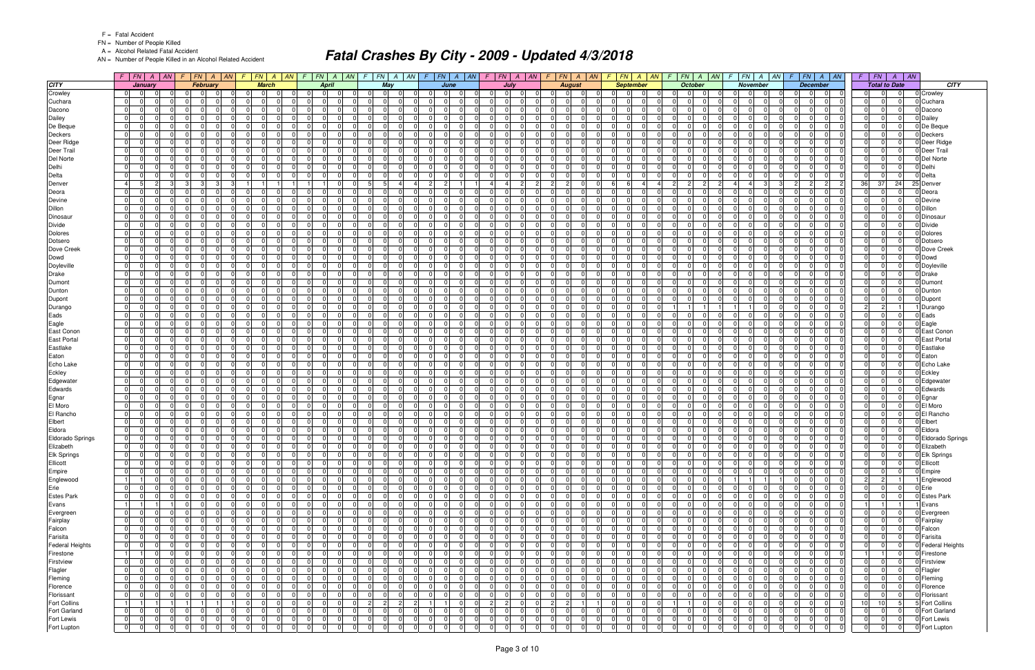| CITY | January | | | | February | | | | March | | | | April | | | | May | | | | June | | | | July | | | | August | | | | September | | | | October | | | | November | | | | December | | | | Total to Date | | | | CITY |
|---|---|---|---|---|---|---|---|---|---|---|---|---|---|---|---|---|---|---|---|---|---|---|---|---|---|---|---|---|---|---|---|---|---|---|---|---|---|---|---|---|---|---|---|---|---|---|---|---|---|---|---|---|---|
| | F | FN | A | AN | F | FN | A | AN | F | FN | A | AN | F | FN | A | AN | F | FN | A | AN | F | FN | A | AN | F | FN | A | AN | F | FN | A | AN | F | FN | A | AN | F | FN | A | AN | F | FN | A | AN | F | FN | A | AN | F | FN | A | AN | |
| Crowley | 0 | 0 | 0 | 0 | 0 | 0 | 0 | 0 | 0 | 0 | 0 | 0 | 0 | 0 | 0 | 0 | 0 | 0 | 0 | 0 | 0 | 0 | 0 | 0 | 0 | 0 | 0 | 0 | 0 | 0 | 0 | 0 | 0 | 0 | 0 | 0 | 0 | 0 | 0 | 0 | 0 | 0 | 0 | 0 | 0 | 0 | 0 | 0 | 0 | 0 | 0 | 0 | Crowley |
| Cuchara | 0 | 0 | 0 | 0 | 0 | 0 | 0 | 0 | 0 | 0 | 0 | 0 | 0 | 0 | 0 | 0 | 0 | 0 | 0 | 0 | 0 | 0 | 0 | 0 | 0 | 0 | 0 | 0 | 0 | 0 | 0 | 0 | 0 | 0 | 0 | 0 | 0 | 0 | 0 | 0 | 0 | 0 | 0 | 0 | 0 | 0 | 0 | 0 | 0 | 0 | 0 | 0 | Cuchara |
| Dacono | 0 | 0 | 0 | 0 | 0 | 0 | 0 | 0 | 0 | 0 | 0 | 0 | 0 | 0 | 0 | 0 | 0 | 0 | 0 | 0 | 0 | 0 | 0 | 0 | 0 | 0 | 0 | 0 | 0 | 0 | 0 | 0 | 0 | 0 | 0 | 0 | 0 | 0 | 0 | 0 | 0 | 0 | 0 | 0 | 0 | 0 | 0 | 0 | 0 | 0 | 0 | 0 | Dacono |
| Dailey | 0 | 0 | 0 | 0 | 0 | 0 | 0 | 0 | 0 | 0 | 0 | 0 | 0 | 0 | 0 | 0 | 0 | 0 | 0 | 0 | 0 | 0 | 0 | 0 | 0 | 0 | 0 | 0 | 0 | 0 | 0 | 0 | 0 | 0 | 0 | 0 | 0 | 0 | 0 | 0 | 0 | 0 | 0 | 0 | 0 | 0 | 0 | 0 | 0 | 0 | 0 | 0 | Dailey |
| De Beque | 0 | 0 | 0 | 0 | 0 | 0 | 0 | 0 | 0 | 0 | 0 | 0 | 0 | 0 | 0 | 0 | 0 | 0 | 0 | 0 | 0 | 0 | 0 | 0 | 0 | 0 | 0 | 0 | 0 | 0 | 0 | 0 | 0 | 0 | 0 | 0 | 0 | 0 | 0 | 0 | 0 | 0 | 0 | 0 | 0 | 0 | 0 | 0 | 0 | 0 | 0 | 0 | De Beque |
| Deckers | 0 | 0 | 0 | 0 | 0 | 0 | 0 | 0 | 0 | 0 | 0 | 0 | 0 | 0 | 0 | 0 | 0 | 0 | 0 | 0 | 0 | 0 | 0 | 0 | 0 | 0 | 0 | 0 | 0 | 0 | 0 | 0 | 0 | 0 | 0 | 0 | 0 | 0 | 0 | 0 | 0 | 0 | 0 | 0 | 0 | 0 | 0 | 0 | 0 | 0 | 0 | 0 | Deckers |
| Deer Ridge | 0 | 0 | 0 | 0 | 0 | 0 | 0 | 0 | 0 | 0 | 0 | 0 | 0 | 0 | 0 | 0 | 0 | 0 | 0 | 0 | 0 | 0 | 0 | 0 | 0 | 0 | 0 | 0 | 0 | 0 | 0 | 0 | 0 | 0 | 0 | 0 | 0 | 0 | 0 | 0 | 0 | 0 | 0 | 0 | 0 | 0 | 0 | 0 | 0 | 0 | 0 | 0 | Deer Ridge |
| Deer Trail | 0 | 0 | 0 | 0 | 0 | 0 | 0 | 0 | 0 | 0 | 0 | 0 | 0 | 0 | 0 | 0 | 0 | 0 | 0 | 0 | 0 | 0 | 0 | 0 | 0 | 0 | 0 | 0 | 0 | 0 | 0 | 0 | 0 | 0 | 0 | 0 | 0 | 0 | 0 | 0 | 0 | 0 | 0 | 0 | 0 | 0 | 0 | 0 | 0 | 0 | 0 | 0 | Deer Trail |
| Del Norte | 0 | 0 | 0 | 0 | 0 | 0 | 0 | 0 | 0 | 0 | 0 | 0 | 0 | 0 | 0 | 0 | 0 | 0 | 0 | 0 | 0 | 0 | 0 | 0 | 0 | 0 | 0 | 0 | 0 | 0 | 0 | 0 | 0 | 0 | 0 | 0 | 0 | 0 | 0 | 0 | 0 | 0 | 0 | 0 | 0 | 0 | 0 | 0 | 0 | 0 | 0 | 0 | Del Norte |
| Delhi | 0 | 0 | 0 | 0 | 0 | 0 | 0 | 0 | 0 | 0 | 0 | 0 | 0 | 0 | 0 | 0 | 0 | 0 | 0 | 0 | 0 | 0 | 0 | 0 | 0 | 0 | 0 | 0 | 0 | 0 | 0 | 0 | 0 | 0 | 0 | 0 | 0 | 0 | 0 | 0 | 0 | 0 | 0 | 0 | 0 | 0 | 0 | 0 | 0 | 0 | 0 | 0 | Delhi |
| Delta | 0 | 0 | 0 | 0 | 0 | 0 | 0 | 0 | 0 | 0 | 0 | 0 | 0 | 0 | 0 | 0 | 0 | 0 | 0 | 0 | 0 | 0 | 0 | 0 | 0 | 0 | 0 | 0 | 0 | 0 | 0 | 0 | 0 | 0 | 0 | 0 | 0 | 0 | 0 | 0 | 0 | 0 | 0 | 0 | 0 | 0 | 0 | 0 | 0 | 0 | 0 | 0 | Delta |
| Denver | 4 | 5 | 2 | 3 | 3 | 3 | 3 | 3 | 1 | 1 | 1 | 1 | 1 | 1 | 0 | 0 | 5 | 5 | 4 | 4 | 2 | 2 | 1 | 1 | 4 | 4 | 2 | 2 | 2 | 2 | 0 | 0 | 6 | 6 | 4 | 4 | 2 | 2 | 2 | 2 | 4 | 4 | 3 | 3 | 2 | 2 | 2 | 2 | 36 | 37 | 24 | 25 | Denver |
| Deora | 0 | 0 | 0 | 0 | 0 | 0 | 0 | 0 | 0 | 0 | 0 | 0 | 0 | 0 | 0 | 0 | 0 | 0 | 0 | 0 | 0 | 0 | 0 | 0 | 0 | 0 | 0 | 0 | 0 | 0 | 0 | 0 | 0 | 0 | 0 | 0 | 0 | 0 | 0 | 0 | 0 | 0 | 0 | 0 | 0 | 0 | 0 | 0 | 0 | 0 | 0 | 0 | Deora |
| Devine | 0 | 0 | 0 | 0 | 0 | 0 | 0 | 0 | 0 | 0 | 0 | 0 | 0 | 0 | 0 | 0 | 0 | 0 | 0 | 0 | 0 | 0 | 0 | 0 | 0 | 0 | 0 | 0 | 0 | 0 | 0 | 0 | 0 | 0 | 0 | 0 | 0 | 0 | 0 | 0 | 0 | 0 | 0 | 0 | 0 | 0 | 0 | 0 | 0 | 0 | 0 | 0 | Devine |
| Dillon | 0 | 0 | 0 | 0 | 0 | 0 | 0 | 0 | 0 | 0 | 0 | 0 | 0 | 0 | 0 | 0 | 0 | 0 | 0 | 0 | 0 | 0 | 0 | 0 | 0 | 0 | 0 | 0 | 0 | 0 | 0 | 0 | 0 | 0 | 0 | 0 | 0 | 0 | 0 | 0 | 0 | 0 | 0 | 0 | 0 | 0 | 0 | 0 | 0 | 0 | 0 | 0 | Dillon |
| Dinosaur | 0 | 0 | 0 | 0 | 0 | 0 | 0 | 0 | 0 | 0 | 0 | 0 | 0 | 0 | 0 | 0 | 0 | 0 | 0 | 0 | 0 | 0 | 0 | 0 | 0 | 0 | 0 | 0 | 0 | 0 | 0 | 0 | 0 | 0 | 0 | 0 | 0 | 0 | 0 | 0 | 0 | 0 | 0 | 0 | 0 | 0 | 0 | 0 | 0 | 0 | 0 | 0 | Dinosaur |
| Divide | 0 | 0 | 0 | 0 | 0 | 0 | 0 | 0 | 0 | 0 | 0 | 0 | 0 | 0 | 0 | 0 | 0 | 0 | 0 | 0 | 0 | 0 | 0 | 0 | 0 | 0 | 0 | 0 | 0 | 0 | 0 | 0 | 0 | 0 | 0 | 0 | 0 | 0 | 0 | 0 | 0 | 0 | 0 | 0 | 0 | 0 | 0 | 0 | 0 | 0 | 0 | 0 | Divide |
| Dolores | 0 | 0 | 0 | 0 | 0 | 0 | 0 | 0 | 0 | 0 | 0 | 0 | 0 | 0 | 0 | 0 | 0 | 0 | 0 | 0 | 0 | 0 | 0 | 0 | 0 | 0 | 0 | 0 | 0 | 0 | 0 | 0 | 0 | 0 | 0 | 0 | 0 | 0 | 0 | 0 | 0 | 0 | 0 | 0 | 0 | 0 | 0 | 0 | 0 | 0 | 0 | 0 | Dolores |
| Dotsero | 0 | 0 | 0 | 0 | 0 | 0 | 0 | 0 | 0 | 0 | 0 | 0 | 0 | 0 | 0 | 0 | 0 | 0 | 0 | 0 | 0 | 0 | 0 | 0 | 0 | 0 | 0 | 0 | 0 | 0 | 0 | 0 | 0 | 0 | 0 | 0 | 0 | 0 | 0 | 0 | 0 | 0 | 0 | 0 | 0 | 0 | 0 | 0 | 0 | 0 | 0 | 0 | Dotsero |
| Dove Creek | 0 | 0 | 0 | 0 | 0 | 0 | 0 | 0 | 0 | 0 | 0 | 0 | 0 | 0 | 0 | 0 | 0 | 0 | 0 | 0 | 0 | 0 | 0 | 0 | 0 | 0 | 0 | 0 | 0 | 0 | 0 | 0 | 0 | 0 | 0 | 0 | 0 | 0 | 0 | 0 | 0 | 0 | 0 | 0 | 0 | 0 | 0 | 0 | 0 | 0 | 0 | 0 | Dove Creek |
| Dowd | 0 | 0 | 0 | 0 | 0 | 0 | 0 | 0 | 0 | 0 | 0 | 0 | 0 | 0 | 0 | 0 | 0 | 0 | 0 | 0 | 0 | 0 | 0 | 0 | 0 | 0 | 0 | 0 | 0 | 0 | 0 | 0 | 0 | 0 | 0 | 0 | 0 | 0 | 0 | 0 | 0 | 0 | 0 | 0 | 0 | 0 | 0 | 0 | 0 | 0 | 0 | 0 | Dowd |
| Doyleville | 0 | 0 | 0 | 0 | 0 | 0 | 0 | 0 | 0 | 0 | 0 | 0 | 0 | 0 | 0 | 0 | 0 | 0 | 0 | 0 | 0 | 0 | 0 | 0 | 0 | 0 | 0 | 0 | 0 | 0 | 0 | 0 | 0 | 0 | 0 | 0 | 0 | 0 | 0 | 0 | 0 | 0 | 0 | 0 | 0 | 0 | 0 | 0 | 0 | 0 | 0 | 0 | Doyleville |
| Drake | 0 | 0 | 0 | 0 | 0 | 0 | 0 | 0 | 0 | 0 | 0 | 0 | 0 | 0 | 0 | 0 | 0 | 0 | 0 | 0 | 0 | 0 | 0 | 0 | 0 | 0 | 0 | 0 | 0 | 0 | 0 | 0 | 0 | 0 | 0 | 0 | 0 | 0 | 0 | 0 | 0 | 0 | 0 | 0 | 0 | 0 | 0 | 0 | 0 | 0 | 0 | 0 | Drake |
| Dumont | 0 | 0 | 0 | 0 | 0 | 0 | 0 | 0 | 0 | 0 | 0 | 0 | 0 | 0 | 0 | 0 | 0 | 0 | 0 | 0 | 0 | 0 | 0 | 0 | 0 | 0 | 0 | 0 | 0 | 0 | 0 | 0 | 0 | 0 | 0 | 0 | 0 | 0 | 0 | 0 | 0 | 0 | 0 | 0 | 0 | 0 | 0 | 0 | 0 | 0 | 0 | 0 | Dumont |
| Dunton | 0 | 0 | 0 | 0 | 0 | 0 | 0 | 0 | 0 | 0 | 0 | 0 | 0 | 0 | 0 | 0 | 0 | 0 | 0 | 0 | 0 | 0 | 0 | 0 | 0 | 0 | 0 | 0 | 0 | 0 | 0 | 0 | 0 | 0 | 0 | 0 | 0 | 0 | 0 | 0 | 0 | 0 | 0 | 0 | 0 | 0 | 0 | 0 | 0 | 0 | 0 | 0 | Dunton |
| Dupont | 0 | 0 | 0 | 0 | 0 | 0 | 0 | 0 | 0 | 0 | 0 | 0 | 0 | 0 | 0 | 0 | 0 | 0 | 0 | 0 | 0 | 0 | 0 | 0 | 0 | 0 | 0 | 0 | 0 | 0 | 0 | 0 | 0 | 0 | 0 | 0 | 0 | 0 | 0 | 0 | 0 | 0 | 0 | 0 | 0 | 0 | 0 | 0 | 0 | 0 | 0 | 0 | Dupont |
| Durango | 0 | 0 | 0 | 0 | 0 | 0 | 0 | 0 | 0 | 0 | 0 | 0 | 0 | 0 | 0 | 0 | 0 | 0 | 0 | 0 | 0 | 0 | 0 | 0 | 0 | 0 | 0 | 0 | 0 | 0 | 0 | 0 | 0 | 0 | 0 | 0 | 1 | 1 | 1 | 1 | 1 | 1 | 0 | 0 | 0 | 0 | 0 | 0 | 2 | 2 | 1 | 1 | Durango |
| Eads | 0 | 0 | 0 | 0 | 0 | 0 | 0 | 0 | 0 | 0 | 0 | 0 | 0 | 0 | 0 | 0 | 0 | 0 | 0 | 0 | 0 | 0 | 0 | 0 | 0 | 0 | 0 | 0 | 0 | 0 | 0 | 0 | 0 | 0 | 0 | 0 | 0 | 0 | 0 | 0 | 0 | 0 | 0 | 0 | 0 | 0 | 0 | 0 | 0 | 0 | 0 | 0 | Eads |
| Eagle | 0 | 0 | 0 | 0 | 0 | 0 | 0 | 0 | 0 | 0 | 0 | 0 | 0 | 0 | 0 | 0 | 0 | 0 | 0 | 0 | 0 | 0 | 0 | 0 | 0 | 0 | 0 | 0 | 0 | 0 | 0 | 0 | 0 | 0 | 0 | 0 | 0 | 0 | 0 | 0 | 0 | 0 | 0 | 0 | 0 | 0 | 0 | 0 | 0 | 0 | 0 | 0 | Eagle |
| East Conon | 0 | 0 | 0 | 0 | 0 | 0 | 0 | 0 | 0 | 0 | 0 | 0 | 0 | 0 | 0 | 0 | 0 | 0 | 0 | 0 | 0 | 0 | 0 | 0 | 0 | 0 | 0 | 0 | 0 | 0 | 0 | 0 | 0 | 0 | 0 | 0 | 0 | 0 | 0 | 0 | 0 | 0 | 0 | 0 | 0 | 0 | 0 | 0 | 0 | 0 | 0 | 0 | East Conon |
| East Portal | 0 | 0 | 0 | 0 | 0 | 0 | 0 | 0 | 0 | 0 | 0 | 0 | 0 | 0 | 0 | 0 | 0 | 0 | 0 | 0 | 0 | 0 | 0 | 0 | 0 | 0 | 0 | 0 | 0 | 0 | 0 | 0 | 0 | 0 | 0 | 0 | 0 | 0 | 0 | 0 | 0 | 0 | 0 | 0 | 0 | 0 | 0 | 0 | 0 | 0 | 0 | 0 | East Portal |
| Eastlake | 0 | 0 | 0 | 0 | 0 | 0 | 0 | 0 | 0 | 0 | 0 | 0 | 0 | 0 | 0 | 0 | 0 | 0 | 0 | 0 | 0 | 0 | 0 | 0 | 0 | 0 | 0 | 0 | 0 | 0 | 0 | 0 | 0 | 0 | 0 | 0 | 0 | 0 | 0 | 0 | 0 | 0 | 0 | 0 | 0 | 0 | 0 | 0 | 0 | 0 | 0 | 0 | Eastlake |
| Eaton | 0 | 0 | 0 | 0 | 0 | 0 | 0 | 0 | 0 | 0 | 0 | 0 | 0 | 0 | 0 | 0 | 0 | 0 | 0 | 0 | 0 | 0 | 0 | 0 | 0 | 0 | 0 | 0 | 0 | 0 | 0 | 0 | 0 | 0 | 0 | 0 | 0 | 0 | 0 | 0 | 0 | 0 | 0 | 0 | 0 | 0 | 0 | 0 | 0 | 0 | 0 | 0 | Eaton |
| Echo Lake | 0 | 0 | 0 | 0 | 0 | 0 | 0 | 0 | 0 | 0 | 0 | 0 | 0 | 0 | 0 | 0 | 0 | 0 | 0 | 0 | 0 | 0 | 0 | 0 | 0 | 0 | 0 | 0 | 0 | 0 | 0 | 0 | 0 | 0 | 0 | 0 | 0 | 0 | 0 | 0 | 0 | 0 | 0 | 0 | 0 | 0 | 0 | 0 | 0 | 0 | 0 | 0 | Echo Lake |
| Eckley | 0 | 0 | 0 | 0 | 0 | 0 | 0 | 0 | 0 | 0 | 0 | 0 | 0 | 0 | 0 | 0 | 0 | 0 | 0 | 0 | 0 | 0 | 0 | 0 | 0 | 0 | 0 | 0 | 0 | 0 | 0 | 0 | 0 | 0 | 0 | 0 | 0 | 0 | 0 | 0 | 0 | 0 | 0 | 0 | 0 | 0 | 0 | 0 | 0 | 0 | 0 | 0 | Eckley |
| Edgewater | 0 | 0 | 0 | 0 | 0 | 0 | 0 | 0 | 0 | 0 | 0 | 0 | 0 | 0 | 0 | 0 | 0 | 0 | 0 | 0 | 0 | 0 | 0 | 0 | 0 | 0 | 0 | 0 | 0 | 0 | 0 | 0 | 0 | 0 | 0 | 0 | 0 | 0 | 0 | 0 | 0 | 0 | 0 | 0 | 0 | 0 | 0 | 0 | 0 | 0 | 0 | 0 | Edgewater |
| Edwards | 0 | 0 | 0 | 0 | 0 | 0 | 0 | 0 | 0 | 0 | 0 | 0 | 0 | 0 | 0 | 0 | 0 | 0 | 0 | 0 | 0 | 0 | 0 | 0 | 0 | 0 | 0 | 0 | 0 | 0 | 0 | 0 | 0 | 0 | 0 | 0 | 0 | 0 | 0 | 0 | 0 | 0 | 0 | 0 | 0 | 0 | 0 | 0 | 0 | 0 | 0 | 0 | Edwards |
| Egnar | 0 | 0 | 0 | 0 | 0 | 0 | 0 | 0 | 0 | 0 | 0 | 0 | 0 | 0 | 0 | 0 | 0 | 0 | 0 | 0 | 0 | 0 | 0 | 0 | 0 | 0 | 0 | 0 | 0 | 0 | 0 | 0 | 0 | 0 | 0 | 0 | 0 | 0 | 0 | 0 | 0 | 0 | 0 | 0 | 0 | 0 | 0 | 0 | 0 | 0 | 0 | 0 | Egnar |
| El Moro | 0 | 0 | 0 | 0 | 0 | 0 | 0 | 0 | 0 | 0 | 0 | 0 | 0 | 0 | 0 | 0 | 0 | 0 | 0 | 0 | 0 | 0 | 0 | 0 | 0 | 0 | 0 | 0 | 0 | 0 | 0 | 0 | 0 | 0 | 0 | 0 | 0 | 0 | 0 | 0 | 0 | 0 | 0 | 0 | 0 | 0 | 0 | 0 | 0 | 0 | 0 | 0 | El Moro |
| El Rancho | 0 | 0 | 0 | 0 | 0 | 0 | 0 | 0 | 0 | 0 | 0 | 0 | 0 | 0 | 0 | 0 | 0 | 0 | 0 | 0 | 0 | 0 | 0 | 0 | 0 | 0 | 0 | 0 | 0 | 0 | 0 | 0 | 0 | 0 | 0 | 0 | 0 | 0 | 0 | 0 | 0 | 0 | 0 | 0 | 0 | 0 | 0 | 0 | 0 | 0 | 0 | 0 | El Rancho |
| Elbert | 0 | 0 | 0 | 0 | 0 | 0 | 0 | 0 | 0 | 0 | 0 | 0 | 0 | 0 | 0 | 0 | 0 | 0 | 0 | 0 | 0 | 0 | 0 | 0 | 0 | 0 | 0 | 0 | 0 | 0 | 0 | 0 | 0 | 0 | 0 | 0 | 0 | 0 | 0 | 0 | 0 | 0 | 0 | 0 | 0 | 0 | 0 | 0 | 0 | 0 | 0 | 0 | Elbert |
| Eldora | 0 | 0 | 0 | 0 | 0 | 0 | 0 | 0 | 0 | 0 | 0 | 0 | 0 | 0 | 0 | 0 | 0 | 0 | 0 | 0 | 0 | 0 | 0 | 0 | 0 | 0 | 0 | 0 | 0 | 0 | 0 | 0 | 0 | 0 | 0 | 0 | 0 | 0 | 0 | 0 | 0 | 0 | 0 | 0 | 0 | 0 | 0 | 0 | 0 | 0 | 0 | 0 | Eldora |
| Eldorado Springs | 0 | 0 | 0 | 0 | 0 | 0 | 0 | 0 | 0 | 0 | 0 | 0 | 0 | 0 | 0 | 0 | 0 | 0 | 0 | 0 | 0 | 0 | 0 | 0 | 0 | 0 | 0 | 0 | 0 | 0 | 0 | 0 | 0 | 0 | 0 | 0 | 0 | 0 | 0 | 0 | 0 | 0 | 0 | 0 | 0 | 0 | 0 | 0 | 0 | 0 | 0 | 0 | Eldorado Springs |
| Elizabeth | 0 | 0 | 0 | 0 | 0 | 0 | 0 | 0 | 0 | 0 | 0 | 0 | 0 | 0 | 0 | 0 | 0 | 0 | 0 | 0 | 0 | 0 | 0 | 0 | 0 | 0 | 0 | 0 | 0 | 0 | 0 | 0 | 0 | 0 | 0 | 0 | 0 | 0 | 0 | 0 | 0 | 0 | 0 | 0 | 0 | 0 | 0 | 0 | 0 | 0 | 0 | 0 | Elizabeth |
| Elk Springs | 0 | 0 | 0 | 0 | 0 | 0 | 0 | 0 | 0 | 0 | 0 | 0 | 0 | 0 | 0 | 0 | 0 | 0 | 0 | 0 | 0 | 0 | 0 | 0 | 0 | 0 | 0 | 0 | 0 | 0 | 0 | 0 | 0 | 0 | 0 | 0 | 0 | 0 | 0 | 0 | 0 | 0 | 0 | 0 | 0 | 0 | 0 | 0 | 0 | 0 | 0 | 0 | Elk Springs |
| Ellicott | 0 | 0 | 0 | 0 | 0 | 0 | 0 | 0 | 0 | 0 | 0 | 0 | 0 | 0 | 0 | 0 | 0 | 0 | 0 | 0 | 0 | 0 | 0 | 0 | 0 | 0 | 0 | 0 | 0 | 0 | 0 | 0 | 0 | 0 | 0 | 0 | 0 | 0 | 0 | 0 | 0 | 0 | 0 | 0 | 0 | 0 | 0 | 0 | 0 | 0 | 0 | 0 | Ellicott |
| Empire | 0 | 0 | 0 | 0 | 0 | 0 | 0 | 0 | 0 | 0 | 0 | 0 | 0 | 0 | 0 | 0 | 0 | 0 | 0 | 0 | 0 | 0 | 0 | 0 | 0 | 0 | 0 | 0 | 0 | 0 | 0 | 0 | 0 | 0 | 0 | 0 | 0 | 0 | 0 | 0 | 0 | 0 | 0 | 0 | 0 | 0 | 0 | 0 | 0 | 0 | 0 | 0 | Empire |
| Englewood | 1 | 1 | 0 | 0 | 0 | 0 | 0 | 0 | 0 | 0 | 0 | 0 | 0 | 0 | 0 | 0 | 0 | 0 | 0 | 0 | 0 | 0 | 0 | 0 | 0 | 0 | 0 | 0 | 0 | 0 | 0 | 0 | 0 | 0 | 0 | 0 | 0 | 0 | 0 | 0 | 1 | 1 | 1 | 1 | 0 | 0 | 0 | 0 | 2 | 2 | 1 | 1 | Englewood |
| Erie | 0 | 0 | 0 | 0 | 0 | 0 | 0 | 0 | 0 | 0 | 0 | 0 | 0 | 0 | 0 | 0 | 0 | 0 | 0 | 0 | 0 | 0 | 0 | 0 | 0 | 0 | 0 | 0 | 0 | 0 | 0 | 0 | 0 | 0 | 0 | 0 | 0 | 0 | 0 | 0 | 0 | 0 | 0 | 0 | 0 | 0 | 0 | 0 | 0 | 0 | 0 | 0 | Erie |
| Estes Park | 0 | 0 | 0 | 0 | 0 | 0 | 0 | 0 | 0 | 0 | 0 | 0 | 0 | 0 | 0 | 0 | 0 | 0 | 0 | 0 | 0 | 0 | 0 | 0 | 0 | 0 | 0 | 0 | 0 | 0 | 0 | 0 | 0 | 0 | 0 | 0 | 0 | 0 | 0 | 0 | 0 | 0 | 0 | 0 | 0 | 0 | 0 | 0 | 0 | 0 | 0 | 0 | Estes Park |
| Evans | 1 | 1 | 1 | 1 | 0 | 0 | 0 | 0 | 0 | 0 | 0 | 0 | 0 | 0 | 0 | 0 | 0 | 0 | 0 | 0 | 0 | 0 | 0 | 0 | 0 | 0 | 0 | 0 | 0 | 0 | 0 | 0 | 0 | 0 | 0 | 0 | 0 | 0 | 0 | 0 | 0 | 0 | 0 | 0 | 0 | 0 | 0 | 0 | 1 | 1 | 1 | 1 | Evans |
| Evergreen | 0 | 0 | 0 | 0 | 0 | 0 | 0 | 0 | 0 | 0 | 0 | 0 | 0 | 0 | 0 | 0 | 0 | 0 | 0 | 0 | 0 | 0 | 0 | 0 | 0 | 0 | 0 | 0 | 0 | 0 | 0 | 0 | 0 | 0 | 0 | 0 | 0 | 0 | 0 | 0 | 0 | 0 | 0 | 0 | 0 | 0 | 0 | 0 | 0 | 0 | 0 | 0 | Evergreen |
| Fairplay | 0 | 0 | 0 | 0 | 0 | 0 | 0 | 0 | 0 | 0 | 0 | 0 | 0 | 0 | 0 | 0 | 0 | 0 | 0 | 0 | 0 | 0 | 0 | 0 | 0 | 0 | 0 | 0 | 0 | 0 | 0 | 0 | 0 | 0 | 0 | 0 | 0 | 0 | 0 | 0 | 0 | 0 | 0 | 0 | 0 | 0 | 0 | 0 | 0 | 0 | 0 | 0 | Fairplay |
| Falcon | 0 | 0 | 0 | 0 | 0 | 0 | 0 | 0 | 0 | 0 | 0 | 0 | 0 | 0 | 0 | 0 | 0 | 0 | 0 | 0 | 0 | 0 | 0 | 0 | 0 | 0 | 0 | 0 | 0 | 0 | 0 | 0 | 0 | 0 | 0 | 0 | 0 | 0 | 0 | 0 | 0 | 0 | 0 | 0 | 0 | 0 | 0 | 0 | 0 | 0 | 0 | 0 | Falcon |
| Farisita | 0 | 0 | 0 | 0 | 0 | 0 | 0 | 0 | 0 | 0 | 0 | 0 | 0 | 0 | 0 | 0 | 0 | 0 | 0 | 0 | 0 | 0 | 0 | 0 | 0 | 0 | 0 | 0 | 0 | 0 | 0 | 0 | 0 | 0 | 0 | 0 | 0 | 0 | 0 | 0 | 0 | 0 | 0 | 0 | 0 | 0 | 0 | 0 | 0 | 0 | 0 | 0 | Farisita |
| Federal Heights | 0 | 0 | 0 | 0 | 0 | 0 | 0 | 0 | 0 | 0 | 0 | 0 | 0 | 0 | 0 | 0 | 0 | 0 | 0 | 0 | 0 | 0 | 0 | 0 | 0 | 0 | 0 | 0 | 0 | 0 | 0 | 0 | 0 | 0 | 0 | 0 | 0 | 0 | 0 | 0 | 0 | 0 | 0 | 0 | 0 | 0 | 0 | 0 | 0 | 0 | 0 | 0 | Federal Heights |
| Firestone | 1 | 1 | 0 | 0 | 0 | 0 | 0 | 0 | 0 | 0 | 0 | 0 | 0 | 0 | 0 | 0 | 0 | 0 | 0 | 0 | 0 | 0 | 0 | 0 | 0 | 0 | 0 | 0 | 0 | 0 | 0 | 0 | 0 | 0 | 0 | 0 | 0 | 0 | 0 | 0 | 0 | 0 | 0 | 0 | 0 | 0 | 0 | 0 | 1 | 1 | 0 | 0 | Firestone |
| Firstview | 0 | 0 | 0 | 0 | 0 | 0 | 0 | 0 | 0 | 0 | 0 | 0 | 0 | 0 | 0 | 0 | 0 | 0 | 0 | 0 | 0 | 0 | 0 | 0 | 0 | 0 | 0 | 0 | 0 | 0 | 0 | 0 | 0 | 0 | 0 | 0 | 0 | 0 | 0 | 0 | 0 | 0 | 0 | 0 | 0 | 0 | 0 | 0 | 0 | 0 | 0 | 0 | Firstview |
| Flagler | 0 | 0 | 0 | 0 | 0 | 0 | 0 | 0 | 0 | 0 | 0 | 0 | 0 | 0 | 0 | 0 | 0 | 0 | 0 | 0 | 0 | 0 | 0 | 0 | 0 | 0 | 0 | 0 | 0 | 0 | 0 | 0 | 0 | 0 | 0 | 0 | 0 | 0 | 0 | 0 | 0 | 0 | 0 | 0 | 0 | 0 | 0 | 0 | 0 | 0 | 0 | 0 | Flagler |
| Fleming | 0 | 0 | 0 | 0 | 0 | 0 | 0 | 0 | 0 | 0 | 0 | 0 | 0 | 0 | 0 | 0 | 0 | 0 | 0 | 0 | 0 | 0 | 0 | 0 | 0 | 0 | 0 | 0 | 0 | 0 | 0 | 0 | 0 | 0 | 0 | 0 | 0 | 0 | 0 | 0 | 0 | 0 | 0 | 0 | 0 | 0 | 0 | 0 | 0 | 0 | 0 | 0 | Fleming |
| Florence | 0 | 0 | 0 | 0 | 0 | 0 | 0 | 0 | 0 | 0 | 0 | 0 | 0 | 0 | 0 | 0 | 0 | 0 | 0 | 0 | 0 | 0 | 0 | 0 | 0 | 0 | 0 | 0 | 0 | 0 | 0 | 0 | 0 | 0 | 0 | 0 | 0 | 0 | 0 | 0 | 0 | 0 | 0 | 0 | 0 | 0 | 0 | 0 | 0 | 0 | 0 | 0 | Florence |
| Florissant | 0 | 0 | 0 | 0 | 0 | 0 | 0 | 0 | 0 | 0 | 0 | 0 | 0 | 0 | 0 | 0 | 0 | 0 | 0 | 0 | 0 | 0 | 0 | 0 | 0 | 0 | 0 | 0 | 0 | 0 | 0 | 0 | 0 | 0 | 0 | 0 | 0 | 0 | 0 | 0 | 0 | 0 | 0 | 0 | 0 | 0 | 0 | 0 | 0 | 0 | 0 | 0 | Florissant |
| Fort Collins | 1 | 1 | 1 | 1 | 1 | 1 | 1 | 1 | 0 | 0 | 0 | 0 | 0 | 0 | 0 | 0 | 2 | 2 | 2 | 2 | 1 | 1 | 0 | 0 | 2 | 2 | 0 | 0 | 2 | 2 | 1 | 1 | 0 | 0 | 0 | 0 | 1 | 1 | 0 | 0 | 0 | 0 | 0 | 0 | 0 | 0 | 0 | 0 | 10 | 10 | 5 | 5 | Fort Collins |
| Fort Garland | 0 | 0 | 0 | 0 | 0 | 0 | 0 | 0 | 0 | 0 | 0 | 0 | 0 | 0 | 0 | 0 | 0 | 0 | 0 | 0 | 0 | 0 | 0 | 0 | 0 | 0 | 0 | 0 | 0 | 0 | 0 | 0 | 0 | 0 | 0 | 0 | 0 | 0 | 0 | 0 | 0 | 0 | 0 | 0 | 0 | 0 | 0 | 0 | 0 | 0 | 0 | 0 | Fort Garland |
| Fort Lewis | 0 | 0 | 0 | 0 | 0 | 0 | 0 | 0 | 0 | 0 | 0 | 0 | 0 | 0 | 0 | 0 | 0 | 0 | 0 | 0 | 0 | 0 | 0 | 0 | 0 | 0 | 0 | 0 | 0 | 0 | 0 | 0 | 0 | 0 | 0 | 0 | 0 | 0 | 0 | 0 | 0 | 0 | 0 | 0 | 0 | 0 | 0 | 0 | 0 | 0 | 0 | 0 | Fort Lewis |
| Fort Lupton | 0 | 0 | 0 | 0 | 0 | 0 | 0 | 0 | 0 | 0 | 0 | 0 | 0 | 0 | 0 | 0 | 0 | 0 | 0 | 0 | 0 | 0 | 0 | 0 | 0 | 0 | 0 | 0 | 0 | 0 | 0 | 0 | 0 | 0 | 0 | 0 | 0 | 0 | 0 | 0 | 0 | 0 | 0 | 0 | 0 | 0 | 0 | 0 | 0 | 0 | 0 | 0 | Fort Lupton |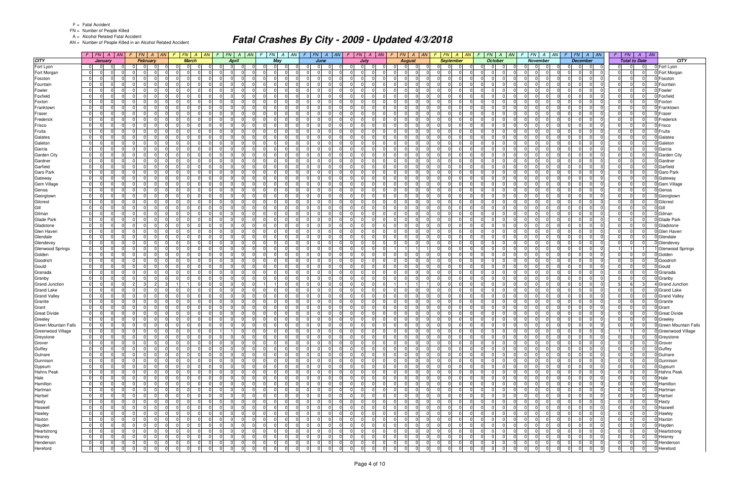F = Fatal Accident
FN = Number of People Killed
A = Alcohol Related Fatal Accident
AN = Number of People Killed in an Alcohol Related Accident

# Fatal Crashes By City - 2009 - Updated 4/3/2018

| CITY | January | | | | February | | | | March | | | | April | | | | May | | | | June | | | | July | | | | August | | | | September | | | | October | | | | November | | | | December | | | | Total to Date | | | | CITY |
|---|---|---|---|---|---|---|---|---|---|---|---|---|---|---|---|---|---|---|---|---|---|---|---|---|---|---|---|---|---|---|---|---|---|---|---|---|---|---|---|---|---|---|---|---|---|---|---|---|---|---|---|---|---|
| | F | FN | A | AN | F | FN | A | AN | F | FN | A | AN | F | FN | A | AN | F | FN | A | AN | F | FN | A | AN | F | FN | A | AN | F | FN | A | AN | F | FN | A | AN | F | FN | A | AN | F | FN | A | AN | F | FN | A | AN | F | FN | A | AN | |
| Fort Lyon | 0 | 0 | 0 | 0 | 0 | 0 | 0 | 0 | 0 | 0 | 0 | 0 | 0 | 0 | 0 | 0 | 0 | 0 | 0 | 0 | 0 | 0 | 0 | 0 | 0 | 0 | 0 | 0 | 0 | 0 | 0 | 0 | 0 | 0 | 0 | 0 | 0 | 0 | 0 | 0 | 0 | 0 | 0 | 0 | 0 | 0 | 0 | 0 | 0 | 0 | 0 | 0 | Fort Lyon |
| Fort Morgan | 0 | 0 | 0 | 0 | 0 | 0 | 0 | 0 | 0 | 0 | 0 | 0 | 0 | 0 | 0 | 0 | 0 | 0 | 0 | 0 | 0 | 0 | 0 | 0 | 0 | 0 | 0 | 0 | 0 | 0 | 0 | 0 | 0 | 0 | 0 | 0 | 0 | 0 | 0 | 0 | 0 | 0 | 0 | 0 | 0 | 0 | 0 | 0 | 0 | 0 | 0 | 0 | Fort Morgan |
| Fosston | 0 | 0 | 0 | 0 | 0 | 0 | 0 | 0 | 0 | 0 | 0 | 0 | 0 | 0 | 0 | 0 | 0 | 0 | 0 | 0 | 0 | 0 | 0 | 0 | 0 | 0 | 0 | 0 | 0 | 0 | 0 | 0 | 0 | 0 | 0 | 0 | 0 | 0 | 0 | 0 | 0 | 0 | 0 | 0 | 0 | 0 | 0 | 0 | 0 | 0 | 0 | 0 | Fosston |
| Fountain | 0 | 0 | 0 | 0 | 0 | 0 | 0 | 0 | 0 | 0 | 0 | 0 | 0 | 0 | 0 | 0 | 0 | 0 | 0 | 0 | 0 | 0 | 0 | 0 | 0 | 0 | 0 | 0 | 0 | 0 | 0 | 0 | 0 | 0 | 0 | 0 | 0 | 0 | 0 | 0 | 0 | 0 | 0 | 0 | 0 | 0 | 0 | 0 | 0 | 0 | 0 | 0 | Fountain |
| Fowler | 0 | 0 | 0 | 0 | 0 | 0 | 0 | 0 | 0 | 0 | 0 | 0 | 0 | 0 | 0 | 0 | 0 | 0 | 0 | 0 | 0 | 0 | 0 | 0 | 0 | 0 | 0 | 0 | 0 | 0 | 0 | 0 | 0 | 0 | 0 | 0 | 0 | 0 | 0 | 0 | 0 | 0 | 0 | 0 | 0 | 0 | 0 | 0 | 0 | 0 | 0 | 0 | Fowler |
| Foxfield | 0 | 0 | 0 | 0 | 0 | 0 | 0 | 0 | 0 | 0 | 0 | 0 | 0 | 0 | 0 | 0 | 0 | 0 | 0 | 0 | 0 | 0 | 0 | 0 | 0 | 0 | 0 | 0 | 0 | 0 | 0 | 0 | 0 | 0 | 0 | 0 | 0 | 0 | 0 | 0 | 0 | 0 | 0 | 0 | 0 | 0 | 0 | 0 | 0 | 0 | 0 | 0 | Foxfield |
| Foxton | 0 | 0 | 0 | 0 | 0 | 0 | 0 | 0 | 0 | 0 | 0 | 0 | 0 | 0 | 0 | 0 | 0 | 0 | 0 | 0 | 0 | 0 | 0 | 0 | 0 | 0 | 0 | 0 | 0 | 0 | 0 | 0 | 0 | 0 | 0 | 0 | 0 | 0 | 0 | 0 | 0 | 0 | 0 | 0 | 0 | 0 | 0 | 0 | 0 | 0 | 0 | 0 | Foxton |
| Franktown | 0 | 0 | 0 | 0 | 0 | 0 | 0 | 0 | 0 | 0 | 0 | 0 | 0 | 0 | 0 | 0 | 0 | 0 | 0 | 0 | 0 | 0 | 0 | 0 | 0 | 0 | 0 | 0 | 0 | 0 | 0 | 0 | 0 | 0 | 0 | 0 | 0 | 0 | 0 | 0 | 0 | 0 | 0 | 0 | 0 | 0 | 0 | 0 | 0 | 0 | 0 | 0 | Franktown |
| Fraser | 0 | 0 | 0 | 0 | 0 | 0 | 0 | 0 | 0 | 0 | 0 | 0 | 0 | 0 | 0 | 0 | 0 | 0 | 0 | 0 | 0 | 0 | 0 | 0 | 0 | 0 | 0 | 0 | 0 | 0 | 0 | 0 | 0 | 0 | 0 | 0 | 0 | 0 | 0 | 0 | 0 | 0 | 0 | 0 | 0 | 0 | 0 | 0 | 0 | 0 | 0 | 0 | Fraser |
| Frederick | 0 | 0 | 0 | 0 | 0 | 0 | 0 | 0 | 0 | 0 | 0 | 0 | 0 | 0 | 0 | 0 | 0 | 0 | 0 | 0 | 0 | 0 | 0 | 0 | 0 | 0 | 0 | 0 | 0 | 0 | 0 | 0 | 0 | 0 | 0 | 0 | 0 | 0 | 0 | 0 | 0 | 0 | 0 | 0 | 0 | 0 | 0 | 0 | 0 | 0 | 0 | 0 | Frederick |
| Frisco | 0 | 0 | 0 | 0 | 0 | 0 | 0 | 0 | 0 | 0 | 0 | 0 | 0 | 0 | 0 | 0 | 0 | 0 | 0 | 0 | 0 | 0 | 0 | 0 | 0 | 0 | 0 | 0 | 0 | 0 | 0 | 0 | 0 | 0 | 0 | 0 | 0 | 0 | 0 | 0 | 0 | 0 | 0 | 0 | 0 | 0 | 0 | 0 | 0 | 0 | 0 | 0 | Frisco |
| Fruita | 0 | 0 | 0 | 0 | 0 | 0 | 0 | 0 | 0 | 0 | 0 | 0 | 0 | 0 | 0 | 0 | 0 | 0 | 0 | 0 | 0 | 0 | 0 | 0 | 0 | 0 | 0 | 0 | 0 | 0 | 0 | 0 | 0 | 0 | 0 | 0 | 0 | 0 | 0 | 0 | 0 | 0 | 0 | 0 | 0 | 0 | 0 | 0 | 0 | 0 | 0 | 0 | Fruita |
| Galatea | 0 | 0 | 0 | 0 | 0 | 0 | 0 | 0 | 0 | 0 | 0 | 0 | 0 | 0 | 0 | 0 | 0 | 0 | 0 | 0 | 0 | 0 | 0 | 0 | 0 | 0 | 0 | 0 | 0 | 0 | 0 | 0 | 0 | 0 | 0 | 0 | 0 | 0 | 0 | 0 | 0 | 0 | 0 | 0 | 0 | 0 | 0 | 0 | 0 | 0 | 0 | 0 | Galatea |
| Galeton | 0 | 0 | 0 | 0 | 0 | 0 | 0 | 0 | 0 | 0 | 0 | 0 | 0 | 0 | 0 | 0 | 0 | 0 | 0 | 0 | 0 | 0 | 0 | 0 | 0 | 0 | 0 | 0 | 0 | 0 | 0 | 0 | 0 | 0 | 0 | 0 | 0 | 0 | 0 | 0 | 0 | 0 | 0 | 0 | 0 | 0 | 0 | 0 | 0 | 0 | 0 | 0 | Galeton |
| Garcia | 0 | 0 | 0 | 0 | 0 | 0 | 0 | 0 | 0 | 0 | 0 | 0 | 0 | 0 | 0 | 0 | 0 | 0 | 0 | 0 | 0 | 0 | 0 | 0 | 0 | 0 | 0 | 0 | 0 | 0 | 0 | 0 | 0 | 0 | 0 | 0 | 0 | 0 | 0 | 0 | 0 | 0 | 0 | 0 | 0 | 0 | 0 | 0 | 0 | 0 | 0 | 0 | Garcia |
| Garden City | 0 | 0 | 0 | 0 | 0 | 0 | 0 | 0 | 0 | 0 | 0 | 0 | 0 | 0 | 0 | 0 | 0 | 0 | 0 | 0 | 0 | 0 | 0 | 0 | 0 | 0 | 0 | 0 | 0 | 0 | 0 | 0 | 0 | 0 | 0 | 0 | 0 | 0 | 0 | 0 | 0 | 0 | 0 | 0 | 0 | 0 | 0 | 0 | 0 | 0 | 0 | 0 | Garden City |
| Gardner | 0 | 0 | 0 | 0 | 0 | 0 | 0 | 0 | 0 | 0 | 0 | 0 | 0 | 0 | 0 | 0 | 0 | 0 | 0 | 0 | 0 | 0 | 0 | 0 | 0 | 0 | 0 | 0 | 0 | 0 | 0 | 0 | 0 | 0 | 0 | 0 | 0 | 0 | 0 | 0 | 0 | 0 | 0 | 0 | 0 | 0 | 0 | 0 | 0 | 0 | 0 | 0 | Gardner |
| Garfield | 0 | 0 | 0 | 0 | 0 | 0 | 0 | 0 | 0 | 0 | 0 | 0 | 0 | 0 | 0 | 0 | 0 | 0 | 0 | 0 | 0 | 0 | 0 | 0 | 0 | 0 | 0 | 0 | 0 | 0 | 0 | 0 | 0 | 0 | 0 | 0 | 0 | 0 | 0 | 0 | 0 | 0 | 0 | 0 | 0 | 0 | 0 | 0 | 0 | 0 | 0 | 0 | Garfield |
| Garo Park | 0 | 0 | 0 | 0 | 0 | 0 | 0 | 0 | 0 | 0 | 0 | 0 | 0 | 0 | 0 | 0 | 0 | 0 | 0 | 0 | 0 | 0 | 0 | 0 | 0 | 0 | 0 | 0 | 0 | 0 | 0 | 0 | 0 | 0 | 0 | 0 | 0 | 0 | 0 | 0 | 0 | 0 | 0 | 0 | 0 | 0 | 0 | 0 | 0 | 0 | 0 | 0 | Garo Park |
| Gateway | 0 | 0 | 0 | 0 | 0 | 0 | 0 | 0 | 0 | 0 | 0 | 0 | 0 | 0 | 0 | 0 | 0 | 0 | 0 | 0 | 0 | 0 | 0 | 0 | 0 | 0 | 0 | 0 | 0 | 0 | 0 | 0 | 0 | 0 | 0 | 0 | 0 | 0 | 0 | 0 | 0 | 0 | 0 | 0 | 0 | 0 | 0 | 0 | 0 | 0 | 0 | 0 | Gateway |
| Gem Village | 0 | 0 | 0 | 0 | 0 | 0 | 0 | 0 | 0 | 0 | 0 | 0 | 0 | 0 | 0 | 0 | 0 | 0 | 0 | 0 | 0 | 0 | 0 | 0 | 0 | 0 | 0 | 0 | 0 | 0 | 0 | 0 | 0 | 0 | 0 | 0 | 0 | 0 | 0 | 0 | 0 | 0 | 0 | 0 | 0 | 0 | 0 | 0 | 0 | 0 | 0 | 0 | Gem Village |
| Genoa | 0 | 0 | 0 | 0 | 0 | 0 | 0 | 0 | 0 | 0 | 0 | 0 | 0 | 0 | 0 | 0 | 0 | 0 | 0 | 0 | 0 | 0 | 0 | 0 | 0 | 0 | 0 | 0 | 0 | 0 | 0 | 0 | 0 | 0 | 0 | 0 | 0 | 0 | 0 | 0 | 0 | 0 | 0 | 0 | 0 | 0 | 0 | 0 | 0 | 0 | 0 | 0 | Genoa |
| Georgtown | 0 | 0 | 0 | 0 | 0 | 0 | 0 | 0 | 0 | 0 | 0 | 0 | 0 | 0 | 0 | 0 | 0 | 0 | 0 | 0 | 0 | 0 | 0 | 0 | 0 | 0 | 0 | 0 | 0 | 0 | 0 | 0 | 0 | 0 | 0 | 0 | 0 | 0 | 0 | 0 | 0 | 0 | 0 | 0 | 0 | 0 | 0 | 0 | 0 | 0 | 0 | 0 | Georgtown |
| Gilcrest | 0 | 0 | 0 | 0 | 0 | 0 | 0 | 0 | 0 | 0 | 0 | 0 | 0 | 0 | 0 | 0 | 0 | 0 | 0 | 0 | 0 | 0 | 0 | 0 | 0 | 0 | 0 | 0 | 0 | 0 | 0 | 0 | 0 | 0 | 0 | 0 | 0 | 0 | 0 | 0 | 0 | 0 | 0 | 0 | 0 | 0 | 0 | 0 | 0 | 0 | 0 | 0 | Gilcrest |
| Gill | 0 | 0 | 0 | 0 | 0 | 0 | 0 | 0 | 0 | 0 | 0 | 0 | 0 | 0 | 0 | 0 | 0 | 0 | 0 | 0 | 0 | 0 | 0 | 0 | 0 | 0 | 0 | 0 | 0 | 0 | 0 | 0 | 0 | 0 | 0 | 0 | 0 | 0 | 0 | 0 | 0 | 0 | 0 | 0 | 0 | 0 | 0 | 0 | 0 | 0 | 0 | 0 | Gill |
| Gilman | 0 | 0 | 0 | 0 | 0 | 0 | 0 | 0 | 0 | 0 | 0 | 0 | 0 | 0 | 0 | 0 | 0 | 0 | 0 | 0 | 0 | 0 | 0 | 0 | 0 | 0 | 0 | 0 | 0 | 0 | 0 | 0 | 0 | 0 | 0 | 0 | 0 | 0 | 0 | 0 | 0 | 0 | 0 | 0 | 0 | 0 | 0 | 0 | 0 | 0 | 0 | 0 | Gilman |
| Glade Park | 0 | 0 | 0 | 0 | 0 | 0 | 0 | 0 | 0 | 0 | 0 | 0 | 0 | 0 | 0 | 0 | 0 | 0 | 0 | 0 | 0 | 0 | 0 | 0 | 0 | 0 | 0 | 0 | 0 | 0 | 0 | 0 | 0 | 0 | 0 | 0 | 0 | 0 | 0 | 0 | 0 | 0 | 0 | 0 | 0 | 0 | 0 | 0 | 0 | 0 | 0 | 0 | Glade Park |
| Gladstone | 0 | 0 | 0 | 0 | 0 | 0 | 0 | 0 | 0 | 0 | 0 | 0 | 0 | 0 | 0 | 0 | 0 | 0 | 0 | 0 | 0 | 0 | 0 | 0 | 0 | 0 | 0 | 0 | 0 | 0 | 0 | 0 | 0 | 0 | 0 | 0 | 0 | 0 | 0 | 0 | 0 | 0 | 0 | 0 | 0 | 0 | 0 | 0 | 0 | 0 | 0 | 0 | Gladstone |
| Glen Haven | 0 | 0 | 0 | 0 | 0 | 0 | 0 | 0 | 0 | 0 | 0 | 0 | 0 | 0 | 0 | 0 | 0 | 0 | 0 | 0 | 0 | 0 | 0 | 0 | 0 | 0 | 0 | 0 | 0 | 0 | 0 | 0 | 0 | 0 | 0 | 0 | 0 | 0 | 0 | 0 | 0 | 0 | 0 | 0 | 0 | 0 | 0 | 0 | 0 | 0 | 0 | 0 | Glen Haven |
| Glendale | 0 | 0 | 0 | 0 | 0 | 0 | 0 | 0 | 0 | 0 | 0 | 0 | 0 | 0 | 0 | 0 | 0 | 0 | 0 | 0 | 0 | 0 | 0 | 0 | 0 | 0 | 0 | 0 | 0 | 0 | 0 | 0 | 0 | 0 | 0 | 0 | 0 | 0 | 0 | 0 | 0 | 0 | 0 | 0 | 0 | 0 | 0 | 0 | 0 | 0 | 0 | 0 | Glendale |
| Glendevey | 0 | 0 | 0 | 0 | 0 | 0 | 0 | 0 | 0 | 0 | 0 | 0 | 0 | 0 | 0 | 0 | 0 | 0 | 0 | 0 | 0 | 0 | 0 | 0 | 0 | 0 | 0 | 0 | 0 | 0 | 0 | 0 | 0 | 0 | 0 | 0 | 0 | 0 | 0 | 0 | 0 | 0 | 0 | 0 | 0 | 0 | 0 | 0 | 0 | 0 | 0 | 0 | Glendevey |
| Glenwood Springs | 0 | 0 | 0 | 0 | 0 | 0 | 0 | 0 | 0 | 0 | 0 | 0 | 0 | 0 | 0 | 0 | 0 | 0 | 0 | 0 | 0 | 0 | 0 | 0 | 0 | 0 | 0 | 0 | 1 | 1 | 1 | 1 | 0 | 0 | 0 | 0 | 0 | 0 | 0 | 0 | 0 | 0 | 0 | 0 | 0 | 0 | 0 | 0 | 1 | 1 | 1 | 1 | Glenwood Springs |
| Golden | 0 | 0 | 0 | 0 | 0 | 0 | 0 | 0 | 0 | 0 | 0 | 0 | 0 | 0 | 0 | 0 | 0 | 0 | 0 | 0 | 0 | 0 | 0 | 0 | 0 | 0 | 0 | 0 | 0 | 0 | 0 | 0 | 0 | 0 | 0 | 0 | 0 | 0 | 0 | 0 | 0 | 0 | 0 | 0 | 0 | 0 | 0 | 0 | 0 | 0 | 0 | 0 | Golden |
| Goodrich | 0 | 0 | 0 | 0 | 0 | 0 | 0 | 0 | 0 | 0 | 0 | 0 | 0 | 0 | 0 | 0 | 0 | 0 | 0 | 0 | 0 | 0 | 0 | 0 | 0 | 0 | 0 | 0 | 0 | 0 | 0 | 0 | 0 | 0 | 0 | 0 | 0 | 0 | 0 | 0 | 0 | 0 | 0 | 0 | 0 | 0 | 0 | 0 | 0 | 0 | 0 | 0 | Goodrich |
| Gould | 0 | 0 | 0 | 0 | 0 | 0 | 0 | 0 | 0 | 0 | 0 | 0 | 0 | 0 | 0 | 0 | 0 | 0 | 0 | 0 | 0 | 0 | 0 | 0 | 0 | 0 | 0 | 0 | 0 | 0 | 0 | 0 | 0 | 0 | 0 | 0 | 0 | 0 | 0 | 0 | 0 | 0 | 0 | 0 | 0 | 0 | 0 | 0 | 0 | 0 | 0 | 0 | Gould |
| Granada | 0 | 0 | 0 | 0 | 0 | 0 | 0 | 0 | 0 | 0 | 0 | 0 | 0 | 0 | 0 | 0 | 0 | 0 | 0 | 0 | 0 | 0 | 0 | 0 | 0 | 0 | 0 | 0 | 0 | 0 | 0 | 0 | 0 | 0 | 0 | 0 | 0 | 0 | 0 | 0 | 0 | 0 | 0 | 0 | 0 | 0 | 0 | 0 | 0 | 0 | 0 | 0 | Granada |
| Granby | 0 | 0 | 0 | 0 | 0 | 0 | 0 | 0 | 0 | 0 | 0 | 0 | 0 | 0 | 0 | 0 | 0 | 0 | 0 | 0 | 0 | 0 | 0 | 0 | 0 | 0 | 0 | 0 | 0 | 0 | 0 | 0 | 0 | 0 | 0 | 0 | 0 | 0 | 0 | 0 | 0 | 0 | 0 | 0 | 0 | 0 | 0 | 0 | 0 | 0 | 0 | 0 | Granby |
| Grand Junction | 0 | 0 | 0 | 0 | 2 | 3 | 2 | 3 | 1 | 1 | 0 | 0 | 0 | 0 | 0 | 0 | 1 | 1 | 0 | 0 | 0 | 0 | 0 | 0 | 0 | 0 | 0 | 0 | 1 | 1 | 1 | 1 | 0 | 0 | 0 | 0 | 0 | 0 | 0 | 0 | 0 | 0 | 0 | 0 | 0 | 0 | 0 | 0 | 5 | 6 | 3 | 4 | Grand Junction |
| Grand Lake | 0 | 0 | 0 | 0 | 0 | 0 | 0 | 0 | 0 | 0 | 0 | 0 | 0 | 0 | 0 | 0 | 0 | 0 | 0 | 0 | 0 | 0 | 0 | 0 | 0 | 0 | 0 | 0 | 0 | 0 | 0 | 0 | 0 | 0 | 0 | 0 | 0 | 0 | 0 | 0 | 0 | 0 | 0 | 0 | 0 | 0 | 0 | 0 | 0 | 0 | 0 | 0 | Grand Lake |
| Grand Valley | 0 | 0 | 0 | 0 | 0 | 0 | 0 | 0 | 0 | 0 | 0 | 0 | 0 | 0 | 0 | 0 | 0 | 0 | 0 | 0 | 0 | 0 | 0 | 0 | 0 | 0 | 0 | 0 | 0 | 0 | 0 | 0 | 0 | 0 | 0 | 0 | 0 | 0 | 0 | 0 | 0 | 0 | 0 | 0 | 0 | 0 | 0 | 0 | 0 | 0 | 0 | 0 | Grand Valley |
| Granite | 0 | 0 | 0 | 0 | 0 | 0 | 0 | 0 | 0 | 0 | 0 | 0 | 0 | 0 | 0 | 0 | 0 | 0 | 0 | 0 | 0 | 0 | 0 | 0 | 0 | 0 | 0 | 0 | 0 | 0 | 0 | 0 | 0 | 0 | 0 | 0 | 0 | 0 | 0 | 0 | 0 | 0 | 0 | 0 | 0 | 0 | 0 | 0 | 0 | 0 | 0 | 0 | Granite |
| Grant | 0 | 0 | 0 | 0 | 0 | 0 | 0 | 0 | 0 | 0 | 0 | 0 | 0 | 0 | 0 | 0 | 0 | 0 | 0 | 0 | 0 | 0 | 0 | 0 | 0 | 0 | 0 | 0 | 0 | 0 | 0 | 0 | 0 | 0 | 0 | 0 | 0 | 0 | 0 | 0 | 0 | 0 | 0 | 0 | 0 | 0 | 0 | 0 | 0 | 0 | 0 | 0 | Grant |
| Great Divide | 0 | 0 | 0 | 0 | 0 | 0 | 0 | 0 | 0 | 0 | 0 | 0 | 0 | 0 | 0 | 0 | 0 | 0 | 0 | 0 | 0 | 0 | 0 | 0 | 0 | 0 | 0 | 0 | 0 | 0 | 0 | 0 | 0 | 0 | 0 | 0 | 0 | 0 | 0 | 0 | 0 | 0 | 0 | 0 | 0 | 0 | 0 | 0 | 0 | 0 | 0 | 0 | Great Divide |
| Greeley | 0 | 0 | 0 | 0 | 0 | 0 | 0 | 0 | 0 | 0 | 0 | 0 | 0 | 0 | 0 | 0 | 0 | 0 | 0 | 0 | 0 | 0 | 0 | 0 | 0 | 0 | 0 | 0 | 0 | 0 | 0 | 0 | 0 | 0 | 0 | 0 | 0 | 0 | 0 | 0 | 0 | 0 | 0 | 0 | 0 | 0 | 0 | 0 | 0 | 0 | 0 | 0 | Greeley |
| Green Mountain Falls | 0 | 0 | 0 | 0 | 0 | 0 | 0 | 0 | 0 | 0 | 0 | 0 | 0 | 0 | 0 | 0 | 0 | 0 | 0 | 0 | 0 | 0 | 0 | 0 | 0 | 0 | 0 | 0 | 0 | 0 | 0 | 0 | 0 | 0 | 0 | 0 | 0 | 0 | 0 | 0 | 0 | 0 | 0 | 0 | 0 | 0 | 0 | 0 | 0 | 0 | 0 | 0 | Green Mountain Falls |
| Greenwood Village | 0 | 0 | 0 | 0 | 0 | 0 | 0 | 0 | 0 | 0 | 0 | 0 | 1 | 1 | 0 | 0 | 0 | 0 | 0 | 0 | 0 | 0 | 0 | 0 | 0 | 0 | 0 | 0 | 0 | 0 | 0 | 0 | 0 | 0 | 0 | 0 | 0 | 0 | 0 | 0 | 0 | 0 | 0 | 0 | 0 | 0 | 0 | 0 | 1 | 1 | 0 | 0 | Greenwood Village |
| Greystone | 0 | 0 | 0 | 0 | 0 | 0 | 0 | 0 | 0 | 0 | 0 | 0 | 0 | 0 | 0 | 0 | 0 | 0 | 0 | 0 | 0 | 0 | 0 | 0 | 0 | 0 | 0 | 0 | 0 | 0 | 0 | 0 | 0 | 0 | 0 | 0 | 0 | 0 | 0 | 0 | 0 | 0 | 0 | 0 | 0 | 0 | 0 | 0 | 0 | 0 | 0 | 0 | Greystone |
| Grover | 0 | 0 | 0 | 0 | 0 | 0 | 0 | 0 | 0 | 0 | 0 | 0 | 0 | 0 | 0 | 0 | 0 | 0 | 0 | 0 | 0 | 0 | 0 | 0 | 0 | 0 | 0 | 0 | 0 | 0 | 0 | 0 | 0 | 0 | 0 | 0 | 0 | 0 | 0 | 0 | 0 | 0 | 0 | 0 | 0 | 0 | 0 | 0 | 0 | 0 | 0 | 0 | Grover |
| Guffey | 0 | 0 | 0 | 0 | 0 | 0 | 0 | 0 | 0 | 0 | 0 | 0 | 0 | 0 | 0 | 0 | 0 | 0 | 0 | 0 | 0 | 0 | 0 | 0 | 0 | 0 | 0 | 0 | 0 | 0 | 0 | 0 | 0 | 0 | 0 | 0 | 0 | 0 | 0 | 0 | 0 | 0 | 0 | 0 | 0 | 0 | 0 | 0 | 0 | 0 | 0 | 0 | Guffey |
| Gulnare | 0 | 0 | 0 | 0 | 0 | 0 | 0 | 0 | 0 | 0 | 0 | 0 | 0 | 0 | 0 | 0 | 0 | 0 | 0 | 0 | 0 | 0 | 0 | 0 | 0 | 0 | 0 | 0 | 0 | 0 | 0 | 0 | 0 | 0 | 0 | 0 | 0 | 0 | 0 | 0 | 0 | 0 | 0 | 0 | 0 | 0 | 0 | 0 | 0 | 0 | 0 | 0 | Gulnare |
| Gunnison | 0 | 0 | 0 | 0 | 0 | 0 | 0 | 0 | 0 | 0 | 0 | 0 | 0 | 0 | 0 | 0 | 0 | 0 | 0 | 0 | 0 | 0 | 0 | 0 | 0 | 0 | 0 | 0 | 0 | 0 | 0 | 0 | 0 | 0 | 0 | 0 | 0 | 0 | 0 | 0 | 0 | 0 | 0 | 0 | 0 | 0 | 0 | 0 | 0 | 0 | 0 | 0 | Gunnison |
| Gypsum | 0 | 0 | 0 | 0 | 0 | 0 | 0 | 0 | 0 | 0 | 0 | 0 | 0 | 0 | 0 | 0 | 0 | 0 | 0 | 0 | 0 | 0 | 0 | 0 | 0 | 0 | 0 | 0 | 0 | 0 | 0 | 0 | 0 | 0 | 0 | 0 | 0 | 0 | 0 | 0 | 0 | 0 | 0 | 0 | 0 | 0 | 0 | 0 | 0 | 0 | 0 | 0 | Gypsum |
| Hahns Peak | 0 | 0 | 0 | 0 | 0 | 0 | 0 | 0 | 0 | 0 | 0 | 0 | 0 | 0 | 0 | 0 | 0 | 0 | 0 | 0 | 0 | 0 | 0 | 0 | 0 | 0 | 0 | 0 | 0 | 0 | 0 | 0 | 0 | 0 | 0 | 0 | 0 | 0 | 0 | 0 | 0 | 0 | 0 | 0 | 0 | 0 | 0 | 0 | 0 | 0 | 0 | 0 | Hahns Peak |
| Hale | 0 | 0 | 0 | 0 | 0 | 0 | 0 | 0 | 0 | 0 | 0 | 0 | 0 | 0 | 0 | 0 | 0 | 0 | 0 | 0 | 0 | 0 | 0 | 0 | 0 | 0 | 0 | 0 | 0 | 0 | 0 | 0 | 0 | 0 | 0 | 0 | 0 | 0 | 0 | 0 | 0 | 0 | 0 | 0 | 0 | 0 | 0 | 0 | 0 | 0 | 0 | 0 | Hale |
| Hamilton | 0 | 0 | 0 | 0 | 0 | 0 | 0 | 0 | 0 | 0 | 0 | 0 | 0 | 0 | 0 | 0 | 0 | 0 | 0 | 0 | 0 | 0 | 0 | 0 | 0 | 0 | 0 | 0 | 0 | 0 | 0 | 0 | 0 | 0 | 0 | 0 | 0 | 0 | 0 | 0 | 0 | 0 | 0 | 0 | 0 | 0 | 0 | 0 | 0 | 0 | 0 | 0 | Hamilton |
| Hartman | 0 | 0 | 0 | 0 | 0 | 0 | 0 | 0 | 0 | 0 | 0 | 0 | 0 | 0 | 0 | 0 | 0 | 0 | 0 | 0 | 0 | 0 | 0 | 0 | 0 | 0 | 0 | 0 | 0 | 0 | 0 | 0 | 0 | 0 | 0 | 0 | 0 | 0 | 0 | 0 | 0 | 0 | 0 | 0 | 0 | 0 | 0 | 0 | 0 | 0 | 0 | 0 | Hartman |
| Hartsel | 0 | 0 | 0 | 0 | 0 | 0 | 0 | 0 | 0 | 0 | 0 | 0 | 0 | 0 | 0 | 0 | 0 | 0 | 0 | 0 | 0 | 0 | 0 | 0 | 0 | 0 | 0 | 0 | 0 | 0 | 0 | 0 | 0 | 0 | 0 | 0 | 0 | 0 | 0 | 0 | 0 | 0 | 0 | 0 | 0 | 0 | 0 | 0 | 0 | 0 | 0 | 0 | Hartsel |
| Hasty | 0 | 0 | 0 | 0 | 0 | 0 | 0 | 0 | 0 | 0 | 0 | 0 | 0 | 0 | 0 | 0 | 0 | 0 | 0 | 0 | 0 | 0 | 0 | 0 | 0 | 0 | 0 | 0 | 0 | 0 | 0 | 0 | 0 | 0 | 0 | 0 | 0 | 0 | 0 | 0 | 0 | 0 | 0 | 0 | 0 | 0 | 0 | 0 | 0 | 0 | 0 | 0 | Hasty |
| Haswell | 0 | 0 | 0 | 0 | 0 | 0 | 0 | 0 | 0 | 0 | 0 | 0 | 0 | 0 | 0 | 0 | 0 | 0 | 0 | 0 | 0 | 0 | 0 | 0 | 0 | 0 | 0 | 0 | 0 | 0 | 0 | 0 | 0 | 0 | 0 | 0 | 0 | 0 | 0 | 0 | 0 | 0 | 0 | 0 | 0 | 0 | 0 | 0 | 0 | 0 | 0 | 0 | Haswell |
| Hawley | 0 | 0 | 0 | 0 | 0 | 0 | 0 | 0 | 0 | 0 | 0 | 0 | 0 | 0 | 0 | 0 | 0 | 0 | 0 | 0 | 0 | 0 | 0 | 0 | 0 | 0 | 0 | 0 | 0 | 0 | 0 | 0 | 0 | 0 | 0 | 0 | 0 | 0 | 0 | 0 | 0 | 0 | 0 | 0 | 0 | 0 | 0 | 0 | 0 | 0 | 0 | 0 | Hawley |
| Haxton | 0 | 0 | 0 | 0 | 0 | 0 | 0 | 0 | 0 | 0 | 0 | 0 | 0 | 0 | 0 | 0 | 0 | 0 | 0 | 0 | 0 | 0 | 0 | 0 | 0 | 0 | 0 | 0 | 0 | 0 | 0 | 0 | 0 | 0 | 0 | 0 | 0 | 0 | 0 | 0 | 0 | 0 | 0 | 0 | 0 | 0 | 0 | 0 | 0 | 0 | 0 | 0 | Haxton |
| Hayden | 0 | 0 | 0 | 0 | 0 | 0 | 0 | 0 | 0 | 0 | 0 | 0 | 0 | 0 | 0 | 0 | 0 | 0 | 0 | 0 | 0 | 0 | 0 | 0 | 0 | 0 | 0 | 0 | 0 | 0 | 0 | 0 | 0 | 0 | 0 | 0 | 0 | 0 | 0 | 0 | 0 | 0 | 0 | 0 | 0 | 0 | 0 | 0 | 0 | 0 | 0 | 0 | Hayden |
| Heartstrong | 0 | 0 | 0 | 0 | 0 | 0 | 0 | 0 | 0 | 0 | 0 | 0 | 0 | 0 | 0 | 0 | 0 | 0 | 0 | 0 | 0 | 0 | 0 | 0 | 0 | 0 | 0 | 0 | 0 | 0 | 0 | 0 | 0 | 0 | 0 | 0 | 0 | 0 | 0 | 0 | 0 | 0 | 0 | 0 | 0 | 0 | 0 | 0 | 0 | 0 | 0 | 0 | Heartstrong |
| Heaney | 0 | 0 | 0 | 0 | 0 | 0 | 0 | 0 | 0 | 0 | 0 | 0 | 0 | 0 | 0 | 0 | 0 | 0 | 0 | 0 | 0 | 0 | 0 | 0 | 0 | 0 | 0 | 0 | 0 | 0 | 0 | 0 | 0 | 0 | 0 | 0 | 0 | 0 | 0 | 0 | 0 | 0 | 0 | 0 | 0 | 0 | 0 | 0 | 0 | 0 | 0 | 0 | Heaney |
| Henderson | 0 | 0 | 0 | 0 | 0 | 0 | 0 | 0 | 0 | 0 | 0 | 0 | 0 | 0 | 0 | 0 | 0 | 0 | 0 | 0 | 0 | 0 | 0 | 0 | 0 | 0 | 0 | 0 | 0 | 0 | 0 | 0 | 0 | 0 | 0 | 0 | 0 | 0 | 0 | 0 | 0 | 0 | 0 | 0 | 0 | 0 | 0 | 0 | 0 | 0 | 0 | 0 | Henderson |
| Hereford | 0 | 0 | 0 | 0 | 0 | 0 | 0 | 0 | 0 | 0 | 0 | 0 | 0 | 0 | 0 | 0 | 0 | 0 | 0 | 0 | 0 | 0 | 0 | 0 | 0 | 0 | 0 | 0 | 0 | 0 | 0 | 0 | 0 | 0 | 0 | 0 | 0 | 0 | 0 | 0 | 0 | 0 | 0 | 0 | 0 | 0 | 0 | 0 | 0 | 0 | 0 | 0 | Hereford |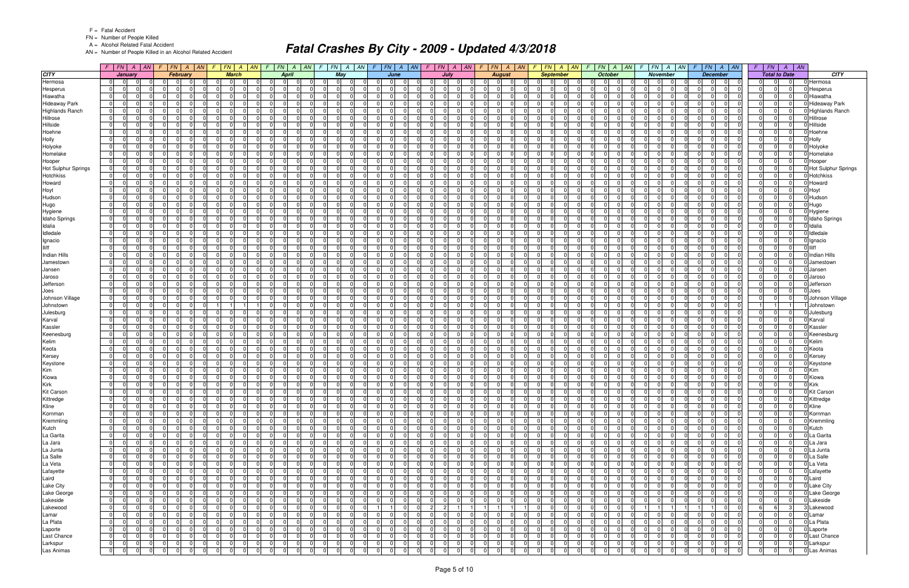F = Fatal Accident
FN = Number of People Killed
A = Alcohol Related Fatal Accident
AN = Number of People Killed in an Alcohol Related Accident

# Fatal Crashes By City - 2009 - Updated 4/3/2018

| CITY | January | | | | February | | | | March | | | | April | | | | May | | | | June | | | | July | | | | August | | | | September | | | | October | | | | November | | | | December | | | | Total to Date | | | | CITY |
|---|---|---|---|---|---|---|---|---|---|---|---|---|---|---|---|---|---|---|---|---|---|---|---|---|---|---|---|---|---|---|---|---|---|---|---|---|---|---|---|---|---|---|---|---|---|---|---|---|---|---|---|---|---|
| | F | FN | A | AN | F | FN | A | AN | F | FN | A | AN | F | FN | A | AN | F | FN | A | AN | F | FN | A | AN | F | FN | A | AN | F | FN | A | AN | F | FN | A | AN | F | FN | A | AN | F | FN | A | AN | F | FN | A | AN | F | FN | A | AN | |
| Hermosa | 0 | 0 | 0 | 0 | 0 | 0 | 0 | 0 | 0 | 0 | 0 | 0 | 0 | 0 | 0 | 0 | 0 | 0 | 0 | 0 | 0 | 0 | 0 | 0 | 0 | 0 | 0 | 0 | 0 | 0 | 0 | 0 | 0 | 0 | 0 | 0 | 0 | 0 | 0 | 0 | 0 | 0 | 0 | 0 | 0 | 0 | 0 | 0 | 0 | 0 | 0 | 0 | Hermosa |
| Hesperus | 0 | 0 | 0 | 0 | 0 | 0 | 0 | 0 | 0 | 0 | 0 | 0 | 0 | 0 | 0 | 0 | 0 | 0 | 0 | 0 | 0 | 0 | 0 | 0 | 0 | 0 | 0 | 0 | 0 | 0 | 0 | 0 | 0 | 0 | 0 | 0 | 0 | 0 | 0 | 0 | 0 | 0 | 0 | 0 | 0 | 0 | 0 | 0 | 0 | 0 | 0 | 0 | Hesperus |
| Hiawatha | 0 | 0 | 0 | 0 | 0 | 0 | 0 | 0 | 0 | 0 | 0 | 0 | 0 | 0 | 0 | 0 | 0 | 0 | 0 | 0 | 0 | 0 | 0 | 0 | 0 | 0 | 0 | 0 | 0 | 0 | 0 | 0 | 0 | 0 | 0 | 0 | 0 | 0 | 0 | 0 | 0 | 0 | 0 | 0 | 0 | 0 | 0 | 0 | 0 | 0 | 0 | 0 | Hiawatha |
| Hideaway Park | 0 | 0 | 0 | 0 | 0 | 0 | 0 | 0 | 0 | 0 | 0 | 0 | 0 | 0 | 0 | 0 | 0 | 0 | 0 | 0 | 0 | 0 | 0 | 0 | 0 | 0 | 0 | 0 | 0 | 0 | 0 | 0 | 0 | 0 | 0 | 0 | 0 | 0 | 0 | 0 | 0 | 0 | 0 | 0 | 0 | 0 | 0 | 0 | 0 | 0 | 0 | 0 | Hideaway Park |
| Highlands Ranch | 0 | 0 | 0 | 0 | 0 | 0 | 0 | 0 | 0 | 0 | 0 | 0 | 0 | 0 | 0 | 0 | 0 | 0 | 0 | 0 | 0 | 0 | 0 | 0 | 0 | 0 | 0 | 0 | 0 | 0 | 0 | 0 | 0 | 0 | 0 | 0 | 0 | 0 | 0 | 0 | 0 | 0 | 0 | 0 | 0 | 0 | 0 | 0 | 0 | 0 | 0 | 0 | Highlands Ranch |
| Hillrose | 0 | 0 | 0 | 0 | 0 | 0 | 0 | 0 | 0 | 0 | 0 | 0 | 0 | 0 | 0 | 0 | 0 | 0 | 0 | 0 | 0 | 0 | 0 | 0 | 0 | 0 | 0 | 0 | 0 | 0 | 0 | 0 | 0 | 0 | 0 | 0 | 0 | 0 | 0 | 0 | 0 | 0 | 0 | 0 | 0 | 0 | 0 | 0 | 0 | 0 | 0 | 0 | Hillrose |
| Hillside | 0 | 0 | 0 | 0 | 0 | 0 | 0 | 0 | 0 | 0 | 0 | 0 | 0 | 0 | 0 | 0 | 0 | 0 | 0 | 0 | 0 | 0 | 0 | 0 | 0 | 0 | 0 | 0 | 0 | 0 | 0 | 0 | 0 | 0 | 0 | 0 | 0 | 0 | 0 | 0 | 0 | 0 | 0 | 0 | 0 | 0 | 0 | 0 | 0 | 0 | 0 | 0 | Hillside |
| Hoehne | 0 | 0 | 0 | 0 | 0 | 0 | 0 | 0 | 0 | 0 | 0 | 0 | 0 | 0 | 0 | 0 | 0 | 0 | 0 | 0 | 0 | 0 | 0 | 0 | 0 | 0 | 0 | 0 | 0 | 0 | 0 | 0 | 0 | 0 | 0 | 0 | 0 | 0 | 0 | 0 | 0 | 0 | 0 | 0 | 0 | 0 | 0 | 0 | 0 | 0 | 0 | 0 | Hoehne |
| Holly | 0 | 0 | 0 | 0 | 0 | 0 | 0 | 0 | 0 | 0 | 0 | 0 | 0 | 0 | 0 | 0 | 0 | 0 | 0 | 0 | 0 | 0 | 0 | 0 | 0 | 0 | 0 | 0 | 0 | 0 | 0 | 0 | 0 | 0 | 0 | 0 | 0 | 0 | 0 | 0 | 0 | 0 | 0 | 0 | 0 | 0 | 0 | 0 | 0 | 0 | 0 | 0 | Holly |
| Holyoke | 0 | 0 | 0 | 0 | 0 | 0 | 0 | 0 | 0 | 0 | 0 | 0 | 0 | 0 | 0 | 0 | 0 | 0 | 0 | 0 | 0 | 0 | 0 | 0 | 0 | 0 | 0 | 0 | 0 | 0 | 0 | 0 | 0 | 0 | 0 | 0 | 0 | 0 | 0 | 0 | 0 | 0 | 0 | 0 | 0 | 0 | 0 | 0 | 0 | 0 | 0 | 0 | Holyoke |
| Homelake | 0 | 0 | 0 | 0 | 0 | 0 | 0 | 0 | 0 | 0 | 0 | 0 | 0 | 0 | 0 | 0 | 0 | 0 | 0 | 0 | 0 | 0 | 0 | 0 | 0 | 0 | 0 | 0 | 0 | 0 | 0 | 0 | 0 | 0 | 0 | 0 | 0 | 0 | 0 | 0 | 0 | 0 | 0 | 0 | 0 | 0 | 0 | 0 | 0 | 0 | 0 | 0 | Homelake |
| Hooper | 0 | 0 | 0 | 0 | 0 | 0 | 0 | 0 | 0 | 0 | 0 | 0 | 0 | 0 | 0 | 0 | 0 | 0 | 0 | 0 | 0 | 0 | 0 | 0 | 0 | 0 | 0 | 0 | 0 | 0 | 0 | 0 | 0 | 0 | 0 | 0 | 0 | 0 | 0 | 0 | 0 | 0 | 0 | 0 | 0 | 0 | 0 | 0 | 0 | 0 | 0 | 0 | Hooper |
| Hot Sulphur Springs | 0 | 0 | 0 | 0 | 0 | 0 | 0 | 0 | 0 | 0 | 0 | 0 | 0 | 0 | 0 | 0 | 0 | 0 | 0 | 0 | 0 | 0 | 0 | 0 | 0 | 0 | 0 | 0 | 0 | 0 | 0 | 0 | 0 | 0 | 0 | 0 | 0 | 0 | 0 | 0 | 0 | 0 | 0 | 0 | 0 | 0 | 0 | 0 | 0 | 0 | 0 | 0 | Hot Sulphur Springs |
| Hotchkiss | 0 | 0 | 0 | 0 | 0 | 0 | 0 | 0 | 0 | 0 | 0 | 0 | 0 | 0 | 0 | 0 | 0 | 0 | 0 | 0 | 0 | 0 | 0 | 0 | 0 | 0 | 0 | 0 | 0 | 0 | 0 | 0 | 0 | 0 | 0 | 0 | 0 | 0 | 0 | 0 | 0 | 0 | 0 | 0 | 0 | 0 | 0 | 0 | 0 | 0 | 0 | 0 | Hotchkiss |
| Howard | 0 | 0 | 0 | 0 | 0 | 0 | 0 | 0 | 0 | 0 | 0 | 0 | 0 | 0 | 0 | 0 | 0 | 0 | 0 | 0 | 0 | 0 | 0 | 0 | 0 | 0 | 0 | 0 | 0 | 0 | 0 | 0 | 0 | 0 | 0 | 0 | 0 | 0 | 0 | 0 | 0 | 0 | 0 | 0 | 0 | 0 | 0 | 0 | 0 | 0 | 0 | 0 | Howard |
| Hoyt | 0 | 0 | 0 | 0 | 0 | 0 | 0 | 0 | 0 | 0 | 0 | 0 | 0 | 0 | 0 | 0 | 0 | 0 | 0 | 0 | 0 | 0 | 0 | 0 | 0 | 0 | 0 | 0 | 0 | 0 | 0 | 0 | 0 | 0 | 0 | 0 | 0 | 0 | 0 | 0 | 0 | 0 | 0 | 0 | 0 | 0 | 0 | 0 | 0 | 0 | 0 | 0 | Hoyt |
| Hudson | 0 | 0 | 0 | 0 | 0 | 0 | 0 | 0 | 0 | 0 | 0 | 0 | 0 | 0 | 0 | 0 | 0 | 0 | 0 | 0 | 0 | 0 | 0 | 0 | 0 | 0 | 0 | 0 | 0 | 0 | 0 | 0 | 0 | 0 | 0 | 0 | 0 | 0 | 0 | 0 | 0 | 0 | 0 | 0 | 0 | 0 | 0 | 0 | 0 | 0 | 0 | 0 | Hudson |
| Hugo | 0 | 0 | 0 | 0 | 0 | 0 | 0 | 0 | 0 | 0 | 0 | 0 | 0 | 0 | 0 | 0 | 0 | 0 | 0 | 0 | 0 | 0 | 0 | 0 | 0 | 0 | 0 | 0 | 0 | 0 | 0 | 0 | 0 | 0 | 0 | 0 | 0 | 0 | 0 | 0 | 0 | 0 | 0 | 0 | 0 | 0 | 0 | 0 | 0 | 0 | 0 | 0 | Hugo |
| Hygiene | 0 | 0 | 0 | 0 | 0 | 0 | 0 | 0 | 0 | 0 | 0 | 0 | 0 | 0 | 0 | 0 | 0 | 0 | 0 | 0 | 0 | 0 | 0 | 0 | 0 | 0 | 0 | 0 | 0 | 0 | 0 | 0 | 0 | 0 | 0 | 0 | 0 | 0 | 0 | 0 | 0 | 0 | 0 | 0 | 0 | 0 | 0 | 0 | 0 | 0 | 0 | 0 | Hygiene |
| Idaho Springs | 0 | 0 | 0 | 0 | 0 | 0 | 0 | 0 | 0 | 0 | 0 | 0 | 0 | 0 | 0 | 0 | 0 | 0 | 0 | 0 | 0 | 0 | 0 | 0 | 0 | 0 | 0 | 0 | 0 | 0 | 0 | 0 | 0 | 0 | 0 | 0 | 0 | 0 | 0 | 0 | 0 | 0 | 0 | 0 | 0 | 0 | 0 | 0 | 0 | 0 | 0 | 0 | Idaho Springs |
| Idalia | 0 | 0 | 0 | 0 | 0 | 0 | 0 | 0 | 0 | 0 | 0 | 0 | 0 | 0 | 0 | 0 | 0 | 0 | 0 | 0 | 0 | 0 | 0 | 0 | 0 | 0 | 0 | 0 | 0 | 0 | 0 | 0 | 0 | 0 | 0 | 0 | 0 | 0 | 0 | 0 | 0 | 0 | 0 | 0 | 0 | 0 | 0 | 0 | 0 | 0 | 0 | 0 | Idalia |
| Idledale | 0 | 0 | 0 | 0 | 0 | 0 | 0 | 0 | 0 | 0 | 0 | 0 | 0 | 0 | 0 | 0 | 0 | 0 | 0 | 0 | 0 | 0 | 0 | 0 | 0 | 0 | 0 | 0 | 0 | 0 | 0 | 0 | 0 | 0 | 0 | 0 | 0 | 0 | 0 | 0 | 0 | 0 | 0 | 0 | 0 | 0 | 0 | 0 | 0 | 0 | 0 | 0 | Idledale |
| Ignacio | 0 | 0 | 0 | 0 | 0 | 0 | 0 | 0 | 0 | 0 | 0 | 0 | 0 | 0 | 0 | 0 | 0 | 0 | 0 | 0 | 0 | 0 | 0 | 0 | 0 | 0 | 0 | 0 | 0 | 0 | 0 | 0 | 0 | 0 | 0 | 0 | 0 | 0 | 0 | 0 | 0 | 0 | 0 | 0 | 0 | 0 | 0 | 0 | 0 | 0 | 0 | 0 | Ignacio |
| Iliff | 0 | 0 | 0 | 0 | 0 | 0 | 0 | 0 | 0 | 0 | 0 | 0 | 0 | 0 | 0 | 0 | 0 | 0 | 0 | 0 | 0 | 0 | 0 | 0 | 0 | 0 | 0 | 0 | 0 | 0 | 0 | 0 | 0 | 0 | 0 | 0 | 0 | 0 | 0 | 0 | 0 | 0 | 0 | 0 | 0 | 0 | 0 | 0 | 0 | 0 | 0 | 0 | Iliff |
| Indian Hills | 0 | 0 | 0 | 0 | 0 | 0 | 0 | 0 | 0 | 0 | 0 | 0 | 0 | 0 | 0 | 0 | 0 | 0 | 0 | 0 | 0 | 0 | 0 | 0 | 0 | 0 | 0 | 0 | 0 | 0 | 0 | 0 | 0 | 0 | 0 | 0 | 0 | 0 | 0 | 0 | 0 | 0 | 0 | 0 | 0 | 0 | 0 | 0 | 0 | 0 | 0 | 0 | Indian Hills |
| Jamestown | 0 | 0 | 0 | 0 | 0 | 0 | 0 | 0 | 0 | 0 | 0 | 0 | 0 | 0 | 0 | 0 | 0 | 0 | 0 | 0 | 0 | 0 | 0 | 0 | 0 | 0 | 0 | 0 | 0 | 0 | 0 | 0 | 0 | 0 | 0 | 0 | 0 | 0 | 0 | 0 | 0 | 0 | 0 | 0 | 0 | 0 | 0 | 0 | 0 | 0 | 0 | 0 | Jamestown |
| Jansen | 0 | 0 | 0 | 0 | 0 | 0 | 0 | 0 | 0 | 0 | 0 | 0 | 0 | 0 | 0 | 0 | 0 | 0 | 0 | 0 | 0 | 0 | 0 | 0 | 0 | 0 | 0 | 0 | 0 | 0 | 0 | 0 | 0 | 0 | 0 | 0 | 0 | 0 | 0 | 0 | 0 | 0 | 0 | 0 | 0 | 0 | 0 | 0 | 0 | 0 | 0 | 0 | Jansen |
| Jaroso | 0 | 0 | 0 | 0 | 0 | 0 | 0 | 0 | 0 | 0 | 0 | 0 | 0 | 0 | 0 | 0 | 0 | 0 | 0 | 0 | 0 | 0 | 0 | 0 | 0 | 0 | 0 | 0 | 0 | 0 | 0 | 0 | 0 | 0 | 0 | 0 | 0 | 0 | 0 | 0 | 0 | 0 | 0 | 0 | 0 | 0 | 0 | 0 | 0 | 0 | 0 | 0 | Jaroso |
| Jefferson | 0 | 0 | 0 | 0 | 0 | 0 | 0 | 0 | 0 | 0 | 0 | 0 | 0 | 0 | 0 | 0 | 0 | 0 | 0 | 0 | 0 | 0 | 0 | 0 | 0 | 0 | 0 | 0 | 0 | 0 | 0 | 0 | 0 | 0 | 0 | 0 | 0 | 0 | 0 | 0 | 0 | 0 | 0 | 0 | 0 | 0 | 0 | 0 | 0 | 0 | 0 | 0 | Jefferson |
| Joes | 0 | 0 | 0 | 0 | 0 | 0 | 0 | 0 | 0 | 0 | 0 | 0 | 0 | 0 | 0 | 0 | 0 | 0 | 0 | 0 | 0 | 0 | 0 | 0 | 0 | 0 | 0 | 0 | 0 | 0 | 0 | 0 | 0 | 0 | 0 | 0 | 0 | 0 | 0 | 0 | 0 | 0 | 0 | 0 | 0 | 0 | 0 | 0 | 0 | 0 | 0 | 0 | Joes |
| Johnson Village | 0 | 0 | 0 | 0 | 0 | 0 | 0 | 0 | 0 | 0 | 0 | 0 | 0 | 0 | 0 | 0 | 0 | 0 | 0 | 0 | 0 | 0 | 0 | 0 | 0 | 0 | 0 | 0 | 0 | 0 | 0 | 0 | 0 | 0 | 0 | 0 | 0 | 0 | 0 | 0 | 0 | 0 | 0 | 0 | 0 | 0 | 0 | 0 | 0 | 0 | 0 | 0 | Johnson Village |
| Johnstown | 0 | 0 | 0 | 0 | 0 | 0 | 0 | 0 | 1 | 1 | 1 | 1 | 0 | 0 | 0 | 0 | 0 | 0 | 0 | 0 | 0 | 0 | 0 | 0 | 0 | 0 | 0 | 0 | 0 | 0 | 0 | 0 | 0 | 0 | 0 | 0 | 0 | 0 | 0 | 0 | 0 | 0 | 0 | 0 | 0 | 0 | 0 | 0 | 1 | 1 | 1 | 1 | Johnstown |
| Julesburg | 0 | 0 | 0 | 0 | 0 | 0 | 0 | 0 | 0 | 0 | 0 | 0 | 0 | 0 | 0 | 0 | 0 | 0 | 0 | 0 | 0 | 0 | 0 | 0 | 0 | 0 | 0 | 0 | 0 | 0 | 0 | 0 | 0 | 0 | 0 | 0 | 0 | 0 | 0 | 0 | 0 | 0 | 0 | 0 | 0 | 0 | 0 | 0 | 0 | 0 | 0 | 0 | Julesburg |
| Karval | 0 | 0 | 0 | 0 | 0 | 0 | 0 | 0 | 0 | 0 | 0 | 0 | 0 | 0 | 0 | 0 | 0 | 0 | 0 | 0 | 0 | 0 | 0 | 0 | 0 | 0 | 0 | 0 | 0 | 0 | 0 | 0 | 0 | 0 | 0 | 0 | 0 | 0 | 0 | 0 | 0 | 0 | 0 | 0 | 0 | 0 | 0 | 0 | 0 | 0 | 0 | 0 | Karval |
| Kassler | 0 | 0 | 0 | 0 | 0 | 0 | 0 | 0 | 0 | 0 | 0 | 0 | 0 | 0 | 0 | 0 | 0 | 0 | 0 | 0 | 0 | 0 | 0 | 0 | 0 | 0 | 0 | 0 | 0 | 0 | 0 | 0 | 0 | 0 | 0 | 0 | 0 | 0 | 0 | 0 | 0 | 0 | 0 | 0 | 0 | 0 | 0 | 0 | 0 | 0 | 0 | 0 | Kassler |
| Keenesburg | 0 | 0 | 0 | 0 | 0 | 0 | 0 | 0 | 0 | 0 | 0 | 0 | 0 | 0 | 0 | 0 | 0 | 0 | 0 | 0 | 0 | 0 | 0 | 0 | 0 | 0 | 0 | 0 | 0 | 0 | 0 | 0 | 0 | 0 | 0 | 0 | 0 | 0 | 0 | 0 | 0 | 0 | 0 | 0 | 0 | 0 | 0 | 0 | 0 | 0 | 0 | 0 | Keenesburg |
| Kelim | 0 | 0 | 0 | 0 | 0 | 0 | 0 | 0 | 0 | 0 | 0 | 0 | 0 | 0 | 0 | 0 | 0 | 0 | 0 | 0 | 0 | 0 | 0 | 0 | 0 | 0 | 0 | 0 | 0 | 0 | 0 | 0 | 0 | 0 | 0 | 0 | 0 | 0 | 0 | 0 | 0 | 0 | 0 | 0 | 0 | 0 | 0 | 0 | 0 | 0 | 0 | 0 | Kelim |
| Keota | 0 | 0 | 0 | 0 | 0 | 0 | 0 | 0 | 0 | 0 | 0 | 0 | 0 | 0 | 0 | 0 | 0 | 0 | 0 | 0 | 0 | 0 | 0 | 0 | 0 | 0 | 0 | 0 | 0 | 0 | 0 | 0 | 0 | 0 | 0 | 0 | 0 | 0 | 0 | 0 | 0 | 0 | 0 | 0 | 0 | 0 | 0 | 0 | 0 | 0 | 0 | 0 | Keota |
| Kersey | 0 | 0 | 0 | 0 | 0 | 0 | 0 | 0 | 0 | 0 | 0 | 0 | 0 | 0 | 0 | 0 | 0 | 0 | 0 | 0 | 0 | 0 | 0 | 0 | 0 | 0 | 0 | 0 | 0 | 0 | 0 | 0 | 0 | 0 | 0 | 0 | 0 | 0 | 0 | 0 | 0 | 0 | 0 | 0 | 0 | 0 | 0 | 0 | 0 | 0 | 0 | 0 | Kersey |
| Keystone | 0 | 0 | 0 | 0 | 0 | 0 | 0 | 0 | 0 | 0 | 0 | 0 | 0 | 0 | 0 | 0 | 0 | 0 | 0 | 0 | 0 | 0 | 0 | 0 | 0 | 0 | 0 | 0 | 0 | 0 | 0 | 0 | 0 | 0 | 0 | 0 | 0 | 0 | 0 | 0 | 0 | 0 | 0 | 0 | 0 | 0 | 0 | 0 | 0 | 0 | 0 | 0 | Keystone |
| Kim | 0 | 0 | 0 | 0 | 0 | 0 | 0 | 0 | 0 | 0 | 0 | 0 | 0 | 0 | 0 | 0 | 0 | 0 | 0 | 0 | 0 | 0 | 0 | 0 | 0 | 0 | 0 | 0 | 0 | 0 | 0 | 0 | 0 | 0 | 0 | 0 | 0 | 0 | 0 | 0 | 0 | 0 | 0 | 0 | 0 | 0 | 0 | 0 | 0 | 0 | 0 | 0 | Kim |
| Kiowa | 0 | 0 | 0 | 0 | 0 | 0 | 0 | 0 | 0 | 0 | 0 | 0 | 0 | 0 | 0 | 0 | 0 | 0 | 0 | 0 | 0 | 0 | 0 | 0 | 0 | 0 | 0 | 0 | 0 | 0 | 0 | 0 | 0 | 0 | 0 | 0 | 0 | 0 | 0 | 0 | 0 | 0 | 0 | 0 | 0 | 0 | 0 | 0 | 0 | 0 | 0 | 0 | Kiowa |
| Kirk | 0 | 0 | 0 | 0 | 0 | 0 | 0 | 0 | 0 | 0 | 0 | 0 | 0 | 0 | 0 | 0 | 0 | 0 | 0 | 0 | 0 | 0 | 0 | 0 | 0 | 0 | 0 | 0 | 0 | 0 | 0 | 0 | 0 | 0 | 0 | 0 | 0 | 0 | 0 | 0 | 0 | 0 | 0 | 0 | 0 | 0 | 0 | 0 | 0 | 0 | 0 | 0 | Kirk |
| Kit Carson | 0 | 0 | 0 | 0 | 0 | 0 | 0 | 0 | 0 | 0 | 0 | 0 | 0 | 0 | 0 | 0 | 0 | 0 | 0 | 0 | 0 | 0 | 0 | 0 | 0 | 0 | 0 | 0 | 0 | 0 | 0 | 0 | 0 | 0 | 0 | 0 | 0 | 0 | 0 | 0 | 0 | 0 | 0 | 0 | 0 | 0 | 0 | 0 | 0 | 0 | 0 | 0 | Kit Carson |
| Kittredge | 0 | 0 | 0 | 0 | 0 | 0 | 0 | 0 | 0 | 0 | 0 | 0 | 0 | 0 | 0 | 0 | 0 | 0 | 0 | 0 | 0 | 0 | 0 | 0 | 0 | 0 | 0 | 0 | 0 | 0 | 0 | 0 | 0 | 0 | 0 | 0 | 0 | 0 | 0 | 0 | 0 | 0 | 0 | 0 | 0 | 0 | 0 | 0 | 0 | 0 | 0 | 0 | Kittredge |
| Kline | 0 | 0 | 0 | 0 | 0 | 0 | 0 | 0 | 0 | 0 | 0 | 0 | 0 | 0 | 0 | 0 | 0 | 0 | 0 | 0 | 0 | 0 | 0 | 0 | 0 | 0 | 0 | 0 | 0 | 0 | 0 | 0 | 0 | 0 | 0 | 0 | 0 | 0 | 0 | 0 | 0 | 0 | 0 | 0 | 0 | 0 | 0 | 0 | 0 | 0 | 0 | 0 | Kline |
| Kornman | 0 | 0 | 0 | 0 | 0 | 0 | 0 | 0 | 0 | 0 | 0 | 0 | 0 | 0 | 0 | 0 | 0 | 0 | 0 | 0 | 0 | 0 | 0 | 0 | 0 | 0 | 0 | 0 | 0 | 0 | 0 | 0 | 0 | 0 | 0 | 0 | 0 | 0 | 0 | 0 | 0 | 0 | 0 | 0 | 0 | 0 | 0 | 0 | 0 | 0 | 0 | 0 | Kornman |
| Kremmling | 0 | 0 | 0 | 0 | 0 | 0 | 0 | 0 | 0 | 0 | 0 | 0 | 0 | 0 | 0 | 0 | 0 | 0 | 0 | 0 | 0 | 0 | 0 | 0 | 0 | 0 | 0 | 0 | 0 | 0 | 0 | 0 | 0 | 0 | 0 | 0 | 0 | 0 | 0 | 0 | 0 | 0 | 0 | 0 | 0 | 0 | 0 | 0 | 0 | 0 | 0 | 0 | Kremmling |
| Kutch | 0 | 0 | 0 | 0 | 0 | 0 | 0 | 0 | 0 | 0 | 0 | 0 | 0 | 0 | 0 | 0 | 0 | 0 | 0 | 0 | 0 | 0 | 0 | 0 | 0 | 0 | 0 | 0 | 0 | 0 | 0 | 0 | 0 | 0 | 0 | 0 | 0 | 0 | 0 | 0 | 0 | 0 | 0 | 0 | 0 | 0 | 0 | 0 | 0 | 0 | 0 | 0 | Kutch |
| La Garita | 0 | 0 | 0 | 0 | 0 | 0 | 0 | 0 | 0 | 0 | 0 | 0 | 0 | 0 | 0 | 0 | 0 | 0 | 0 | 0 | 0 | 0 | 0 | 0 | 0 | 0 | 0 | 0 | 0 | 0 | 0 | 0 | 0 | 0 | 0 | 0 | 0 | 0 | 0 | 0 | 0 | 0 | 0 | 0 | 0 | 0 | 0 | 0 | 0 | 0 | 0 | 0 | La Garita |
| La Jara | 0 | 0 | 0 | 0 | 0 | 0 | 0 | 0 | 0 | 0 | 0 | 0 | 0 | 0 | 0 | 0 | 0 | 0 | 0 | 0 | 0 | 0 | 0 | 0 | 0 | 0 | 0 | 0 | 0 | 0 | 0 | 0 | 0 | 0 | 0 | 0 | 0 | 0 | 0 | 0 | 0 | 0 | 0 | 0 | 0 | 0 | 0 | 0 | 0 | 0 | 0 | 0 | La Jara |
| La Junta | 0 | 0 | 0 | 0 | 0 | 0 | 0 | 0 | 0 | 0 | 0 | 0 | 0 | 0 | 0 | 0 | 0 | 0 | 0 | 0 | 0 | 0 | 0 | 0 | 0 | 0 | 0 | 0 | 0 | 0 | 0 | 0 | 0 | 0 | 0 | 0 | 0 | 0 | 0 | 0 | 0 | 0 | 0 | 0 | 0 | 0 | 0 | 0 | 0 | 0 | 0 | 0 | La Junta |
| La Salle | 0 | 0 | 0 | 0 | 0 | 0 | 0 | 0 | 0 | 0 | 0 | 0 | 0 | 0 | 0 | 0 | 0 | 0 | 0 | 0 | 0 | 0 | 0 | 0 | 0 | 0 | 0 | 0 | 0 | 0 | 0 | 0 | 0 | 0 | 0 | 0 | 0 | 0 | 0 | 0 | 0 | 0 | 0 | 0 | 0 | 0 | 0 | 0 | 0 | 0 | 0 | 0 | La Salle |
| La Veta | 0 | 0 | 0 | 0 | 0 | 0 | 0 | 0 | 0 | 0 | 0 | 0 | 0 | 0 | 0 | 0 | 0 | 0 | 0 | 0 | 0 | 0 | 0 | 0 | 0 | 0 | 0 | 0 | 0 | 0 | 0 | 0 | 0 | 0 | 0 | 0 | 0 | 0 | 0 | 0 | 0 | 0 | 0 | 0 | 0 | 0 | 0 | 0 | 0 | 0 | 0 | 0 | La Veta |
| Lafayette | 0 | 0 | 0 | 0 | 0 | 0 | 0 | 0 | 0 | 0 | 0 | 0 | 0 | 0 | 0 | 0 | 0 | 0 | 0 | 0 | 0 | 0 | 0 | 0 | 0 | 0 | 0 | 0 | 0 | 0 | 0 | 0 | 0 | 0 | 0 | 0 | 0 | 0 | 0 | 0 | 0 | 0 | 0 | 0 | 0 | 0 | 0 | 0 | 0 | 0 | 0 | 0 | Lafayette |
| Laird | 0 | 0 | 0 | 0 | 0 | 0 | 0 | 0 | 0 | 0 | 0 | 0 | 0 | 0 | 0 | 0 | 0 | 0 | 0 | 0 | 0 | 0 | 0 | 0 | 0 | 0 | 0 | 0 | 0 | 0 | 0 | 0 | 0 | 0 | 0 | 0 | 0 | 0 | 0 | 0 | 0 | 0 | 0 | 0 | 0 | 0 | 0 | 0 | 0 | 0 | 0 | 0 | Laird |
| Lake City | 0 | 0 | 0 | 0 | 0 | 0 | 0 | 0 | 0 | 0 | 0 | 0 | 0 | 0 | 0 | 0 | 0 | 0 | 0 | 0 | 0 | 0 | 0 | 0 | 0 | 0 | 0 | 0 | 0 | 0 | 0 | 0 | 0 | 0 | 0 | 0 | 0 | 0 | 0 | 0 | 0 | 0 | 0 | 0 | 0 | 0 | 0 | 0 | 0 | 0 | 0 | 0 | Lake City |
| Lake George | 0 | 0 | 0 | 0 | 0 | 0 | 0 | 0 | 0 | 0 | 0 | 0 | 0 | 0 | 0 | 0 | 0 | 0 | 0 | 0 | 0 | 0 | 0 | 0 | 0 | 0 | 0 | 0 | 0 | 0 | 0 | 0 | 0 | 0 | 0 | 0 | 0 | 0 | 0 | 0 | 0 | 0 | 0 | 0 | 0 | 0 | 0 | 0 | 0 | 0 | 0 | 0 | Lake George |
| Lakeside | 0 | 0 | 0 | 0 | 0 | 0 | 0 | 0 | 0 | 0 | 0 | 0 | 0 | 0 | 0 | 0 | 0 | 0 | 0 | 0 | 0 | 0 | 0 | 0 | 0 | 0 | 0 | 0 | 0 | 0 | 0 | 0 | 0 | 0 | 0 | 0 | 0 | 0 | 0 | 0 | 0 | 0 | 0 | 0 | 0 | 0 | 0 | 0 | 0 | 0 | 0 | 0 | Lakeside |
| Lakewood | 0 | 0 | 0 | 0 | 0 | 0 | 0 | 0 | 0 | 0 | 0 | 0 | 0 | 0 | 0 | 0 | 0 | 0 | 0 | 0 | 1 | 1 | 0 | 0 | 2 | 2 | 1 | 1 | 1 | 1 | 1 | 1 | 0 | 0 | 0 | 0 | 0 | 0 | 0 | 0 | 1 | 1 | 1 | 1 | 1 | 1 | 0 | 0 | 6 | 6 | 3 | 3 | Lakewood |
| Lamar | 0 | 0 | 0 | 0 | 0 | 0 | 0 | 0 | 0 | 0 | 0 | 0 | 0 | 0 | 0 | 0 | 0 | 0 | 0 | 0 | 0 | 0 | 0 | 0 | 0 | 0 | 0 | 0 | 0 | 0 | 0 | 0 | 0 | 0 | 0 | 0 | 0 | 0 | 0 | 0 | 0 | 0 | 0 | 0 | 0 | 0 | 0 | 0 | 0 | 0 | 0 | 0 | Lamar |
| La Plata | 0 | 0 | 0 | 0 | 0 | 0 | 0 | 0 | 0 | 0 | 0 | 0 | 0 | 0 | 0 | 0 | 0 | 0 | 0 | 0 | 0 | 0 | 0 | 0 | 0 | 0 | 0 | 0 | 0 | 0 | 0 | 0 | 0 | 0 | 0 | 0 | 0 | 0 | 0 | 0 | 0 | 0 | 0 | 0 | 0 | 0 | 0 | 0 | 0 | 0 | 0 | 0 | La Plata |
| Laporte | 0 | 0 | 0 | 0 | 0 | 0 | 0 | 0 | 0 | 0 | 0 | 0 | 0 | 0 | 0 | 0 | 0 | 0 | 0 | 0 | 0 | 0 | 0 | 0 | 0 | 0 | 0 | 0 | 0 | 0 | 0 | 0 | 0 | 0 | 0 | 0 | 0 | 0 | 0 | 0 | 0 | 0 | 0 | 0 | 0 | 0 | 0 | 0 | 0 | 0 | 0 | 0 | Laporte |
| Last Chance | 0 | 0 | 0 | 0 | 0 | 0 | 0 | 0 | 0 | 0 | 0 | 0 | 0 | 0 | 0 | 0 | 0 | 0 | 0 | 0 | 0 | 0 | 0 | 0 | 0 | 0 | 0 | 0 | 0 | 0 | 0 | 0 | 0 | 0 | 0 | 0 | 0 | 0 | 0 | 0 | 0 | 0 | 0 | 0 | 0 | 0 | 0 | 0 | 0 | 0 | 0 | 0 | Last Chance |
| Larkspur | 0 | 0 | 0 | 0 | 0 | 0 | 0 | 0 | 0 | 0 | 0 | 0 | 0 | 0 | 0 | 0 | 0 | 0 | 0 | 0 | 0 | 0 | 0 | 0 | 0 | 0 | 0 | 0 | 0 | 0 | 0 | 0 | 0 | 0 | 0 | 0 | 0 | 0 | 0 | 0 | 0 | 0 | 0 | 0 | 0 | 0 | 0 | 0 | 0 | 0 | 0 | 0 | Larkspur |
| Las Animas | 0 | 0 | 0 | 0 | 0 | 0 | 0 | 0 | 0 | 0 | 0 | 0 | 0 | 0 | 0 | 0 | 0 | 0 | 0 | 0 | 0 | 0 | 0 | 0 | 0 | 0 | 0 | 0 | 0 | 0 | 0 | 0 | 0 | 0 | 0 | 0 | 0 | 0 | 0 | 0 | 0 | 0 | 0 | 0 | 0 | 0 | 0 | 0 | 0 | 0 | 0 | 0 | Las Animas |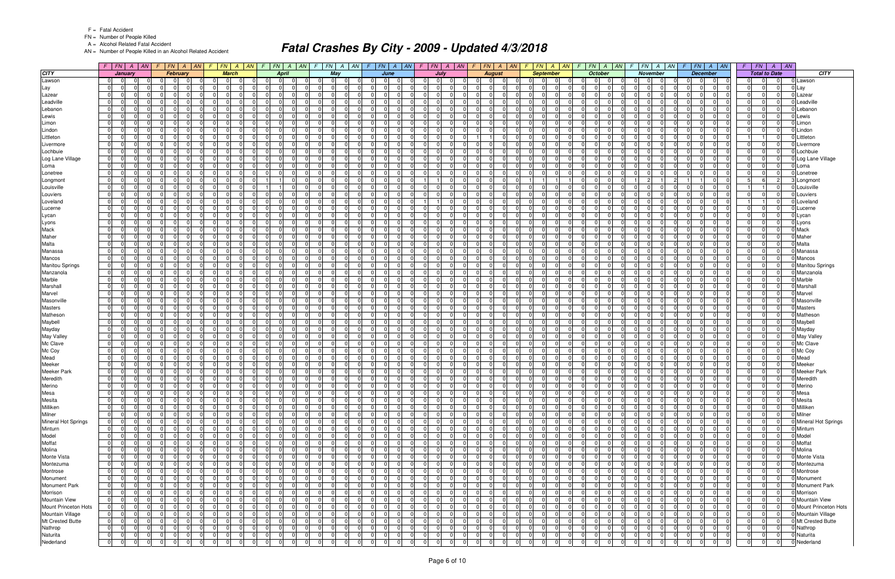F = Fatal Accident
FN = Number of People Killed
A = Alcohol Related Fatal Accident
AN = Number of People Killed in an Alcohol Related Accident

# Fatal Crashes By City - 2009 - Updated 4/3/2018

| CITY | January | | | | February | | | | March | | | | April | | | | May | | | | June | | | | July | | | | August | | | | September | | | | October | | | | November | | | | December | | | | Total to Date | | | | CITY |
|---|---|---|---|---|---|---|---|---|---|---|---|---|---|---|---|---|---|---|---|---|---|---|---|---|---|---|---|---|---|---|---|---|---|---|---|---|---|---|---|---|---|---|---|---|---|---|---|---|---|---|---|---|---|
| | F | FN | A | AN | F | FN | A | AN | F | FN | A | AN | F | FN | A | AN | F | FN | A | AN | F | FN | A | AN | F | FN | A | AN | F | FN | A | AN | F | FN | A | AN | F | FN | A | AN | F | FN | A | AN | F | FN | A | AN | F | FN | A | AN | |
| Lawson | 0 | 0 | 0 | 0 | 0 | 0 | 0 | 0 | 0 | 0 | 0 | 0 | 0 | 0 | 0 | 0 | 0 | 0 | 0 | 0 | 0 | 0 | 0 | 0 | 0 | 0 | 0 | 0 | 0 | 0 | 0 | 0 | 0 | 0 | 0 | 0 | 0 | 0 | 0 | 0 | 0 | 0 | 0 | 0 | 0 | 0 | 0 | 0 | 0 | 0 | 0 | 0 | Lawson |
| Lay | 0 | 0 | 0 | 0 | 0 | 0 | 0 | 0 | 0 | 0 | 0 | 0 | 0 | 0 | 0 | 0 | 0 | 0 | 0 | 0 | 0 | 0 | 0 | 0 | 0 | 0 | 0 | 0 | 0 | 0 | 0 | 0 | 0 | 0 | 0 | 0 | 0 | 0 | 0 | 0 | 0 | 0 | 0 | 0 | 0 | 0 | 0 | 0 | 0 | 0 | 0 | 0 | Lay |
| Lazear | 0 | 0 | 0 | 0 | 0 | 0 | 0 | 0 | 0 | 0 | 0 | 0 | 0 | 0 | 0 | 0 | 0 | 0 | 0 | 0 | 0 | 0 | 0 | 0 | 0 | 0 | 0 | 0 | 0 | 0 | 0 | 0 | 0 | 0 | 0 | 0 | 0 | 0 | 0 | 0 | 0 | 0 | 0 | 0 | 0 | 0 | 0 | 0 | 0 | 0 | 0 | 0 | Lazear |
| Leadville | 0 | 0 | 0 | 0 | 0 | 0 | 0 | 0 | 0 | 0 | 0 | 0 | 0 | 0 | 0 | 0 | 0 | 0 | 0 | 0 | 0 | 0 | 0 | 0 | 0 | 0 | 0 | 0 | 0 | 0 | 0 | 0 | 0 | 0 | 0 | 0 | 0 | 0 | 0 | 0 | 0 | 0 | 0 | 0 | 0 | 0 | 0 | 0 | 0 | 0 | 0 | 0 | Leadville |
| Lebanon | 0 | 0 | 0 | 0 | 0 | 0 | 0 | 0 | 0 | 0 | 0 | 0 | 0 | 0 | 0 | 0 | 0 | 0 | 0 | 0 | 0 | 0 | 0 | 0 | 0 | 0 | 0 | 0 | 0 | 0 | 0 | 0 | 0 | 0 | 0 | 0 | 0 | 0 | 0 | 0 | 0 | 0 | 0 | 0 | 0 | 0 | 0 | 0 | 0 | 0 | 0 | 0 | Lebanon |
| Lewis | 0 | 0 | 0 | 0 | 0 | 0 | 0 | 0 | 0 | 0 | 0 | 0 | 0 | 0 | 0 | 0 | 0 | 0 | 0 | 0 | 0 | 0 | 0 | 0 | 0 | 0 | 0 | 0 | 0 | 0 | 0 | 0 | 0 | 0 | 0 | 0 | 0 | 0 | 0 | 0 | 0 | 0 | 0 | 0 | 0 | 0 | 0 | 0 | 0 | 0 | 0 | 0 | Lewis |
| Limon | 0 | 0 | 0 | 0 | 0 | 0 | 0 | 0 | 0 | 0 | 0 | 0 | 0 | 0 | 0 | 0 | 0 | 0 | 0 | 0 | 0 | 0 | 0 | 0 | 0 | 0 | 0 | 0 | 0 | 0 | 0 | 0 | 0 | 0 | 0 | 0 | 0 | 0 | 0 | 0 | 0 | 0 | 0 | 0 | 0 | 0 | 0 | 0 | 0 | 0 | 0 | 0 | Limon |
| Lindon | 0 | 0 | 0 | 0 | 0 | 0 | 0 | 0 | 0 | 0 | 0 | 0 | 0 | 0 | 0 | 0 | 0 | 0 | 0 | 0 | 0 | 0 | 0 | 0 | 0 | 0 | 0 | 0 | 0 | 0 | 0 | 0 | 0 | 0 | 0 | 0 | 0 | 0 | 0 | 0 | 0 | 0 | 0 | 0 | 0 | 0 | 0 | 0 | 0 | 0 | 0 | 0 | Lindon |
| Littleton | 0 | 0 | 0 | 0 | 0 | 0 | 0 | 0 | 0 | 0 | 0 | 0 | 0 | 0 | 0 | 0 | 0 | 0 | 0 | 0 | 0 | 0 | 0 | 0 | 0 | 0 | 0 | 0 | 1 | 1 | 0 | 0 | 0 | 0 | 0 | 0 | 0 | 0 | 0 | 0 | 0 | 0 | 0 | 0 | 0 | 0 | 0 | 0 | 1 | 1 | 0 | 0 | Littleton |
| Livermore | 0 | 0 | 0 | 0 | 0 | 0 | 0 | 0 | 0 | 0 | 0 | 0 | 0 | 0 | 0 | 0 | 0 | 0 | 0 | 0 | 0 | 0 | 0 | 0 | 0 | 0 | 0 | 0 | 0 | 0 | 0 | 0 | 0 | 0 | 0 | 0 | 0 | 0 | 0 | 0 | 0 | 0 | 0 | 0 | 0 | 0 | 0 | 0 | 0 | 0 | 0 | 0 | Livermore |
| Lochbuie | 0 | 0 | 0 | 0 | 0 | 0 | 0 | 0 | 0 | 0 | 0 | 0 | 0 | 0 | 0 | 0 | 0 | 0 | 0 | 0 | 0 | 0 | 0 | 0 | 0 | 0 | 0 | 0 | 0 | 0 | 0 | 0 | 0 | 0 | 0 | 0 | 0 | 0 | 0 | 0 | 0 | 0 | 0 | 0 | 0 | 0 | 0 | 0 | 0 | 0 | 0 | 0 | Lochbuie |
| Log Lane Village | 0 | 0 | 0 | 0 | 0 | 0 | 0 | 0 | 0 | 0 | 0 | 0 | 0 | 0 | 0 | 0 | 0 | 0 | 0 | 0 | 0 | 0 | 0 | 0 | 0 | 0 | 0 | 0 | 0 | 0 | 0 | 0 | 0 | 0 | 0 | 0 | 0 | 0 | 0 | 0 | 0 | 0 | 0 | 0 | 0 | 0 | 0 | 0 | 0 | 0 | 0 | 0 | Log Lane Village |
| Loma | 0 | 0 | 0 | 0 | 0 | 0 | 0 | 0 | 0 | 0 | 0 | 0 | 0 | 0 | 0 | 0 | 0 | 0 | 0 | 0 | 0 | 0 | 0 | 0 | 0 | 0 | 0 | 0 | 0 | 0 | 0 | 0 | 0 | 0 | 0 | 0 | 0 | 0 | 0 | 0 | 0 | 0 | 0 | 0 | 0 | 0 | 0 | 0 | 0 | 0 | 0 | 0 | Loma |
| Lonetree | 0 | 0 | 0 | 0 | 0 | 0 | 0 | 0 | 0 | 0 | 0 | 0 | 0 | 0 | 0 | 0 | 0 | 0 | 0 | 0 | 0 | 0 | 0 | 0 | 0 | 0 | 0 | 0 | 0 | 0 | 0 | 0 | 0 | 0 | 0 | 0 | 0 | 0 | 0 | 0 | 0 | 0 | 0 | 0 | 0 | 0 | 0 | 0 | 0 | 0 | 0 | 0 | Lonetree |
| Longmont | 0 | 0 | 0 | 0 | 0 | 0 | 0 | 0 | 0 | 0 | 0 | 0 | 1 | 1 | 0 | 0 | 0 | 0 | 0 | 0 | 0 | 0 | 0 | 0 | 1 | 1 | 0 | 0 | 0 | 0 | 0 | 0 | 1 | 1 | 1 | 1 | 0 | 0 | 0 | 0 | 1 | 2 | 1 | 2 | 1 | 1 | 0 | 0 | 5 | 6 | 2 | 3 | Longmont |
| Louisville | 0 | 0 | 0 | 0 | 0 | 0 | 0 | 0 | 0 | 0 | 0 | 0 | 1 | 1 | 0 | 0 | 0 | 0 | 0 | 0 | 0 | 0 | 0 | 0 | 0 | 0 | 0 | 0 | 0 | 0 | 0 | 0 | 0 | 0 | 0 | 0 | 0 | 0 | 0 | 0 | 0 | 0 | 0 | 0 | 0 | 0 | 0 | 0 | 1 | 1 | 0 | 0 | Louisville |
| Louviers | 0 | 0 | 0 | 0 | 0 | 0 | 0 | 0 | 0 | 0 | 0 | 0 | 0 | 0 | 0 | 0 | 0 | 0 | 0 | 0 | 0 | 0 | 0 | 0 | 0 | 0 | 0 | 0 | 0 | 0 | 0 | 0 | 0 | 0 | 0 | 0 | 0 | 0 | 0 | 0 | 0 | 0 | 0 | 0 | 0 | 0 | 0 | 0 | 0 | 0 | 0 | 0 | Louviers |
| Loveland | 0 | 0 | 0 | 0 | 0 | 0 | 0 | 0 | 0 | 0 | 0 | 0 | 0 | 0 | 0 | 0 | 0 | 0 | 0 | 0 | 0 | 0 | 0 | 0 | 1 | 1 | 0 | 0 | 0 | 0 | 0 | 0 | 0 | 0 | 0 | 0 | 0 | 0 | 0 | 0 | 0 | 0 | 0 | 0 | 0 | 0 | 0 | 0 | 1 | 1 | 0 | 0 | Loveland |
| Lucerne | 0 | 0 | 0 | 0 | 0 | 0 | 0 | 0 | 0 | 0 | 0 | 0 | 0 | 0 | 0 | 0 | 0 | 0 | 0 | 0 | 0 | 0 | 0 | 0 | 0 | 0 | 0 | 0 | 0 | 0 | 0 | 0 | 0 | 0 | 0 | 0 | 0 | 0 | 0 | 0 | 0 | 0 | 0 | 0 | 0 | 0 | 0 | 0 | 0 | 0 | 0 | 0 | Lucerne |
| Lycan | 0 | 0 | 0 | 0 | 0 | 0 | 0 | 0 | 0 | 0 | 0 | 0 | 0 | 0 | 0 | 0 | 0 | 0 | 0 | 0 | 0 | 0 | 0 | 0 | 0 | 0 | 0 | 0 | 0 | 0 | 0 | 0 | 0 | 0 | 0 | 0 | 0 | 0 | 0 | 0 | 0 | 0 | 0 | 0 | 0 | 0 | 0 | 0 | 0 | 0 | 0 | 0 | Lycan |
| Lyons | 0 | 0 | 0 | 0 | 0 | 0 | 0 | 0 | 0 | 0 | 0 | 0 | 0 | 0 | 0 | 0 | 0 | 0 | 0 | 0 | 0 | 0 | 0 | 0 | 0 | 0 | 0 | 0 | 0 | 0 | 0 | 0 | 0 | 0 | 0 | 0 | 0 | 0 | 0 | 0 | 0 | 0 | 0 | 0 | 0 | 0 | 0 | 0 | 0 | 0 | 0 | 0 | Lyons |
| Mack | 0 | 0 | 0 | 0 | 0 | 0 | 0 | 0 | 0 | 0 | 0 | 0 | 0 | 0 | 0 | 0 | 0 | 0 | 0 | 0 | 0 | 0 | 0 | 0 | 0 | 0 | 0 | 0 | 0 | 0 | 0 | 0 | 0 | 0 | 0 | 0 | 0 | 0 | 0 | 0 | 0 | 0 | 0 | 0 | 0 | 0 | 0 | 0 | 0 | 0 | 0 | 0 | Mack |
| Maher | 0 | 0 | 0 | 0 | 0 | 0 | 0 | 0 | 0 | 0 | 0 | 0 | 0 | 0 | 0 | 0 | 0 | 0 | 0 | 0 | 0 | 0 | 0 | 0 | 0 | 0 | 0 | 0 | 0 | 0 | 0 | 0 | 0 | 0 | 0 | 0 | 0 | 0 | 0 | 0 | 0 | 0 | 0 | 0 | 0 | 0 | 0 | 0 | 0 | 0 | 0 | 0 | Maher |
| Malta | 0 | 0 | 0 | 0 | 0 | 0 | 0 | 0 | 0 | 0 | 0 | 0 | 0 | 0 | 0 | 0 | 0 | 0 | 0 | 0 | 0 | 0 | 0 | 0 | 0 | 0 | 0 | 0 | 0 | 0 | 0 | 0 | 0 | 0 | 0 | 0 | 0 | 0 | 0 | 0 | 0 | 0 | 0 | 0 | 0 | 0 | 0 | 0 | 0 | 0 | 0 | 0 | Malta |
| Manassa | 0 | 0 | 0 | 0 | 0 | 0 | 0 | 0 | 0 | 0 | 0 | 0 | 0 | 0 | 0 | 0 | 0 | 0 | 0 | 0 | 0 | 0 | 0 | 0 | 0 | 0 | 0 | 0 | 0 | 0 | 0 | 0 | 0 | 0 | 0 | 0 | 0 | 0 | 0 | 0 | 0 | 0 | 0 | 0 | 0 | 0 | 0 | 0 | 0 | 0 | 0 | 0 | Manassa |
| Mancos | 0 | 0 | 0 | 0 | 0 | 0 | 0 | 0 | 0 | 0 | 0 | 0 | 0 | 0 | 0 | 0 | 0 | 0 | 0 | 0 | 0 | 0 | 0 | 0 | 0 | 0 | 0 | 0 | 0 | 0 | 0 | 0 | 0 | 0 | 0 | 0 | 0 | 0 | 0 | 0 | 0 | 0 | 0 | 0 | 0 | 0 | 0 | 0 | 0 | 0 | 0 | 0 | Mancos |
| Manitou Springs | 0 | 0 | 0 | 0 | 0 | 0 | 0 | 0 | 0 | 0 | 0 | 0 | 0 | 0 | 0 | 0 | 0 | 0 | 0 | 0 | 0 | 0 | 0 | 0 | 0 | 0 | 0 | 0 | 0 | 0 | 0 | 0 | 0 | 0 | 0 | 0 | 0 | 0 | 0 | 0 | 0 | 0 | 0 | 0 | 0 | 0 | 0 | 0 | 0 | 0 | 0 | 0 | Manitou Springs |
| Manzanola | 0 | 0 | 0 | 0 | 0 | 0 | 0 | 0 | 0 | 0 | 0 | 0 | 0 | 0 | 0 | 0 | 0 | 0 | 0 | 0 | 0 | 0 | 0 | 0 | 0 | 0 | 0 | 0 | 0 | 0 | 0 | 0 | 0 | 0 | 0 | 0 | 0 | 0 | 0 | 0 | 0 | 0 | 0 | 0 | 0 | 0 | 0 | 0 | 0 | 0 | 0 | 0 | Manzanola |
| Marble | 0 | 0 | 0 | 0 | 0 | 0 | 0 | 0 | 0 | 0 | 0 | 0 | 0 | 0 | 0 | 0 | 0 | 0 | 0 | 0 | 0 | 0 | 0 | 0 | 0 | 0 | 0 | 0 | 0 | 0 | 0 | 0 | 0 | 0 | 0 | 0 | 0 | 0 | 0 | 0 | 0 | 0 | 0 | 0 | 0 | 0 | 0 | 0 | 0 | 0 | 0 | 0 | Marble |
| Marshall | 0 | 0 | 0 | 0 | 0 | 0 | 0 | 0 | 0 | 0 | 0 | 0 | 0 | 0 | 0 | 0 | 0 | 0 | 0 | 0 | 0 | 0 | 0 | 0 | 0 | 0 | 0 | 0 | 0 | 0 | 0 | 0 | 0 | 0 | 0 | 0 | 0 | 0 | 0 | 0 | 0 | 0 | 0 | 0 | 0 | 0 | 0 | 0 | 0 | 0 | 0 | 0 | Marshall |
| Marvel | 0 | 0 | 0 | 0 | 0 | 0 | 0 | 0 | 0 | 0 | 0 | 0 | 0 | 0 | 0 | 0 | 0 | 0 | 0 | 0 | 0 | 0 | 0 | 0 | 0 | 0 | 0 | 0 | 0 | 0 | 0 | 0 | 0 | 0 | 0 | 0 | 0 | 0 | 0 | 0 | 0 | 0 | 0 | 0 | 0 | 0 | 0 | 0 | 0 | 0 | 0 | 0 | Marvel |
| Masonville | 0 | 0 | 0 | 0 | 0 | 0 | 0 | 0 | 0 | 0 | 0 | 0 | 0 | 0 | 0 | 0 | 0 | 0 | 0 | 0 | 0 | 0 | 0 | 0 | 0 | 0 | 0 | 0 | 0 | 0 | 0 | 0 | 0 | 0 | 0 | 0 | 0 | 0 | 0 | 0 | 0 | 0 | 0 | 0 | 0 | 0 | 0 | 0 | 0 | 0 | 0 | 0 | Masonville |
| Masters | 0 | 0 | 0 | 0 | 0 | 0 | 0 | 0 | 0 | 0 | 0 | 0 | 0 | 0 | 0 | 0 | 0 | 0 | 0 | 0 | 0 | 0 | 0 | 0 | 0 | 0 | 0 | 0 | 0 | 0 | 0 | 0 | 0 | 0 | 0 | 0 | 0 | 0 | 0 | 0 | 0 | 0 | 0 | 0 | 0 | 0 | 0 | 0 | 0 | 0 | 0 | 0 | Masters |
| Matheson | 0 | 0 | 0 | 0 | 0 | 0 | 0 | 0 | 0 | 0 | 0 | 0 | 0 | 0 | 0 | 0 | 0 | 0 | 0 | 0 | 0 | 0 | 0 | 0 | 0 | 0 | 0 | 0 | 0 | 0 | 0 | 0 | 0 | 0 | 0 | 0 | 0 | 0 | 0 | 0 | 0 | 0 | 0 | 0 | 0 | 0 | 0 | 0 | 0 | 0 | 0 | 0 | Matheson |
| Maybell | 0 | 0 | 0 | 0 | 0 | 0 | 0 | 0 | 0 | 0 | 0 | 0 | 0 | 0 | 0 | 0 | 0 | 0 | 0 | 0 | 0 | 0 | 0 | 0 | 0 | 0 | 0 | 0 | 0 | 0 | 0 | 0 | 0 | 0 | 0 | 0 | 0 | 0 | 0 | 0 | 0 | 0 | 0 | 0 | 0 | 0 | 0 | 0 | 0 | 0 | 0 | 0 | Maybell |
| Mayday | 0 | 0 | 0 | 0 | 0 | 0 | 0 | 0 | 0 | 0 | 0 | 0 | 0 | 0 | 0 | 0 | 0 | 0 | 0 | 0 | 0 | 0 | 0 | 0 | 0 | 0 | 0 | 0 | 0 | 0 | 0 | 0 | 0 | 0 | 0 | 0 | 0 | 0 | 0 | 0 | 0 | 0 | 0 | 0 | 0 | 0 | 0 | 0 | 0 | 0 | 0 | 0 | Mayday |
| May Valley | 0 | 0 | 0 | 0 | 0 | 0 | 0 | 0 | 0 | 0 | 0 | 0 | 0 | 0 | 0 | 0 | 0 | 0 | 0 | 0 | 0 | 0 | 0 | 0 | 0 | 0 | 0 | 0 | 0 | 0 | 0 | 0 | 0 | 0 | 0 | 0 | 0 | 0 | 0 | 0 | 0 | 0 | 0 | 0 | 0 | 0 | 0 | 0 | 0 | 0 | 0 | 0 | May Valley |
| Mc Clave | 0 | 0 | 0 | 0 | 0 | 0 | 0 | 0 | 0 | 0 | 0 | 0 | 0 | 0 | 0 | 0 | 0 | 0 | 0 | 0 | 0 | 0 | 0 | 0 | 0 | 0 | 0 | 0 | 0 | 0 | 0 | 0 | 0 | 0 | 0 | 0 | 0 | 0 | 0 | 0 | 0 | 0 | 0 | 0 | 0 | 0 | 0 | 0 | 0 | 0 | 0 | 0 | Mc Clave |
| Mc Coy | 0 | 0 | 0 | 0 | 0 | 0 | 0 | 0 | 0 | 0 | 0 | 0 | 0 | 0 | 0 | 0 | 0 | 0 | 0 | 0 | 0 | 0 | 0 | 0 | 0 | 0 | 0 | 0 | 0 | 0 | 0 | 0 | 0 | 0 | 0 | 0 | 0 | 0 | 0 | 0 | 0 | 0 | 0 | 0 | 0 | 0 | 0 | 0 | 0 | 0 | 0 | 0 | Mc Coy |
| Mead | 0 | 0 | 0 | 0 | 0 | 0 | 0 | 0 | 0 | 0 | 0 | 0 | 0 | 0 | 0 | 0 | 0 | 0 | 0 | 0 | 0 | 0 | 0 | 0 | 0 | 0 | 0 | 0 | 0 | 0 | 0 | 0 | 0 | 0 | 0 | 0 | 0 | 0 | 0 | 0 | 0 | 0 | 0 | 0 | 0 | 0 | 0 | 0 | 0 | 0 | 0 | 0 | Mead |
| Meeker | 0 | 0 | 0 | 0 | 0 | 0 | 0 | 0 | 0 | 0 | 0 | 0 | 0 | 0 | 0 | 0 | 0 | 0 | 0 | 0 | 0 | 0 | 0 | 0 | 0 | 0 | 0 | 0 | 0 | 0 | 0 | 0 | 0 | 0 | 0 | 0 | 0 | 0 | 0 | 0 | 0 | 0 | 0 | 0 | 0 | 0 | 0 | 0 | 0 | 0 | 0 | 0 | Meeker |
| Meeker Park | 0 | 0 | 0 | 0 | 0 | 0 | 0 | 0 | 0 | 0 | 0 | 0 | 0 | 0 | 0 | 0 | 0 | 0 | 0 | 0 | 0 | 0 | 0 | 0 | 0 | 0 | 0 | 0 | 0 | 0 | 0 | 0 | 0 | 0 | 0 | 0 | 0 | 0 | 0 | 0 | 0 | 0 | 0 | 0 | 0 | 0 | 0 | 0 | 0 | 0 | 0 | 0 | Meeker Park |
| Meredith | 0 | 0 | 0 | 0 | 0 | 0 | 0 | 0 | 0 | 0 | 0 | 0 | 0 | 0 | 0 | 0 | 0 | 0 | 0 | 0 | 0 | 0 | 0 | 0 | 0 | 0 | 0 | 0 | 0 | 0 | 0 | 0 | 0 | 0 | 0 | 0 | 0 | 0 | 0 | 0 | 0 | 0 | 0 | 0 | 0 | 0 | 0 | 0 | 0 | 0 | 0 | 0 | Meredith |
| Merino | 0 | 0 | 0 | 0 | 0 | 0 | 0 | 0 | 0 | 0 | 0 | 0 | 0 | 0 | 0 | 0 | 0 | 0 | 0 | 0 | 0 | 0 | 0 | 0 | 0 | 0 | 0 | 0 | 0 | 0 | 0 | 0 | 0 | 0 | 0 | 0 | 0 | 0 | 0 | 0 | 0 | 0 | 0 | 0 | 0 | 0 | 0 | 0 | 0 | 0 | 0 | 0 | Merino |
| Mesa | 0 | 0 | 0 | 0 | 0 | 0 | 0 | 0 | 0 | 0 | 0 | 0 | 0 | 0 | 0 | 0 | 0 | 0 | 0 | 0 | 0 | 0 | 0 | 0 | 0 | 0 | 0 | 0 | 0 | 0 | 0 | 0 | 0 | 0 | 0 | 0 | 0 | 0 | 0 | 0 | 0 | 0 | 0 | 0 | 0 | 0 | 0 | 0 | 0 | 0 | 0 | 0 | Mesa |
| Mesita | 0 | 0 | 0 | 0 | 0 | 0 | 0 | 0 | 0 | 0 | 0 | 0 | 0 | 0 | 0 | 0 | 0 | 0 | 0 | 0 | 0 | 0 | 0 | 0 | 0 | 0 | 0 | 0 | 0 | 0 | 0 | 0 | 0 | 0 | 0 | 0 | 0 | 0 | 0 | 0 | 0 | 0 | 0 | 0 | 0 | 0 | 0 | 0 | 0 | 0 | 0 | 0 | Mesita |
| Milliken | 0 | 0 | 0 | 0 | 0 | 0 | 0 | 0 | 0 | 0 | 0 | 0 | 0 | 0 | 0 | 0 | 0 | 0 | 0 | 0 | 0 | 0 | 0 | 0 | 0 | 0 | 0 | 0 | 0 | 0 | 0 | 0 | 0 | 0 | 0 | 0 | 0 | 0 | 0 | 0 | 0 | 0 | 0 | 0 | 0 | 0 | 0 | 0 | 0 | 0 | 0 | 0 | Milliken |
| Milner | 0 | 0 | 0 | 0 | 0 | 0 | 0 | 0 | 0 | 0 | 0 | 0 | 0 | 0 | 0 | 0 | 0 | 0 | 0 | 0 | 0 | 0 | 0 | 0 | 0 | 0 | 0 | 0 | 0 | 0 | 0 | 0 | 0 | 0 | 0 | 0 | 0 | 0 | 0 | 0 | 0 | 0 | 0 | 0 | 0 | 0 | 0 | 0 | 0 | 0 | 0 | 0 | Milner |
| Mineral Hot Springs | 0 | 0 | 0 | 0 | 0 | 0 | 0 | 0 | 0 | 0 | 0 | 0 | 0 | 0 | 0 | 0 | 0 | 0 | 0 | 0 | 0 | 0 | 0 | 0 | 0 | 0 | 0 | 0 | 0 | 0 | 0 | 0 | 0 | 0 | 0 | 0 | 0 | 0 | 0 | 0 | 0 | 0 | 0 | 0 | 0 | 0 | 0 | 0 | 0 | 0 | 0 | 0 | Mineral Hot Springs |
| Minturn | 0 | 0 | 0 | 0 | 0 | 0 | 0 | 0 | 0 | 0 | 0 | 0 | 0 | 0 | 0 | 0 | 0 | 0 | 0 | 0 | 0 | 0 | 0 | 0 | 0 | 0 | 0 | 0 | 0 | 0 | 0 | 0 | 0 | 0 | 0 | 0 | 0 | 0 | 0 | 0 | 0 | 0 | 0 | 0 | 0 | 0 | 0 | 0 | 0 | 0 | 0 | 0 | Minturn |
| Model | 0 | 0 | 0 | 0 | 0 | 0 | 0 | 0 | 0 | 0 | 0 | 0 | 0 | 0 | 0 | 0 | 0 | 0 | 0 | 0 | 0 | 0 | 0 | 0 | 0 | 0 | 0 | 0 | 0 | 0 | 0 | 0 | 0 | 0 | 0 | 0 | 0 | 0 | 0 | 0 | 0 | 0 | 0 | 0 | 0 | 0 | 0 | 0 | 0 | 0 | 0 | 0 | Model |
| Moffat | 0 | 0 | 0 | 0 | 0 | 0 | 0 | 0 | 0 | 0 | 0 | 0 | 0 | 0 | 0 | 0 | 0 | 0 | 0 | 0 | 0 | 0 | 0 | 0 | 0 | 0 | 0 | 0 | 0 | 0 | 0 | 0 | 0 | 0 | 0 | 0 | 0 | 0 | 0 | 0 | 0 | 0 | 0 | 0 | 0 | 0 | 0 | 0 | 0 | 0 | 0 | 0 | Moffat |
| Molina | 0 | 0 | 0 | 0 | 0 | 0 | 0 | 0 | 0 | 0 | 0 | 0 | 0 | 0 | 0 | 0 | 0 | 0 | 0 | 0 | 0 | 0 | 0 | 0 | 0 | 0 | 0 | 0 | 0 | 0 | 0 | 0 | 0 | 0 | 0 | 0 | 0 | 0 | 0 | 0 | 0 | 0 | 0 | 0 | 0 | 0 | 0 | 0 | 0 | 0 | 0 | 0 | Molina |
| Monte Vista | 0 | 0 | 0 | 0 | 0 | 0 | 0 | 0 | 0 | 0 | 0 | 0 | 0 | 0 | 0 | 0 | 0 | 0 | 0 | 0 | 0 | 0 | 0 | 0 | 0 | 0 | 0 | 0 | 0 | 0 | 0 | 0 | 0 | 0 | 0 | 0 | 0 | 0 | 0 | 0 | 0 | 0 | 0 | 0 | 0 | 0 | 0 | 0 | 0 | 0 | 0 | 0 | Monte Vista |
| Montezuma | 0 | 0 | 0 | 0 | 0 | 0 | 0 | 0 | 0 | 0 | 0 | 0 | 0 | 0 | 0 | 0 | 0 | 0 | 0 | 0 | 0 | 0 | 0 | 0 | 0 | 0 | 0 | 0 | 0 | 0 | 0 | 0 | 0 | 0 | 0 | 0 | 0 | 0 | 0 | 0 | 0 | 0 | 0 | 0 | 0 | 0 | 0 | 0 | 0 | 0 | 0 | 0 | Montezuma |
| Montrose | 0 | 0 | 0 | 0 | 0 | 0 | 0 | 0 | 0 | 0 | 0 | 0 | 0 | 0 | 0 | 0 | 0 | 0 | 0 | 0 | 0 | 0 | 0 | 0 | 0 | 0 | 0 | 0 | 0 | 0 | 0 | 0 | 0 | 0 | 0 | 0 | 0 | 0 | 0 | 0 | 0 | 0 | 0 | 0 | 0 | 0 | 0 | 0 | 0 | 0 | 0 | 0 | Montrose |
| Monument | 0 | 0 | 0 | 0 | 0 | 0 | 0 | 0 | 0 | 0 | 0 | 0 | 0 | 0 | 0 | 0 | 0 | 0 | 0 | 0 | 0 | 0 | 0 | 0 | 0 | 0 | 0 | 0 | 0 | 0 | 0 | 0 | 0 | 0 | 0 | 0 | 0 | 0 | 0 | 0 | 0 | 0 | 0 | 0 | 0 | 0 | 0 | 0 | 0 | 0 | 0 | 0 | Monument |
| Monument Park | 0 | 0 | 0 | 0 | 0 | 0 | 0 | 0 | 0 | 0 | 0 | 0 | 0 | 0 | 0 | 0 | 0 | 0 | 0 | 0 | 0 | 0 | 0 | 0 | 0 | 0 | 0 | 0 | 0 | 0 | 0 | 0 | 0 | 0 | 0 | 0 | 0 | 0 | 0 | 0 | 0 | 0 | 0 | 0 | 0 | 0 | 0 | 0 | 0 | 0 | 0 | 0 | Monument Park |
| Morrison | 0 | 0 | 0 | 0 | 0 | 0 | 0 | 0 | 0 | 0 | 0 | 0 | 0 | 0 | 0 | 0 | 0 | 0 | 0 | 0 | 0 | 0 | 0 | 0 | 0 | 0 | 0 | 0 | 0 | 0 | 0 | 0 | 0 | 0 | 0 | 0 | 0 | 0 | 0 | 0 | 0 | 0 | 0 | 0 | 0 | 0 | 0 | 0 | 0 | 0 | 0 | 0 | Morrison |
| Mountain View | 0 | 0 | 0 | 0 | 0 | 0 | 0 | 0 | 0 | 0 | 0 | 0 | 0 | 0 | 0 | 0 | 0 | 0 | 0 | 0 | 0 | 0 | 0 | 0 | 0 | 0 | 0 | 0 | 0 | 0 | 0 | 0 | 0 | 0 | 0 | 0 | 0 | 0 | 0 | 0 | 0 | 0 | 0 | 0 | 0 | 0 | 0 | 0 | 0 | 0 | 0 | 0 | Mountain View |
| Mount Princeton Hots | 0 | 0 | 0 | 0 | 0 | 0 | 0 | 0 | 0 | 0 | 0 | 0 | 0 | 0 | 0 | 0 | 0 | 0 | 0 | 0 | 0 | 0 | 0 | 0 | 0 | 0 | 0 | 0 | 0 | 0 | 0 | 0 | 0 | 0 | 0 | 0 | 0 | 0 | 0 | 0 | 0 | 0 | 0 | 0 | 0 | 0 | 0 | 0 | 0 | 0 | 0 | 0 | Mount Princeton Hots |
| Mountain Village | 0 | 0 | 0 | 0 | 0 | 0 | 0 | 0 | 0 | 0 | 0 | 0 | 0 | 0 | 0 | 0 | 0 | 0 | 0 | 0 | 0 | 0 | 0 | 0 | 0 | 0 | 0 | 0 | 0 | 0 | 0 | 0 | 0 | 0 | 0 | 0 | 0 | 0 | 0 | 0 | 0 | 0 | 0 | 0 | 0 | 0 | 0 | 0 | 0 | 0 | 0 | 0 | Mountain Village |
| Mt Crested Butte | 0 | 0 | 0 | 0 | 0 | 0 | 0 | 0 | 0 | 0 | 0 | 0 | 0 | 0 | 0 | 0 | 0 | 0 | 0 | 0 | 0 | 0 | 0 | 0 | 0 | 0 | 0 | 0 | 0 | 0 | 0 | 0 | 0 | 0 | 0 | 0 | 0 | 0 | 0 | 0 | 0 | 0 | 0 | 0 | 0 | 0 | 0 | 0 | 0 | 0 | 0 | 0 | Mt Crested Butte |
| Nathrop | 0 | 0 | 0 | 0 | 0 | 0 | 0 | 0 | 0 | 0 | 0 | 0 | 0 | 0 | 0 | 0 | 0 | 0 | 0 | 0 | 0 | 0 | 0 | 0 | 0 | 0 | 0 | 0 | 0 | 0 | 0 | 0 | 0 | 0 | 0 | 0 | 0 | 0 | 0 | 0 | 0 | 0 | 0 | 0 | 0 | 0 | 0 | 0 | 0 | 0 | 0 | 0 | Nathrop |
| Naturita | 0 | 0 | 0 | 0 | 0 | 0 | 0 | 0 | 0 | 0 | 0 | 0 | 0 | 0 | 0 | 0 | 0 | 0 | 0 | 0 | 0 | 0 | 0 | 0 | 0 | 0 | 0 | 0 | 0 | 0 | 0 | 0 | 0 | 0 | 0 | 0 | 0 | 0 | 0 | 0 | 0 | 0 | 0 | 0 | 0 | 0 | 0 | 0 | 0 | 0 | 0 | 0 | Naturita |
| Nederland | 0 | 0 | 0 | 0 | 0 | 0 | 0 | 0 | 0 | 0 | 0 | 0 | 0 | 0 | 0 | 0 | 0 | 0 | 0 | 0 | 0 | 0 | 0 | 0 | 0 | 0 | 0 | 0 | 0 | 0 | 0 | 0 | 0 | 0 | 0 | 0 | 0 | 0 | 0 | 0 | 0 | 0 | 0 | 0 | 0 | 0 | 0 | 0 | 0 | 0 | 0 | 0 | Nederland |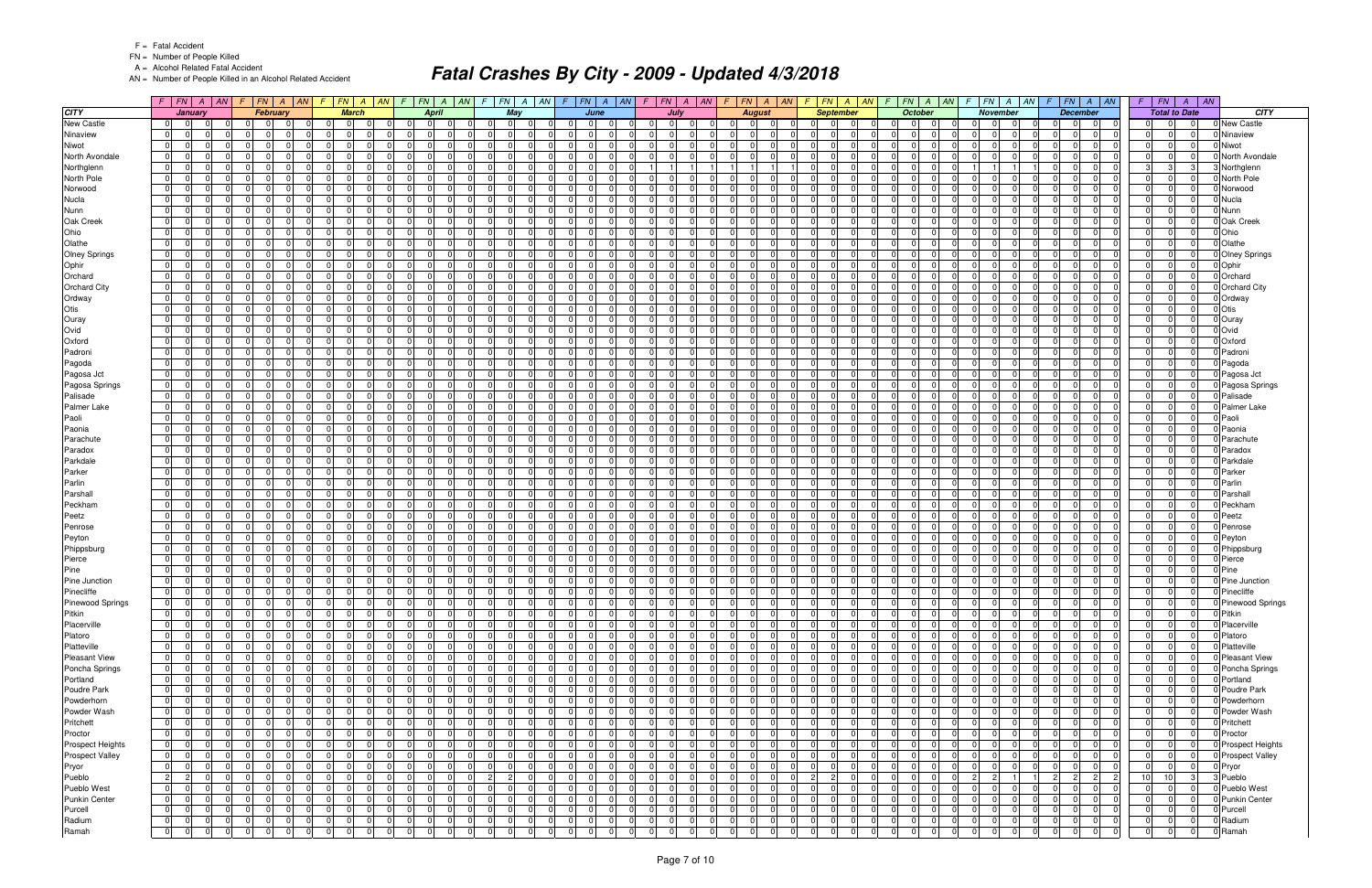F = Fatal Accident
FN = Number of People Killed
A = Alcohol Related Fatal Accident
AN = Number of People Killed in an Alcohol Related Accident

# Fatal Crashes By City - 2009 - Updated 4/3/2018

| CITY | January | | | | February | | | | March | | | | April | | | | May | | | | June | | | | July | | | | August | | | | September | | | | October | | | | November | | | | December | | | | Total to Date | | | | CITY |
|---|---|---|---|---|---|---|---|---|---|---|---|---|---|---|---|---|---|---|---|---|---|---|---|---|---|---|---|---|---|---|---|---|---|---|---|---|---|---|---|---|---|---|---|---|---|---|---|---|---|---|---|---|---|
| | F | FN | A | AN | F | FN | A | AN | F | FN | A | AN | F | FN | A | AN | F | FN | A | AN | F | FN | A | AN | F | FN | A | AN | F | FN | A | AN | F | FN | A | AN | F | FN | A | AN | F | FN | A | AN | F | FN | A | AN | F | FN | A | AN | |
| New Castle | 0 | 0 | 0 | 0 | 0 | 0 | 0 | 0 | 0 | 0 | 0 | 0 | 0 | 0 | 0 | 0 | 0 | 0 | 0 | 0 | 0 | 0 | 0 | 0 | 0 | 0 | 0 | 0 | 0 | 0 | 0 | 0 | 0 | 0 | 0 | 0 | 0 | 0 | 0 | 0 | 0 | 0 | 0 | 0 | 0 | 0 | 0 | 0 | 0 | 0 | 0 | 0 | New Castle |
| Ninaview | 0 | 0 | 0 | 0 | 0 | 0 | 0 | 0 | 0 | 0 | 0 | 0 | 0 | 0 | 0 | 0 | 0 | 0 | 0 | 0 | 0 | 0 | 0 | 0 | 0 | 0 | 0 | 0 | 0 | 0 | 0 | 0 | 0 | 0 | 0 | 0 | 0 | 0 | 0 | 0 | 0 | 0 | 0 | 0 | 0 | 0 | 0 | 0 | 0 | 0 | 0 | 0 | Ninaview |
| Niwot | 0 | 0 | 0 | 0 | 0 | 0 | 0 | 0 | 0 | 0 | 0 | 0 | 0 | 0 | 0 | 0 | 0 | 0 | 0 | 0 | 0 | 0 | 0 | 0 | 0 | 0 | 0 | 0 | 0 | 0 | 0 | 0 | 0 | 0 | 0 | 0 | 0 | 0 | 0 | 0 | 0 | 0 | 0 | 0 | 0 | 0 | 0 | 0 | 0 | 0 | 0 | 0 | Niwot |
| North Avondale | 0 | 0 | 0 | 0 | 0 | 0 | 0 | 0 | 0 | 0 | 0 | 0 | 0 | 0 | 0 | 0 | 0 | 0 | 0 | 0 | 0 | 0 | 0 | 0 | 0 | 0 | 0 | 0 | 0 | 0 | 0 | 0 | 0 | 0 | 0 | 0 | 0 | 0 | 0 | 0 | 0 | 0 | 0 | 0 | 0 | 0 | 0 | 0 | 0 | 0 | 0 | 0 | North Avondale |
| Northglenn | 0 | 0 | 0 | 0 | 0 | 0 | 0 | 0 | 0 | 0 | 0 | 0 | 0 | 0 | 0 | 0 | 0 | 0 | 0 | 0 | 0 | 0 | 0 | 0 | 1 | 1 | 1 | 1 | 1 | 1 | 1 | 1 | 0 | 0 | 0 | 0 | 0 | 0 | 0 | 0 | 1 | 1 | 1 | 1 | 0 | 0 | 0 | 0 | 3 | 3 | 3 | 3 | Northglenn |
| North Pole | 0 | 0 | 0 | 0 | 0 | 0 | 0 | 0 | 0 | 0 | 0 | 0 | 0 | 0 | 0 | 0 | 0 | 0 | 0 | 0 | 0 | 0 | 0 | 0 | 0 | 0 | 0 | 0 | 0 | 0 | 0 | 0 | 0 | 0 | 0 | 0 | 0 | 0 | 0 | 0 | 0 | 0 | 0 | 0 | 0 | 0 | 0 | 0 | 0 | 0 | 0 | 0 | North Pole |
| Norwood | 0 | 0 | 0 | 0 | 0 | 0 | 0 | 0 | 0 | 0 | 0 | 0 | 0 | 0 | 0 | 0 | 0 | 0 | 0 | 0 | 0 | 0 | 0 | 0 | 0 | 0 | 0 | 0 | 0 | 0 | 0 | 0 | 0 | 0 | 0 | 0 | 0 | 0 | 0 | 0 | 0 | 0 | 0 | 0 | 0 | 0 | 0 | 0 | 0 | 0 | 0 | 0 | Norwood |
| Nucla | 0 | 0 | 0 | 0 | 0 | 0 | 0 | 0 | 0 | 0 | 0 | 0 | 0 | 0 | 0 | 0 | 0 | 0 | 0 | 0 | 0 | 0 | 0 | 0 | 0 | 0 | 0 | 0 | 0 | 0 | 0 | 0 | 0 | 0 | 0 | 0 | 0 | 0 | 0 | 0 | 0 | 0 | 0 | 0 | 0 | 0 | 0 | 0 | 0 | 0 | 0 | 0 | Nucla |
| Nunn | 0 | 0 | 0 | 0 | 0 | 0 | 0 | 0 | 0 | 0 | 0 | 0 | 0 | 0 | 0 | 0 | 0 | 0 | 0 | 0 | 0 | 0 | 0 | 0 | 0 | 0 | 0 | 0 | 0 | 0 | 0 | 0 | 0 | 0 | 0 | 0 | 0 | 0 | 0 | 0 | 0 | 0 | 0 | 0 | 0 | 0 | 0 | 0 | 0 | 0 | 0 | 0 | Nunn |
| Oak Creek | 0 | 0 | 0 | 0 | 0 | 0 | 0 | 0 | 0 | 0 | 0 | 0 | 0 | 0 | 0 | 0 | 0 | 0 | 0 | 0 | 0 | 0 | 0 | 0 | 0 | 0 | 0 | 0 | 0 | 0 | 0 | 0 | 0 | 0 | 0 | 0 | 0 | 0 | 0 | 0 | 0 | 0 | 0 | 0 | 0 | 0 | 0 | 0 | 0 | 0 | 0 | 0 | Oak Creek |
| Ohio | 0 | 0 | 0 | 0 | 0 | 0 | 0 | 0 | 0 | 0 | 0 | 0 | 0 | 0 | 0 | 0 | 0 | 0 | 0 | 0 | 0 | 0 | 0 | 0 | 0 | 0 | 0 | 0 | 0 | 0 | 0 | 0 | 0 | 0 | 0 | 0 | 0 | 0 | 0 | 0 | 0 | 0 | 0 | 0 | 0 | 0 | 0 | 0 | 0 | 0 | 0 | 0 | Ohio |
| Olathe | 0 | 0 | 0 | 0 | 0 | 0 | 0 | 0 | 0 | 0 | 0 | 0 | 0 | 0 | 0 | 0 | 0 | 0 | 0 | 0 | 0 | 0 | 0 | 0 | 0 | 0 | 0 | 0 | 0 | 0 | 0 | 0 | 0 | 0 | 0 | 0 | 0 | 0 | 0 | 0 | 0 | 0 | 0 | 0 | 0 | 0 | 0 | 0 | 0 | 0 | 0 | 0 | Olathe |
| Olney Springs | 0 | 0 | 0 | 0 | 0 | 0 | 0 | 0 | 0 | 0 | 0 | 0 | 0 | 0 | 0 | 0 | 0 | 0 | 0 | 0 | 0 | 0 | 0 | 0 | 0 | 0 | 0 | 0 | 0 | 0 | 0 | 0 | 0 | 0 | 0 | 0 | 0 | 0 | 0 | 0 | 0 | 0 | 0 | 0 | 0 | 0 | 0 | 0 | 0 | 0 | 0 | 0 | Olney Springs |
| Ophir | 0 | 0 | 0 | 0 | 0 | 0 | 0 | 0 | 0 | 0 | 0 | 0 | 0 | 0 | 0 | 0 | 0 | 0 | 0 | 0 | 0 | 0 | 0 | 0 | 0 | 0 | 0 | 0 | 0 | 0 | 0 | 0 | 0 | 0 | 0 | 0 | 0 | 0 | 0 | 0 | 0 | 0 | 0 | 0 | 0 | 0 | 0 | 0 | 0 | 0 | 0 | 0 | Ophir |
| Orchard | 0 | 0 | 0 | 0 | 0 | 0 | 0 | 0 | 0 | 0 | 0 | 0 | 0 | 0 | 0 | 0 | 0 | 0 | 0 | 0 | 0 | 0 | 0 | 0 | 0 | 0 | 0 | 0 | 0 | 0 | 0 | 0 | 0 | 0 | 0 | 0 | 0 | 0 | 0 | 0 | 0 | 0 | 0 | 0 | 0 | 0 | 0 | 0 | 0 | 0 | 0 | 0 | Orchard |
| Orchard City | 0 | 0 | 0 | 0 | 0 | 0 | 0 | 0 | 0 | 0 | 0 | 0 | 0 | 0 | 0 | 0 | 0 | 0 | 0 | 0 | 0 | 0 | 0 | 0 | 0 | 0 | 0 | 0 | 0 | 0 | 0 | 0 | 0 | 0 | 0 | 0 | 0 | 0 | 0 | 0 | 0 | 0 | 0 | 0 | 0 | 0 | 0 | 0 | 0 | 0 | 0 | 0 | Orchard City |
| Ordway | 0 | 0 | 0 | 0 | 0 | 0 | 0 | 0 | 0 | 0 | 0 | 0 | 0 | 0 | 0 | 0 | 0 | 0 | 0 | 0 | 0 | 0 | 0 | 0 | 0 | 0 | 0 | 0 | 0 | 0 | 0 | 0 | 0 | 0 | 0 | 0 | 0 | 0 | 0 | 0 | 0 | 0 | 0 | 0 | 0 | 0 | 0 | 0 | 0 | 0 | 0 | 0 | Ordway |
| Otis | 0 | 0 | 0 | 0 | 0 | 0 | 0 | 0 | 0 | 0 | 0 | 0 | 0 | 0 | 0 | 0 | 0 | 0 | 0 | 0 | 0 | 0 | 0 | 0 | 0 | 0 | 0 | 0 | 0 | 0 | 0 | 0 | 0 | 0 | 0 | 0 | 0 | 0 | 0 | 0 | 0 | 0 | 0 | 0 | 0 | 0 | 0 | 0 | 0 | 0 | 0 | 0 | Otis |
| Ouray | 0 | 0 | 0 | 0 | 0 | 0 | 0 | 0 | 0 | 0 | 0 | 0 | 0 | 0 | 0 | 0 | 0 | 0 | 0 | 0 | 0 | 0 | 0 | 0 | 0 | 0 | 0 | 0 | 0 | 0 | 0 | 0 | 0 | 0 | 0 | 0 | 0 | 0 | 0 | 0 | 0 | 0 | 0 | 0 | 0 | 0 | 0 | 0 | 0 | 0 | 0 | 0 | Ouray |
| Ovid | 0 | 0 | 0 | 0 | 0 | 0 | 0 | 0 | 0 | 0 | 0 | 0 | 0 | 0 | 0 | 0 | 0 | 0 | 0 | 0 | 0 | 0 | 0 | 0 | 0 | 0 | 0 | 0 | 0 | 0 | 0 | 0 | 0 | 0 | 0 | 0 | 0 | 0 | 0 | 0 | 0 | 0 | 0 | 0 | 0 | 0 | 0 | 0 | 0 | 0 | 0 | 0 | Ovid |
| Oxford | 0 | 0 | 0 | 0 | 0 | 0 | 0 | 0 | 0 | 0 | 0 | 0 | 0 | 0 | 0 | 0 | 0 | 0 | 0 | 0 | 0 | 0 | 0 | 0 | 0 | 0 | 0 | 0 | 0 | 0 | 0 | 0 | 0 | 0 | 0 | 0 | 0 | 0 | 0 | 0 | 0 | 0 | 0 | 0 | 0 | 0 | 0 | 0 | 0 | 0 | 0 | 0 | Oxford |
| Padroni | 0 | 0 | 0 | 0 | 0 | 0 | 0 | 0 | 0 | 0 | 0 | 0 | 0 | 0 | 0 | 0 | 0 | 0 | 0 | 0 | 0 | 0 | 0 | 0 | 0 | 0 | 0 | 0 | 0 | 0 | 0 | 0 | 0 | 0 | 0 | 0 | 0 | 0 | 0 | 0 | 0 | 0 | 0 | 0 | 0 | 0 | 0 | 0 | 0 | 0 | 0 | 0 | Padroni |
| Pagoda | 0 | 0 | 0 | 0 | 0 | 0 | 0 | 0 | 0 | 0 | 0 | 0 | 0 | 0 | 0 | 0 | 0 | 0 | 0 | 0 | 0 | 0 | 0 | 0 | 0 | 0 | 0 | 0 | 0 | 0 | 0 | 0 | 0 | 0 | 0 | 0 | 0 | 0 | 0 | 0 | 0 | 0 | 0 | 0 | 0 | 0 | 0 | 0 | 0 | 0 | 0 | 0 | Pagoda |
| Pagosa Jct | 0 | 0 | 0 | 0 | 0 | 0 | 0 | 0 | 0 | 0 | 0 | 0 | 0 | 0 | 0 | 0 | 0 | 0 | 0 | 0 | 0 | 0 | 0 | 0 | 0 | 0 | 0 | 0 | 0 | 0 | 0 | 0 | 0 | 0 | 0 | 0 | 0 | 0 | 0 | 0 | 0 | 0 | 0 | 0 | 0 | 0 | 0 | 0 | 0 | 0 | 0 | 0 | Pagosa Jct |
| Pagosa Springs | 0 | 0 | 0 | 0 | 0 | 0 | 0 | 0 | 0 | 0 | 0 | 0 | 0 | 0 | 0 | 0 | 0 | 0 | 0 | 0 | 0 | 0 | 0 | 0 | 0 | 0 | 0 | 0 | 0 | 0 | 0 | 0 | 0 | 0 | 0 | 0 | 0 | 0 | 0 | 0 | 0 | 0 | 0 | 0 | 0 | 0 | 0 | 0 | 0 | 0 | 0 | 0 | Pagosa Springs |
| Palisade | 0 | 0 | 0 | 0 | 0 | 0 | 0 | 0 | 0 | 0 | 0 | 0 | 0 | 0 | 0 | 0 | 0 | 0 | 0 | 0 | 0 | 0 | 0 | 0 | 0 | 0 | 0 | 0 | 0 | 0 | 0 | 0 | 0 | 0 | 0 | 0 | 0 | 0 | 0 | 0 | 0 | 0 | 0 | 0 | 0 | 0 | 0 | 0 | 0 | 0 | 0 | 0 | Palisade |
| Palmer Lake | 0 | 0 | 0 | 0 | 0 | 0 | 0 | 0 | 0 | 0 | 0 | 0 | 0 | 0 | 0 | 0 | 0 | 0 | 0 | 0 | 0 | 0 | 0 | 0 | 0 | 0 | 0 | 0 | 0 | 0 | 0 | 0 | 0 | 0 | 0 | 0 | 0 | 0 | 0 | 0 | 0 | 0 | 0 | 0 | 0 | 0 | 0 | 0 | 0 | 0 | 0 | 0 | Palmer Lake |
| Paoli | 0 | 0 | 0 | 0 | 0 | 0 | 0 | 0 | 0 | 0 | 0 | 0 | 0 | 0 | 0 | 0 | 0 | 0 | 0 | 0 | 0 | 0 | 0 | 0 | 0 | 0 | 0 | 0 | 0 | 0 | 0 | 0 | 0 | 0 | 0 | 0 | 0 | 0 | 0 | 0 | 0 | 0 | 0 | 0 | 0 | 0 | 0 | 0 | 0 | 0 | 0 | 0 | Paoli |
| Paonia | 0 | 0 | 0 | 0 | 0 | 0 | 0 | 0 | 0 | 0 | 0 | 0 | 0 | 0 | 0 | 0 | 0 | 0 | 0 | 0 | 0 | 0 | 0 | 0 | 0 | 0 | 0 | 0 | 0 | 0 | 0 | 0 | 0 | 0 | 0 | 0 | 0 | 0 | 0 | 0 | 0 | 0 | 0 | 0 | 0 | 0 | 0 | 0 | 0 | 0 | 0 | 0 | Paonia |
| Parachute | 0 | 0 | 0 | 0 | 0 | 0 | 0 | 0 | 0 | 0 | 0 | 0 | 0 | 0 | 0 | 0 | 0 | 0 | 0 | 0 | 0 | 0 | 0 | 0 | 0 | 0 | 0 | 0 | 0 | 0 | 0 | 0 | 0 | 0 | 0 | 0 | 0 | 0 | 0 | 0 | 0 | 0 | 0 | 0 | 0 | 0 | 0 | 0 | 0 | 0 | 0 | 0 | Parachute |
| Paradox | 0 | 0 | 0 | 0 | 0 | 0 | 0 | 0 | 0 | 0 | 0 | 0 | 0 | 0 | 0 | 0 | 0 | 0 | 0 | 0 | 0 | 0 | 0 | 0 | 0 | 0 | 0 | 0 | 0 | 0 | 0 | 0 | 0 | 0 | 0 | 0 | 0 | 0 | 0 | 0 | 0 | 0 | 0 | 0 | 0 | 0 | 0 | 0 | 0 | 0 | 0 | 0 | Paradox |
| Parkdale | 0 | 0 | 0 | 0 | 0 | 0 | 0 | 0 | 0 | 0 | 0 | 0 | 0 | 0 | 0 | 0 | 0 | 0 | 0 | 0 | 0 | 0 | 0 | 0 | 0 | 0 | 0 | 0 | 0 | 0 | 0 | 0 | 0 | 0 | 0 | 0 | 0 | 0 | 0 | 0 | 0 | 0 | 0 | 0 | 0 | 0 | 0 | 0 | 0 | 0 | 0 | 0 | Parkdale |
| Parker | 0 | 0 | 0 | 0 | 0 | 0 | 0 | 0 | 0 | 0 | 0 | 0 | 0 | 0 | 0 | 0 | 0 | 0 | 0 | 0 | 0 | 0 | 0 | 0 | 0 | 0 | 0 | 0 | 0 | 0 | 0 | 0 | 0 | 0 | 0 | 0 | 0 | 0 | 0 | 0 | 0 | 0 | 0 | 0 | 0 | 0 | 0 | 0 | 0 | 0 | 0 | 0 | Parker |
| Parlin | 0 | 0 | 0 | 0 | 0 | 0 | 0 | 0 | 0 | 0 | 0 | 0 | 0 | 0 | 0 | 0 | 0 | 0 | 0 | 0 | 0 | 0 | 0 | 0 | 0 | 0 | 0 | 0 | 0 | 0 | 0 | 0 | 0 | 0 | 0 | 0 | 0 | 0 | 0 | 0 | 0 | 0 | 0 | 0 | 0 | 0 | 0 | 0 | 0 | 0 | 0 | 0 | Parlin |
| Parshall | 0 | 0 | 0 | 0 | 0 | 0 | 0 | 0 | 0 | 0 | 0 | 0 | 0 | 0 | 0 | 0 | 0 | 0 | 0 | 0 | 0 | 0 | 0 | 0 | 0 | 0 | 0 | 0 | 0 | 0 | 0 | 0 | 0 | 0 | 0 | 0 | 0 | 0 | 0 | 0 | 0 | 0 | 0 | 0 | 0 | 0 | 0 | 0 | 0 | 0 | 0 | 0 | Parshall |
| Peckham | 0 | 0 | 0 | 0 | 0 | 0 | 0 | 0 | 0 | 0 | 0 | 0 | 0 | 0 | 0 | 0 | 0 | 0 | 0 | 0 | 0 | 0 | 0 | 0 | 0 | 0 | 0 | 0 | 0 | 0 | 0 | 0 | 0 | 0 | 0 | 0 | 0 | 0 | 0 | 0 | 0 | 0 | 0 | 0 | 0 | 0 | 0 | 0 | 0 | 0 | 0 | 0 | Peckham |
| Peetz | 0 | 0 | 0 | 0 | 0 | 0 | 0 | 0 | 0 | 0 | 0 | 0 | 0 | 0 | 0 | 0 | 0 | 0 | 0 | 0 | 0 | 0 | 0 | 0 | 0 | 0 | 0 | 0 | 0 | 0 | 0 | 0 | 0 | 0 | 0 | 0 | 0 | 0 | 0 | 0 | 0 | 0 | 0 | 0 | 0 | 0 | 0 | 0 | 0 | 0 | 0 | 0 | Peetz |
| Penrose | 0 | 0 | 0 | 0 | 0 | 0 | 0 | 0 | 0 | 0 | 0 | 0 | 0 | 0 | 0 | 0 | 0 | 0 | 0 | 0 | 0 | 0 | 0 | 0 | 0 | 0 | 0 | 0 | 0 | 0 | 0 | 0 | 0 | 0 | 0 | 0 | 0 | 0 | 0 | 0 | 0 | 0 | 0 | 0 | 0 | 0 | 0 | 0 | 0 | 0 | 0 | 0 | Penrose |
| Peyton | 0 | 0 | 0 | 0 | 0 | 0 | 0 | 0 | 0 | 0 | 0 | 0 | 0 | 0 | 0 | 0 | 0 | 0 | 0 | 0 | 0 | 0 | 0 | 0 | 0 | 0 | 0 | 0 | 0 | 0 | 0 | 0 | 0 | 0 | 0 | 0 | 0 | 0 | 0 | 0 | 0 | 0 | 0 | 0 | 0 | 0 | 0 | 0 | 0 | 0 | 0 | 0 | Peyton |
| Phippsburg | 0 | 0 | 0 | 0 | 0 | 0 | 0 | 0 | 0 | 0 | 0 | 0 | 0 | 0 | 0 | 0 | 0 | 0 | 0 | 0 | 0 | 0 | 0 | 0 | 0 | 0 | 0 | 0 | 0 | 0 | 0 | 0 | 0 | 0 | 0 | 0 | 0 | 0 | 0 | 0 | 0 | 0 | 0 | 0 | 0 | 0 | 0 | 0 | 0 | 0 | 0 | 0 | Phippsburg |
| Pierce | 0 | 0 | 0 | 0 | 0 | 0 | 0 | 0 | 0 | 0 | 0 | 0 | 0 | 0 | 0 | 0 | 0 | 0 | 0 | 0 | 0 | 0 | 0 | 0 | 0 | 0 | 0 | 0 | 0 | 0 | 0 | 0 | 0 | 0 | 0 | 0 | 0 | 0 | 0 | 0 | 0 | 0 | 0 | 0 | 0 | 0 | 0 | 0 | 0 | 0 | 0 | 0 | Pierce |
| Pine | 0 | 0 | 0 | 0 | 0 | 0 | 0 | 0 | 0 | 0 | 0 | 0 | 0 | 0 | 0 | 0 | 0 | 0 | 0 | 0 | 0 | 0 | 0 | 0 | 0 | 0 | 0 | 0 | 0 | 0 | 0 | 0 | 0 | 0 | 0 | 0 | 0 | 0 | 0 | 0 | 0 | 0 | 0 | 0 | 0 | 0 | 0 | 0 | 0 | 0 | 0 | 0 | Pine |
| Pine Junction | 0 | 0 | 0 | 0 | 0 | 0 | 0 | 0 | 0 | 0 | 0 | 0 | 0 | 0 | 0 | 0 | 0 | 0 | 0 | 0 | 0 | 0 | 0 | 0 | 0 | 0 | 0 | 0 | 0 | 0 | 0 | 0 | 0 | 0 | 0 | 0 | 0 | 0 | 0 | 0 | 0 | 0 | 0 | 0 | 0 | 0 | 0 | 0 | 0 | 0 | 0 | 0 | Pine Junction |
| Pinecliffe | 0 | 0 | 0 | 0 | 0 | 0 | 0 | 0 | 0 | 0 | 0 | 0 | 0 | 0 | 0 | 0 | 0 | 0 | 0 | 0 | 0 | 0 | 0 | 0 | 0 | 0 | 0 | 0 | 0 | 0 | 0 | 0 | 0 | 0 | 0 | 0 | 0 | 0 | 0 | 0 | 0 | 0 | 0 | 0 | 0 | 0 | 0 | 0 | 0 | 0 | 0 | 0 | Pinecliffe |
| Pinewood Springs | 0 | 0 | 0 | 0 | 0 | 0 | 0 | 0 | 0 | 0 | 0 | 0 | 0 | 0 | 0 | 0 | 0 | 0 | 0 | 0 | 0 | 0 | 0 | 0 | 0 | 0 | 0 | 0 | 0 | 0 | 0 | 0 | 0 | 0 | 0 | 0 | 0 | 0 | 0 | 0 | 0 | 0 | 0 | 0 | 0 | 0 | 0 | 0 | 0 | 0 | 0 | 0 | Pinewood Springs |
| Pitkin | 0 | 0 | 0 | 0 | 0 | 0 | 0 | 0 | 0 | 0 | 0 | 0 | 0 | 0 | 0 | 0 | 0 | 0 | 0 | 0 | 0 | 0 | 0 | 0 | 0 | 0 | 0 | 0 | 0 | 0 | 0 | 0 | 0 | 0 | 0 | 0 | 0 | 0 | 0 | 0 | 0 | 0 | 0 | 0 | 0 | 0 | 0 | 0 | 0 | 0 | 0 | 0 | Pitkin |
| Placerville | 0 | 0 | 0 | 0 | 0 | 0 | 0 | 0 | 0 | 0 | 0 | 0 | 0 | 0 | 0 | 0 | 0 | 0 | 0 | 0 | 0 | 0 | 0 | 0 | 0 | 0 | 0 | 0 | 0 | 0 | 0 | 0 | 0 | 0 | 0 | 0 | 0 | 0 | 0 | 0 | 0 | 0 | 0 | 0 | 0 | 0 | 0 | 0 | 0 | 0 | 0 | 0 | Placerville |
| Platoro | 0 | 0 | 0 | 0 | 0 | 0 | 0 | 0 | 0 | 0 | 0 | 0 | 0 | 0 | 0 | 0 | 0 | 0 | 0 | 0 | 0 | 0 | 0 | 0 | 0 | 0 | 0 | 0 | 0 | 0 | 0 | 0 | 0 | 0 | 0 | 0 | 0 | 0 | 0 | 0 | 0 | 0 | 0 | 0 | 0 | 0 | 0 | 0 | 0 | 0 | 0 | 0 | Platoro |
| Platteville | 0 | 0 | 0 | 0 | 0 | 0 | 0 | 0 | 0 | 0 | 0 | 0 | 0 | 0 | 0 | 0 | 0 | 0 | 0 | 0 | 0 | 0 | 0 | 0 | 0 | 0 | 0 | 0 | 0 | 0 | 0 | 0 | 0 | 0 | 0 | 0 | 0 | 0 | 0 | 0 | 0 | 0 | 0 | 0 | 0 | 0 | 0 | 0 | 0 | 0 | 0 | 0 | Platteville |
| Pleasant View | 0 | 0 | 0 | 0 | 0 | 0 | 0 | 0 | 0 | 0 | 0 | 0 | 0 | 0 | 0 | 0 | 0 | 0 | 0 | 0 | 0 | 0 | 0 | 0 | 0 | 0 | 0 | 0 | 0 | 0 | 0 | 0 | 0 | 0 | 0 | 0 | 0 | 0 | 0 | 0 | 0 | 0 | 0 | 0 | 0 | 0 | 0 | 0 | 0 | 0 | 0 | 0 | Pleasant View |
| Poncha Springs | 0 | 0 | 0 | 0 | 0 | 0 | 0 | 0 | 0 | 0 | 0 | 0 | 0 | 0 | 0 | 0 | 0 | 0 | 0 | 0 | 0 | 0 | 0 | 0 | 0 | 0 | 0 | 0 | 0 | 0 | 0 | 0 | 0 | 0 | 0 | 0 | 0 | 0 | 0 | 0 | 0 | 0 | 0 | 0 | 0 | 0 | 0 | 0 | 0 | 0 | 0 | 0 | Poncha Springs |
| Portland | 0 | 0 | 0 | 0 | 0 | 0 | 0 | 0 | 0 | 0 | 0 | 0 | 0 | 0 | 0 | 0 | 0 | 0 | 0 | 0 | 0 | 0 | 0 | 0 | 0 | 0 | 0 | 0 | 0 | 0 | 0 | 0 | 0 | 0 | 0 | 0 | 0 | 0 | 0 | 0 | 0 | 0 | 0 | 0 | 0 | 0 | 0 | 0 | 0 | 0 | 0 | 0 | Portland |
| Poudre Park | 0 | 0 | 0 | 0 | 0 | 0 | 0 | 0 | 0 | 0 | 0 | 0 | 0 | 0 | 0 | 0 | 0 | 0 | 0 | 0 | 0 | 0 | 0 | 0 | 0 | 0 | 0 | 0 | 0 | 0 | 0 | 0 | 0 | 0 | 0 | 0 | 0 | 0 | 0 | 0 | 0 | 0 | 0 | 0 | 0 | 0 | 0 | 0 | 0 | 0 | 0 | 0 | Poudre Park |
| Powderhorn | 0 | 0 | 0 | 0 | 0 | 0 | 0 | 0 | 0 | 0 | 0 | 0 | 0 | 0 | 0 | 0 | 0 | 0 | 0 | 0 | 0 | 0 | 0 | 0 | 0 | 0 | 0 | 0 | 0 | 0 | 0 | 0 | 0 | 0 | 0 | 0 | 0 | 0 | 0 | 0 | 0 | 0 | 0 | 0 | 0 | 0 | 0 | 0 | 0 | 0 | 0 | 0 | Powderhorn |
| Powder Wash | 0 | 0 | 0 | 0 | 0 | 0 | 0 | 0 | 0 | 0 | 0 | 0 | 0 | 0 | 0 | 0 | 0 | 0 | 0 | 0 | 0 | 0 | 0 | 0 | 0 | 0 | 0 | 0 | 0 | 0 | 0 | 0 | 0 | 0 | 0 | 0 | 0 | 0 | 0 | 0 | 0 | 0 | 0 | 0 | 0 | 0 | 0 | 0 | 0 | 0 | 0 | 0 | Powder Wash |
| Pritchett | 0 | 0 | 0 | 0 | 0 | 0 | 0 | 0 | 0 | 0 | 0 | 0 | 0 | 0 | 0 | 0 | 0 | 0 | 0 | 0 | 0 | 0 | 0 | 0 | 0 | 0 | 0 | 0 | 0 | 0 | 0 | 0 | 0 | 0 | 0 | 0 | 0 | 0 | 0 | 0 | 0 | 0 | 0 | 0 | 0 | 0 | 0 | 0 | 0 | 0 | 0 | 0 | Pritchett |
| Proctor | 0 | 0 | 0 | 0 | 0 | 0 | 0 | 0 | 0 | 0 | 0 | 0 | 0 | 0 | 0 | 0 | 0 | 0 | 0 | 0 | 0 | 0 | 0 | 0 | 0 | 0 | 0 | 0 | 0 | 0 | 0 | 0 | 0 | 0 | 0 | 0 | 0 | 0 | 0 | 0 | 0 | 0 | 0 | 0 | 0 | 0 | 0 | 0 | 0 | 0 | 0 | 0 | Proctor |
| Prospect Heights | 0 | 0 | 0 | 0 | 0 | 0 | 0 | 0 | 0 | 0 | 0 | 0 | 0 | 0 | 0 | 0 | 0 | 0 | 0 | 0 | 0 | 0 | 0 | 0 | 0 | 0 | 0 | 0 | 0 | 0 | 0 | 0 | 0 | 0 | 0 | 0 | 0 | 0 | 0 | 0 | 0 | 0 | 0 | 0 | 0 | 0 | 0 | 0 | 0 | 0 | 0 | 0 | Prospect Heights |
| Prospect Valley | 0 | 0 | 0 | 0 | 0 | 0 | 0 | 0 | 0 | 0 | 0 | 0 | 0 | 0 | 0 | 0 | 0 | 0 | 0 | 0 | 0 | 0 | 0 | 0 | 0 | 0 | 0 | 0 | 0 | 0 | 0 | 0 | 0 | 0 | 0 | 0 | 0 | 0 | 0 | 0 | 0 | 0 | 0 | 0 | 0 | 0 | 0 | 0 | 0 | 0 | 0 | 0 | Prospect Valley |
| Pryor | 0 | 0 | 0 | 0 | 0 | 0 | 0 | 0 | 0 | 0 | 0 | 0 | 0 | 0 | 0 | 0 | 0 | 0 | 0 | 0 | 0 | 0 | 0 | 0 | 0 | 0 | 0 | 0 | 0 | 0 | 0 | 0 | 0 | 0 | 0 | 0 | 0 | 0 | 0 | 0 | 0 | 0 | 0 | 0 | 0 | 0 | 0 | 0 | 0 | 0 | 0 | 0 | Pryor |
| Pueblo | 2 | 2 | 0 | 0 | 0 | 0 | 0 | 0 | 0 | 0 | 0 | 0 | 0 | 0 | 0 | 0 | 2 | 2 | 0 | 0 | 0 | 0 | 0 | 0 | 0 | 0 | 0 | 0 | 0 | 0 | 0 | 0 | 2 | 2 | 0 | 0 | 0 | 0 | 0 | 0 | 2 | 2 | 1 | 1 | 2 | 2 | 2 | 2 | 10 | 10 | 3 | 3 | Pueblo |
| Pueblo West | 0 | 0 | 0 | 0 | 0 | 0 | 0 | 0 | 0 | 0 | 0 | 0 | 0 | 0 | 0 | 0 | 0 | 0 | 0 | 0 | 0 | 0 | 0 | 0 | 0 | 0 | 0 | 0 | 0 | 0 | 0 | 0 | 0 | 0 | 0 | 0 | 0 | 0 | 0 | 0 | 0 | 0 | 0 | 0 | 0 | 0 | 0 | 0 | 0 | 0 | 0 | 0 | Pueblo West |
| Punkin Center | 0 | 0 | 0 | 0 | 0 | 0 | 0 | 0 | 0 | 0 | 0 | 0 | 0 | 0 | 0 | 0 | 0 | 0 | 0 | 0 | 0 | 0 | 0 | 0 | 0 | 0 | 0 | 0 | 0 | 0 | 0 | 0 | 0 | 0 | 0 | 0 | 0 | 0 | 0 | 0 | 0 | 0 | 0 | 0 | 0 | 0 | 0 | 0 | 0 | 0 | 0 | 0 | Punkin Center |
| Purcell | 0 | 0 | 0 | 0 | 0 | 0 | 0 | 0 | 0 | 0 | 0 | 0 | 0 | 0 | 0 | 0 | 0 | 0 | 0 | 0 | 0 | 0 | 0 | 0 | 0 | 0 | 0 | 0 | 0 | 0 | 0 | 0 | 0 | 0 | 0 | 0 | 0 | 0 | 0 | 0 | 0 | 0 | 0 | 0 | 0 | 0 | 0 | 0 | 0 | 0 | 0 | 0 | Purcell |
| Radium | 0 | 0 | 0 | 0 | 0 | 0 | 0 | 0 | 0 | 0 | 0 | 0 | 0 | 0 | 0 | 0 | 0 | 0 | 0 | 0 | 0 | 0 | 0 | 0 | 0 | 0 | 0 | 0 | 0 | 0 | 0 | 0 | 0 | 0 | 0 | 0 | 0 | 0 | 0 | 0 | 0 | 0 | 0 | 0 | 0 | 0 | 0 | 0 | 0 | 0 | 0 | 0 | Radium |
| Ramah | 0 | 0 | 0 | 0 | 0 | 0 | 0 | 0 | 0 | 0 | 0 | 0 | 0 | 0 | 0 | 0 | 0 | 0 | 0 | 0 | 0 | 0 | 0 | 0 | 0 | 0 | 0 | 0 | 0 | 0 | 0 | 0 | 0 | 0 | 0 | 0 | 0 | 0 | 0 | 0 | 0 | 0 | 0 | 0 | 0 | 0 | 0 | 0 | 0 | 0 | 0 | 0 | Ramah |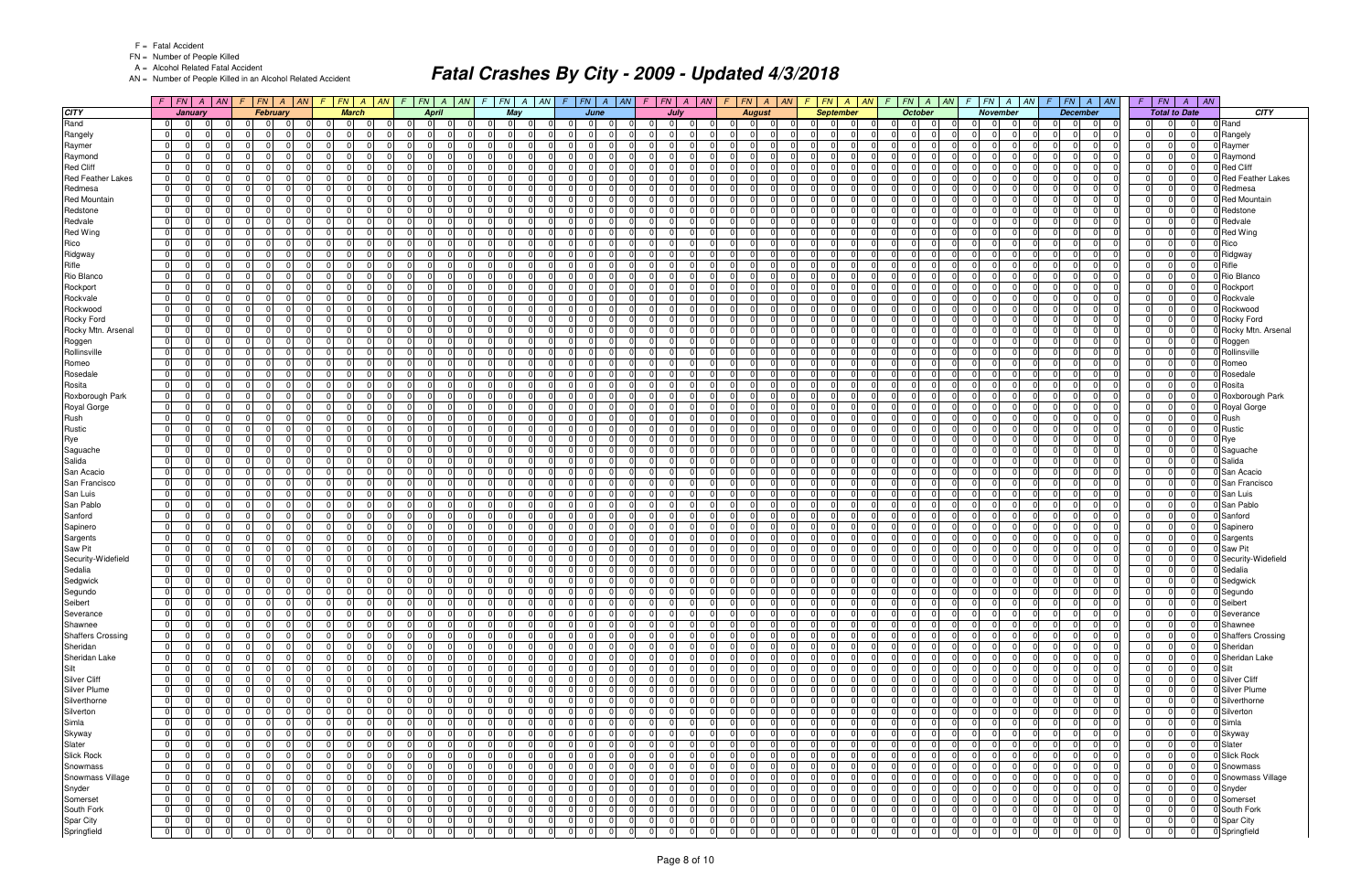F = Fatal Accident
FN = Number of People Killed
A = Alcohol Related Fatal Accident
AN = Number of People Killed in an Alcohol Related Accident

# Fatal Crashes By City - 2009 - Updated 4/3/2018

| CITY | January F | FN | A | AN | February F | FN | A | AN | March F | FN | A | AN | April F | FN | A | AN | May F | FN | A | AN | June F | FN | A | AN | July F | FN | A | AN | August F | FN | A | AN | September F | FN | A | AN | October F | FN | A | AN | November F | FN | A | AN | December F | FN | A | AN | Total to Date F | FN | A | AN | CITY |
|---|---|---|---|---|---|---|---|---|---|---|---|---|---|---|---|---|---|---|---|---|---|---|---|---|---|---|---|---|---|---|---|---|---|---|---|---|---|---|---|---|---|---|---|---|---|---|---|---|---|---|---|---|---|
| Rand | 0 | 0 | 0 | 0 | 0 | 0 | 0 | 0 | 0 | 0 | 0 | 0 | 0 | 0 | 0 | 0 | 0 | 0 | 0 | 0 | 0 | 0 | 0 | 0 | 0 | 0 | 0 | 0 | 0 | 0 | 0 | 0 | 0 | 0 | 0 | 0 | 0 | 0 | 0 | 0 | 0 | 0 | 0 | 0 | 0 | 0 | 0 | 0 | 0 | 0 | 0 | 0 | Rand |
| Rangely | 0 | 0 | 0 | 0 | 0 | 0 | 0 | 0 | 0 | 0 | 0 | 0 | 0 | 0 | 0 | 0 | 0 | 0 | 0 | 0 | 0 | 0 | 0 | 0 | 0 | 0 | 0 | 0 | 0 | 0 | 0 | 0 | 0 | 0 | 0 | 0 | 0 | 0 | 0 | 0 | 0 | 0 | 0 | 0 | 0 | 0 | 0 | 0 | 0 | 0 | 0 | 0 | Rangely |
| Raymer | 0 | 0 | 0 | 0 | 0 | 0 | 0 | 0 | 0 | 0 | 0 | 0 | 0 | 0 | 0 | 0 | 0 | 0 | 0 | 0 | 0 | 0 | 0 | 0 | 0 | 0 | 0 | 0 | 0 | 0 | 0 | 0 | 0 | 0 | 0 | 0 | 0 | 0 | 0 | 0 | 0 | 0 | 0 | 0 | 0 | 0 | 0 | 0 | 0 | 0 | 0 | 0 | Raymer |
| Raymond | 0 | 0 | 0 | 0 | 0 | 0 | 0 | 0 | 0 | 0 | 0 | 0 | 0 | 0 | 0 | 0 | 0 | 0 | 0 | 0 | 0 | 0 | 0 | 0 | 0 | 0 | 0 | 0 | 0 | 0 | 0 | 0 | 0 | 0 | 0 | 0 | 0 | 0 | 0 | 0 | 0 | 0 | 0 | 0 | 0 | 0 | 0 | 0 | 0 | 0 | 0 | 0 | Raymond |
| Red Cliff | 0 | 0 | 0 | 0 | 0 | 0 | 0 | 0 | 0 | 0 | 0 | 0 | 0 | 0 | 0 | 0 | 0 | 0 | 0 | 0 | 0 | 0 | 0 | 0 | 0 | 0 | 0 | 0 | 0 | 0 | 0 | 0 | 0 | 0 | 0 | 0 | 0 | 0 | 0 | 0 | 0 | 0 | 0 | 0 | 0 | 0 | 0 | 0 | 0 | 0 | 0 | 0 | Red Cliff |
| Red Feather Lakes | 0 | 0 | 0 | 0 | 0 | 0 | 0 | 0 | 0 | 0 | 0 | 0 | 0 | 0 | 0 | 0 | 0 | 0 | 0 | 0 | 0 | 0 | 0 | 0 | 0 | 0 | 0 | 0 | 0 | 0 | 0 | 0 | 0 | 0 | 0 | 0 | 0 | 0 | 0 | 0 | 0 | 0 | 0 | 0 | 0 | 0 | 0 | 0 | 0 | 0 | 0 | 0 | Red Feather Lakes |
| Redmesa | 0 | 0 | 0 | 0 | 0 | 0 | 0 | 0 | 0 | 0 | 0 | 0 | 0 | 0 | 0 | 0 | 0 | 0 | 0 | 0 | 0 | 0 | 0 | 0 | 0 | 0 | 0 | 0 | 0 | 0 | 0 | 0 | 0 | 0 | 0 | 0 | 0 | 0 | 0 | 0 | 0 | 0 | 0 | 0 | 0 | 0 | 0 | 0 | 0 | 0 | 0 | 0 | Redmesa |
| Red Mountain | 0 | 0 | 0 | 0 | 0 | 0 | 0 | 0 | 0 | 0 | 0 | 0 | 0 | 0 | 0 | 0 | 0 | 0 | 0 | 0 | 0 | 0 | 0 | 0 | 0 | 0 | 0 | 0 | 0 | 0 | 0 | 0 | 0 | 0 | 0 | 0 | 0 | 0 | 0 | 0 | 0 | 0 | 0 | 0 | 0 | 0 | 0 | 0 | 0 | 0 | 0 | 0 | Red Mountain |
| Redstone | 0 | 0 | 0 | 0 | 0 | 0 | 0 | 0 | 0 | 0 | 0 | 0 | 0 | 0 | 0 | 0 | 0 | 0 | 0 | 0 | 0 | 0 | 0 | 0 | 0 | 0 | 0 | 0 | 0 | 0 | 0 | 0 | 0 | 0 | 0 | 0 | 0 | 0 | 0 | 0 | 0 | 0 | 0 | 0 | 0 | 0 | 0 | 0 | 0 | 0 | 0 | 0 | Redstone |
| Redvale | 0 | 0 | 0 | 0 | 0 | 0 | 0 | 0 | 0 | 0 | 0 | 0 | 0 | 0 | 0 | 0 | 0 | 0 | 0 | 0 | 0 | 0 | 0 | 0 | 0 | 0 | 0 | 0 | 0 | 0 | 0 | 0 | 0 | 0 | 0 | 0 | 0 | 0 | 0 | 0 | 0 | 0 | 0 | 0 | 0 | 0 | 0 | 0 | 0 | 0 | 0 | 0 | Redvale |
| Red Wing | 0 | 0 | 0 | 0 | 0 | 0 | 0 | 0 | 0 | 0 | 0 | 0 | 0 | 0 | 0 | 0 | 0 | 0 | 0 | 0 | 0 | 0 | 0 | 0 | 0 | 0 | 0 | 0 | 0 | 0 | 0 | 0 | 0 | 0 | 0 | 0 | 0 | 0 | 0 | 0 | 0 | 0 | 0 | 0 | 0 | 0 | 0 | 0 | 0 | 0 | 0 | 0 | Red Wing |
| Rico | 0 | 0 | 0 | 0 | 0 | 0 | 0 | 0 | 0 | 0 | 0 | 0 | 0 | 0 | 0 | 0 | 0 | 0 | 0 | 0 | 0 | 0 | 0 | 0 | 0 | 0 | 0 | 0 | 0 | 0 | 0 | 0 | 0 | 0 | 0 | 0 | 0 | 0 | 0 | 0 | 0 | 0 | 0 | 0 | 0 | 0 | 0 | 0 | 0 | 0 | 0 | 0 | Rico |
| Ridgway | 0 | 0 | 0 | 0 | 0 | 0 | 0 | 0 | 0 | 0 | 0 | 0 | 0 | 0 | 0 | 0 | 0 | 0 | 0 | 0 | 0 | 0 | 0 | 0 | 0 | 0 | 0 | 0 | 0 | 0 | 0 | 0 | 0 | 0 | 0 | 0 | 0 | 0 | 0 | 0 | 0 | 0 | 0 | 0 | 0 | 0 | 0 | 0 | 0 | 0 | 0 | 0 | Ridgway |
| Rifle | 0 | 0 | 0 | 0 | 0 | 0 | 0 | 0 | 0 | 0 | 0 | 0 | 0 | 0 | 0 | 0 | 0 | 0 | 0 | 0 | 0 | 0 | 0 | 0 | 0 | 0 | 0 | 0 | 0 | 0 | 0 | 0 | 0 | 0 | 0 | 0 | 0 | 0 | 0 | 0 | 0 | 0 | 0 | 0 | 0 | 0 | 0 | 0 | 0 | 0 | 0 | 0 | Rifle |
| Rio Blanco | 0 | 0 | 0 | 0 | 0 | 0 | 0 | 0 | 0 | 0 | 0 | 0 | 0 | 0 | 0 | 0 | 0 | 0 | 0 | 0 | 0 | 0 | 0 | 0 | 0 | 0 | 0 | 0 | 0 | 0 | 0 | 0 | 0 | 0 | 0 | 0 | 0 | 0 | 0 | 0 | 0 | 0 | 0 | 0 | 0 | 0 | 0 | 0 | 0 | 0 | 0 | 0 | Rio Blanco |
| Rockport | 0 | 0 | 0 | 0 | 0 | 0 | 0 | 0 | 0 | 0 | 0 | 0 | 0 | 0 | 0 | 0 | 0 | 0 | 0 | 0 | 0 | 0 | 0 | 0 | 0 | 0 | 0 | 0 | 0 | 0 | 0 | 0 | 0 | 0 | 0 | 0 | 0 | 0 | 0 | 0 | 0 | 0 | 0 | 0 | 0 | 0 | 0 | 0 | 0 | 0 | 0 | 0 | Rockport |
| Rockvale | 0 | 0 | 0 | 0 | 0 | 0 | 0 | 0 | 0 | 0 | 0 | 0 | 0 | 0 | 0 | 0 | 0 | 0 | 0 | 0 | 0 | 0 | 0 | 0 | 0 | 0 | 0 | 0 | 0 | 0 | 0 | 0 | 0 | 0 | 0 | 0 | 0 | 0 | 0 | 0 | 0 | 0 | 0 | 0 | 0 | 0 | 0 | 0 | 0 | 0 | 0 | 0 | Rockvale |
| Rockwood | 0 | 0 | 0 | 0 | 0 | 0 | 0 | 0 | 0 | 0 | 0 | 0 | 0 | 0 | 0 | 0 | 0 | 0 | 0 | 0 | 0 | 0 | 0 | 0 | 0 | 0 | 0 | 0 | 0 | 0 | 0 | 0 | 0 | 0 | 0 | 0 | 0 | 0 | 0 | 0 | 0 | 0 | 0 | 0 | 0 | 0 | 0 | 0 | 0 | 0 | 0 | 0 | Rockwood |
| Rocky Ford | 0 | 0 | 0 | 0 | 0 | 0 | 0 | 0 | 0 | 0 | 0 | 0 | 0 | 0 | 0 | 0 | 0 | 0 | 0 | 0 | 0 | 0 | 0 | 0 | 0 | 0 | 0 | 0 | 0 | 0 | 0 | 0 | 0 | 0 | 0 | 0 | 0 | 0 | 0 | 0 | 0 | 0 | 0 | 0 | 0 | 0 | 0 | 0 | 0 | 0 | 0 | 0 | Rocky Ford |
| Rocky Mtn. Arsenal | 0 | 0 | 0 | 0 | 0 | 0 | 0 | 0 | 0 | 0 | 0 | 0 | 0 | 0 | 0 | 0 | 0 | 0 | 0 | 0 | 0 | 0 | 0 | 0 | 0 | 0 | 0 | 0 | 0 | 0 | 0 | 0 | 0 | 0 | 0 | 0 | 0 | 0 | 0 | 0 | 0 | 0 | 0 | 0 | 0 | 0 | 0 | 0 | 0 | 0 | 0 | 0 | Rocky Mtn. Arsenal |
| Roggen | 0 | 0 | 0 | 0 | 0 | 0 | 0 | 0 | 0 | 0 | 0 | 0 | 0 | 0 | 0 | 0 | 0 | 0 | 0 | 0 | 0 | 0 | 0 | 0 | 0 | 0 | 0 | 0 | 0 | 0 | 0 | 0 | 0 | 0 | 0 | 0 | 0 | 0 | 0 | 0 | 0 | 0 | 0 | 0 | 0 | 0 | 0 | 0 | 0 | 0 | 0 | 0 | Roggen |
| Rollinsville | 0 | 0 | 0 | 0 | 0 | 0 | 0 | 0 | 0 | 0 | 0 | 0 | 0 | 0 | 0 | 0 | 0 | 0 | 0 | 0 | 0 | 0 | 0 | 0 | 0 | 0 | 0 | 0 | 0 | 0 | 0 | 0 | 0 | 0 | 0 | 0 | 0 | 0 | 0 | 0 | 0 | 0 | 0 | 0 | 0 | 0 | 0 | 0 | 0 | 0 | 0 | 0 | Rollinsville |
| Romeo | 0 | 0 | 0 | 0 | 0 | 0 | 0 | 0 | 0 | 0 | 0 | 0 | 0 | 0 | 0 | 0 | 0 | 0 | 0 | 0 | 0 | 0 | 0 | 0 | 0 | 0 | 0 | 0 | 0 | 0 | 0 | 0 | 0 | 0 | 0 | 0 | 0 | 0 | 0 | 0 | 0 | 0 | 0 | 0 | 0 | 0 | 0 | 0 | 0 | 0 | 0 | 0 | Romeo |
| Rosedale | 0 | 0 | 0 | 0 | 0 | 0 | 0 | 0 | 0 | 0 | 0 | 0 | 0 | 0 | 0 | 0 | 0 | 0 | 0 | 0 | 0 | 0 | 0 | 0 | 0 | 0 | 0 | 0 | 0 | 0 | 0 | 0 | 0 | 0 | 0 | 0 | 0 | 0 | 0 | 0 | 0 | 0 | 0 | 0 | 0 | 0 | 0 | 0 | 0 | 0 | 0 | 0 | Rosedale |
| Rosita | 0 | 0 | 0 | 0 | 0 | 0 | 0 | 0 | 0 | 0 | 0 | 0 | 0 | 0 | 0 | 0 | 0 | 0 | 0 | 0 | 0 | 0 | 0 | 0 | 0 | 0 | 0 | 0 | 0 | 0 | 0 | 0 | 0 | 0 | 0 | 0 | 0 | 0 | 0 | 0 | 0 | 0 | 0 | 0 | 0 | 0 | 0 | 0 | 0 | 0 | 0 | 0 | Rosita |
| Roxborough Park | 0 | 0 | 0 | 0 | 0 | 0 | 0 | 0 | 0 | 0 | 0 | 0 | 0 | 0 | 0 | 0 | 0 | 0 | 0 | 0 | 0 | 0 | 0 | 0 | 0 | 0 | 0 | 0 | 0 | 0 | 0 | 0 | 0 | 0 | 0 | 0 | 0 | 0 | 0 | 0 | 0 | 0 | 0 | 0 | 0 | 0 | 0 | 0 | 0 | 0 | 0 | 0 | Roxborough Park |
| Royal Gorge | 0 | 0 | 0 | 0 | 0 | 0 | 0 | 0 | 0 | 0 | 0 | 0 | 0 | 0 | 0 | 0 | 0 | 0 | 0 | 0 | 0 | 0 | 0 | 0 | 0 | 0 | 0 | 0 | 0 | 0 | 0 | 0 | 0 | 0 | 0 | 0 | 0 | 0 | 0 | 0 | 0 | 0 | 0 | 0 | 0 | 0 | 0 | 0 | 0 | 0 | 0 | 0 | Royal Gorge |
| Rush | 0 | 0 | 0 | 0 | 0 | 0 | 0 | 0 | 0 | 0 | 0 | 0 | 0 | 0 | 0 | 0 | 0 | 0 | 0 | 0 | 0 | 0 | 0 | 0 | 0 | 0 | 0 | 0 | 0 | 0 | 0 | 0 | 0 | 0 | 0 | 0 | 0 | 0 | 0 | 0 | 0 | 0 | 0 | 0 | 0 | 0 | 0 | 0 | 0 | 0 | 0 | 0 | Rush |
| Rustic | 0 | 0 | 0 | 0 | 0 | 0 | 0 | 0 | 0 | 0 | 0 | 0 | 0 | 0 | 0 | 0 | 0 | 0 | 0 | 0 | 0 | 0 | 0 | 0 | 0 | 0 | 0 | 0 | 0 | 0 | 0 | 0 | 0 | 0 | 0 | 0 | 0 | 0 | 0 | 0 | 0 | 0 | 0 | 0 | 0 | 0 | 0 | 0 | 0 | 0 | 0 | 0 | Rustic |
| Rye | 0 | 0 | 0 | 0 | 0 | 0 | 0 | 0 | 0 | 0 | 0 | 0 | 0 | 0 | 0 | 0 | 0 | 0 | 0 | 0 | 0 | 0 | 0 | 0 | 0 | 0 | 0 | 0 | 0 | 0 | 0 | 0 | 0 | 0 | 0 | 0 | 0 | 0 | 0 | 0 | 0 | 0 | 0 | 0 | 0 | 0 | 0 | 0 | 0 | 0 | 0 | 0 | Rye |
| Saguache | 0 | 0 | 0 | 0 | 0 | 0 | 0 | 0 | 0 | 0 | 0 | 0 | 0 | 0 | 0 | 0 | 0 | 0 | 0 | 0 | 0 | 0 | 0 | 0 | 0 | 0 | 0 | 0 | 0 | 0 | 0 | 0 | 0 | 0 | 0 | 0 | 0 | 0 | 0 | 0 | 0 | 0 | 0 | 0 | 0 | 0 | 0 | 0 | 0 | 0 | 0 | 0 | Saguache |
| Salida | 0 | 0 | 0 | 0 | 0 | 0 | 0 | 0 | 0 | 0 | 0 | 0 | 0 | 0 | 0 | 0 | 0 | 0 | 0 | 0 | 0 | 0 | 0 | 0 | 0 | 0 | 0 | 0 | 0 | 0 | 0 | 0 | 0 | 0 | 0 | 0 | 0 | 0 | 0 | 0 | 0 | 0 | 0 | 0 | 0 | 0 | 0 | 0 | 0 | 0 | 0 | 0 | Salida |
| San Acacio | 0 | 0 | 0 | 0 | 0 | 0 | 0 | 0 | 0 | 0 | 0 | 0 | 0 | 0 | 0 | 0 | 0 | 0 | 0 | 0 | 0 | 0 | 0 | 0 | 0 | 0 | 0 | 0 | 0 | 0 | 0 | 0 | 0 | 0 | 0 | 0 | 0 | 0 | 0 | 0 | 0 | 0 | 0 | 0 | 0 | 0 | 0 | 0 | 0 | 0 | 0 | 0 | San Acacio |
| San Francisco | 0 | 0 | 0 | 0 | 0 | 0 | 0 | 0 | 0 | 0 | 0 | 0 | 0 | 0 | 0 | 0 | 0 | 0 | 0 | 0 | 0 | 0 | 0 | 0 | 0 | 0 | 0 | 0 | 0 | 0 | 0 | 0 | 0 | 0 | 0 | 0 | 0 | 0 | 0 | 0 | 0 | 0 | 0 | 0 | 0 | 0 | 0 | 0 | 0 | 0 | 0 | 0 | San Francisco |
| San Luis | 0 | 0 | 0 | 0 | 0 | 0 | 0 | 0 | 0 | 0 | 0 | 0 | 0 | 0 | 0 | 0 | 0 | 0 | 0 | 0 | 0 | 0 | 0 | 0 | 0 | 0 | 0 | 0 | 0 | 0 | 0 | 0 | 0 | 0 | 0 | 0 | 0 | 0 | 0 | 0 | 0 | 0 | 0 | 0 | 0 | 0 | 0 | 0 | 0 | 0 | 0 | 0 | San Luis |
| San Pablo | 0 | 0 | 0 | 0 | 0 | 0 | 0 | 0 | 0 | 0 | 0 | 0 | 0 | 0 | 0 | 0 | 0 | 0 | 0 | 0 | 0 | 0 | 0 | 0 | 0 | 0 | 0 | 0 | 0 | 0 | 0 | 0 | 0 | 0 | 0 | 0 | 0 | 0 | 0 | 0 | 0 | 0 | 0 | 0 | 0 | 0 | 0 | 0 | 0 | 0 | 0 | 0 | San Pablo |
| Sanford | 0 | 0 | 0 | 0 | 0 | 0 | 0 | 0 | 0 | 0 | 0 | 0 | 0 | 0 | 0 | 0 | 0 | 0 | 0 | 0 | 0 | 0 | 0 | 0 | 0 | 0 | 0 | 0 | 0 | 0 | 0 | 0 | 0 | 0 | 0 | 0 | 0 | 0 | 0 | 0 | 0 | 0 | 0 | 0 | 0 | 0 | 0 | 0 | 0 | 0 | 0 | 0 | Sanford |
| Sapinero | 0 | 0 | 0 | 0 | 0 | 0 | 0 | 0 | 0 | 0 | 0 | 0 | 0 | 0 | 0 | 0 | 0 | 0 | 0 | 0 | 0 | 0 | 0 | 0 | 0 | 0 | 0 | 0 | 0 | 0 | 0 | 0 | 0 | 0 | 0 | 0 | 0 | 0 | 0 | 0 | 0 | 0 | 0 | 0 | 0 | 0 | 0 | 0 | 0 | 0 | 0 | 0 | Sapinero |
| Sargents | 0 | 0 | 0 | 0 | 0 | 0 | 0 | 0 | 0 | 0 | 0 | 0 | 0 | 0 | 0 | 0 | 0 | 0 | 0 | 0 | 0 | 0 | 0 | 0 | 0 | 0 | 0 | 0 | 0 | 0 | 0 | 0 | 0 | 0 | 0 | 0 | 0 | 0 | 0 | 0 | 0 | 0 | 0 | 0 | 0 | 0 | 0 | 0 | 0 | 0 | 0 | 0 | Sargents |
| Saw Pit | 0 | 0 | 0 | 0 | 0 | 0 | 0 | 0 | 0 | 0 | 0 | 0 | 0 | 0 | 0 | 0 | 0 | 0 | 0 | 0 | 0 | 0 | 0 | 0 | 0 | 0 | 0 | 0 | 0 | 0 | 0 | 0 | 0 | 0 | 0 | 0 | 0 | 0 | 0 | 0 | 0 | 0 | 0 | 0 | 0 | 0 | 0 | 0 | 0 | 0 | 0 | 0 | Saw Pit |
| Security-Widefield | 0 | 0 | 0 | 0 | 0 | 0 | 0 | 0 | 0 | 0 | 0 | 0 | 0 | 0 | 0 | 0 | 0 | 0 | 0 | 0 | 0 | 0 | 0 | 0 | 0 | 0 | 0 | 0 | 0 | 0 | 0 | 0 | 0 | 0 | 0 | 0 | 0 | 0 | 0 | 0 | 0 | 0 | 0 | 0 | 0 | 0 | 0 | 0 | 0 | 0 | 0 | 0 | Security-Widefield |
| Sedalia | 0 | 0 | 0 | 0 | 0 | 0 | 0 | 0 | 0 | 0 | 0 | 0 | 0 | 0 | 0 | 0 | 0 | 0 | 0 | 0 | 0 | 0 | 0 | 0 | 0 | 0 | 0 | 0 | 0 | 0 | 0 | 0 | 0 | 0 | 0 | 0 | 0 | 0 | 0 | 0 | 0 | 0 | 0 | 0 | 0 | 0 | 0 | 0 | 0 | 0 | 0 | 0 | Sedalia |
| Sedgwick | 0 | 0 | 0 | 0 | 0 | 0 | 0 | 0 | 0 | 0 | 0 | 0 | 0 | 0 | 0 | 0 | 0 | 0 | 0 | 0 | 0 | 0 | 0 | 0 | 0 | 0 | 0 | 0 | 0 | 0 | 0 | 0 | 0 | 0 | 0 | 0 | 0 | 0 | 0 | 0 | 0 | 0 | 0 | 0 | 0 | 0 | 0 | 0 | 0 | 0 | 0 | 0 | Sedgwick |
| Segundo | 0 | 0 | 0 | 0 | 0 | 0 | 0 | 0 | 0 | 0 | 0 | 0 | 0 | 0 | 0 | 0 | 0 | 0 | 0 | 0 | 0 | 0 | 0 | 0 | 0 | 0 | 0 | 0 | 0 | 0 | 0 | 0 | 0 | 0 | 0 | 0 | 0 | 0 | 0 | 0 | 0 | 0 | 0 | 0 | 0 | 0 | 0 | 0 | 0 | 0 | 0 | 0 | Segundo |
| Seibert | 0 | 0 | 0 | 0 | 0 | 0 | 0 | 0 | 0 | 0 | 0 | 0 | 0 | 0 | 0 | 0 | 0 | 0 | 0 | 0 | 0 | 0 | 0 | 0 | 0 | 0 | 0 | 0 | 0 | 0 | 0 | 0 | 0 | 0 | 0 | 0 | 0 | 0 | 0 | 0 | 0 | 0 | 0 | 0 | 0 | 0 | 0 | 0 | 0 | 0 | 0 | 0 | Seibert |
| Severance | 0 | 0 | 0 | 0 | 0 | 0 | 0 | 0 | 0 | 0 | 0 | 0 | 0 | 0 | 0 | 0 | 0 | 0 | 0 | 0 | 0 | 0 | 0 | 0 | 0 | 0 | 0 | 0 | 0 | 0 | 0 | 0 | 0 | 0 | 0 | 0 | 0 | 0 | 0 | 0 | 0 | 0 | 0 | 0 | 0 | 0 | 0 | 0 | 0 | 0 | 0 | 0 | Severance |
| Shawnee | 0 | 0 | 0 | 0 | 0 | 0 | 0 | 0 | 0 | 0 | 0 | 0 | 0 | 0 | 0 | 0 | 0 | 0 | 0 | 0 | 0 | 0 | 0 | 0 | 0 | 0 | 0 | 0 | 0 | 0 | 0 | 0 | 0 | 0 | 0 | 0 | 0 | 0 | 0 | 0 | 0 | 0 | 0 | 0 | 0 | 0 | 0 | 0 | 0 | 0 | 0 | 0 | Shawnee |
| Shaffers Crossing | 0 | 0 | 0 | 0 | 0 | 0 | 0 | 0 | 0 | 0 | 0 | 0 | 0 | 0 | 0 | 0 | 0 | 0 | 0 | 0 | 0 | 0 | 0 | 0 | 0 | 0 | 0 | 0 | 0 | 0 | 0 | 0 | 0 | 0 | 0 | 0 | 0 | 0 | 0 | 0 | 0 | 0 | 0 | 0 | 0 | 0 | 0 | 0 | 0 | 0 | 0 | 0 | Shaffers Crossing |
| Sheridan | 0 | 0 | 0 | 0 | 0 | 0 | 0 | 0 | 0 | 0 | 0 | 0 | 0 | 0 | 0 | 0 | 0 | 0 | 0 | 0 | 0 | 0 | 0 | 0 | 0 | 0 | 0 | 0 | 0 | 0 | 0 | 0 | 0 | 0 | 0 | 0 | 0 | 0 | 0 | 0 | 0 | 0 | 0 | 0 | 0 | 0 | 0 | 0 | 0 | 0 | 0 | 0 | Sheridan |
| Sheridan Lake | 0 | 0 | 0 | 0 | 0 | 0 | 0 | 0 | 0 | 0 | 0 | 0 | 0 | 0 | 0 | 0 | 0 | 0 | 0 | 0 | 0 | 0 | 0 | 0 | 0 | 0 | 0 | 0 | 0 | 0 | 0 | 0 | 0 | 0 | 0 | 0 | 0 | 0 | 0 | 0 | 0 | 0 | 0 | 0 | 0 | 0 | 0 | 0 | 0 | 0 | 0 | 0 | Sheridan Lake |
| Silt | 0 | 0 | 0 | 0 | 0 | 0 | 0 | 0 | 0 | 0 | 0 | 0 | 0 | 0 | 0 | 0 | 0 | 0 | 0 | 0 | 0 | 0 | 0 | 0 | 0 | 0 | 0 | 0 | 0 | 0 | 0 | 0 | 0 | 0 | 0 | 0 | 0 | 0 | 0 | 0 | 0 | 0 | 0 | 0 | 0 | 0 | 0 | 0 | 0 | 0 | 0 | 0 | Silt |
| Silver Cliff | 0 | 0 | 0 | 0 | 0 | 0 | 0 | 0 | 0 | 0 | 0 | 0 | 0 | 0 | 0 | 0 | 0 | 0 | 0 | 0 | 0 | 0 | 0 | 0 | 0 | 0 | 0 | 0 | 0 | 0 | 0 | 0 | 0 | 0 | 0 | 0 | 0 | 0 | 0 | 0 | 0 | 0 | 0 | 0 | 0 | 0 | 0 | 0 | 0 | 0 | 0 | 0 | Silver Cliff |
| Silver Plume | 0 | 0 | 0 | 0 | 0 | 0 | 0 | 0 | 0 | 0 | 0 | 0 | 0 | 0 | 0 | 0 | 0 | 0 | 0 | 0 | 0 | 0 | 0 | 0 | 0 | 0 | 0 | 0 | 0 | 0 | 0 | 0 | 0 | 0 | 0 | 0 | 0 | 0 | 0 | 0 | 0 | 0 | 0 | 0 | 0 | 0 | 0 | 0 | 0 | 0 | 0 | 0 | Silver Plume |
| Silverthorne | 0 | 0 | 0 | 0 | 0 | 0 | 0 | 0 | 0 | 0 | 0 | 0 | 0 | 0 | 0 | 0 | 0 | 0 | 0 | 0 | 0 | 0 | 0 | 0 | 0 | 0 | 0 | 0 | 0 | 0 | 0 | 0 | 0 | 0 | 0 | 0 | 0 | 0 | 0 | 0 | 0 | 0 | 0 | 0 | 0 | 0 | 0 | 0 | 0 | 0 | 0 | 0 | Silverthorne |
| Silverton | 0 | 0 | 0 | 0 | 0 | 0 | 0 | 0 | 0 | 0 | 0 | 0 | 0 | 0 | 0 | 0 | 0 | 0 | 0 | 0 | 0 | 0 | 0 | 0 | 0 | 0 | 0 | 0 | 0 | 0 | 0 | 0 | 0 | 0 | 0 | 0 | 0 | 0 | 0 | 0 | 0 | 0 | 0 | 0 | 0 | 0 | 0 | 0 | 0 | 0 | 0 | 0 | Silverton |
| Simla | 0 | 0 | 0 | 0 | 0 | 0 | 0 | 0 | 0 | 0 | 0 | 0 | 0 | 0 | 0 | 0 | 0 | 0 | 0 | 0 | 0 | 0 | 0 | 0 | 0 | 0 | 0 | 0 | 0 | 0 | 0 | 0 | 0 | 0 | 0 | 0 | 0 | 0 | 0 | 0 | 0 | 0 | 0 | 0 | 0 | 0 | 0 | 0 | 0 | 0 | 0 | 0 | Simla |
| Skyway | 0 | 0 | 0 | 0 | 0 | 0 | 0 | 0 | 0 | 0 | 0 | 0 | 0 | 0 | 0 | 0 | 0 | 0 | 0 | 0 | 0 | 0 | 0 | 0 | 0 | 0 | 0 | 0 | 0 | 0 | 0 | 0 | 0 | 0 | 0 | 0 | 0 | 0 | 0 | 0 | 0 | 0 | 0 | 0 | 0 | 0 | 0 | 0 | 0 | 0 | 0 | 0 | Skyway |
| Slater | 0 | 0 | 0 | 0 | 0 | 0 | 0 | 0 | 0 | 0 | 0 | 0 | 0 | 0 | 0 | 0 | 0 | 0 | 0 | 0 | 0 | 0 | 0 | 0 | 0 | 0 | 0 | 0 | 0 | 0 | 0 | 0 | 0 | 0 | 0 | 0 | 0 | 0 | 0 | 0 | 0 | 0 | 0 | 0 | 0 | 0 | 0 | 0 | 0 | 0 | 0 | 0 | Slater |
| Slick Rock | 0 | 0 | 0 | 0 | 0 | 0 | 0 | 0 | 0 | 0 | 0 | 0 | 0 | 0 | 0 | 0 | 0 | 0 | 0 | 0 | 0 | 0 | 0 | 0 | 0 | 0 | 0 | 0 | 0 | 0 | 0 | 0 | 0 | 0 | 0 | 0 | 0 | 0 | 0 | 0 | 0 | 0 | 0 | 0 | 0 | 0 | 0 | 0 | 0 | 0 | 0 | 0 | Slick Rock |
| Snowmass | 0 | 0 | 0 | 0 | 0 | 0 | 0 | 0 | 0 | 0 | 0 | 0 | 0 | 0 | 0 | 0 | 0 | 0 | 0 | 0 | 0 | 0 | 0 | 0 | 0 | 0 | 0 | 0 | 0 | 0 | 0 | 0 | 0 | 0 | 0 | 0 | 0 | 0 | 0 | 0 | 0 | 0 | 0 | 0 | 0 | 0 | 0 | 0 | 0 | 0 | 0 | 0 | Snowmass |
| Snowmass Village | 0 | 0 | 0 | 0 | 0 | 0 | 0 | 0 | 0 | 0 | 0 | 0 | 0 | 0 | 0 | 0 | 0 | 0 | 0 | 0 | 0 | 0 | 0 | 0 | 0 | 0 | 0 | 0 | 0 | 0 | 0 | 0 | 0 | 0 | 0 | 0 | 0 | 0 | 0 | 0 | 0 | 0 | 0 | 0 | 0 | 0 | 0 | 0 | 0 | 0 | 0 | 0 | Snowmass Village |
| Snyder | 0 | 0 | 0 | 0 | 0 | 0 | 0 | 0 | 0 | 0 | 0 | 0 | 0 | 0 | 0 | 0 | 0 | 0 | 0 | 0 | 0 | 0 | 0 | 0 | 0 | 0 | 0 | 0 | 0 | 0 | 0 | 0 | 0 | 0 | 0 | 0 | 0 | 0 | 0 | 0 | 0 | 0 | 0 | 0 | 0 | 0 | 0 | 0 | 0 | 0 | 0 | 0 | Snyder |
| Somerset | 0 | 0 | 0 | 0 | 0 | 0 | 0 | 0 | 0 | 0 | 0 | 0 | 0 | 0 | 0 | 0 | 0 | 0 | 0 | 0 | 0 | 0 | 0 | 0 | 0 | 0 | 0 | 0 | 0 | 0 | 0 | 0 | 0 | 0 | 0 | 0 | 0 | 0 | 0 | 0 | 0 | 0 | 0 | 0 | 0 | 0 | 0 | 0 | 0 | 0 | 0 | 0 | Somerset |
| South Fork | 0 | 0 | 0 | 0 | 0 | 0 | 0 | 0 | 0 | 0 | 0 | 0 | 0 | 0 | 0 | 0 | 0 | 0 | 0 | 0 | 0 | 0 | 0 | 0 | 0 | 0 | 0 | 0 | 0 | 0 | 0 | 0 | 0 | 0 | 0 | 0 | 0 | 0 | 0 | 0 | 0 | 0 | 0 | 0 | 0 | 0 | 0 | 0 | 0 | 0 | 0 | 0 | South Fork |
| Spar City | 0 | 0 | 0 | 0 | 0 | 0 | 0 | 0 | 0 | 0 | 0 | 0 | 0 | 0 | 0 | 0 | 0 | 0 | 0 | 0 | 0 | 0 | 0 | 0 | 0 | 0 | 0 | 0 | 0 | 0 | 0 | 0 | 0 | 0 | 0 | 0 | 0 | 0 | 0 | 0 | 0 | 0 | 0 | 0 | 0 | 0 | 0 | 0 | 0 | 0 | 0 | 0 | Spar City |
| Springfield | 0 | 0 | 0 | 0 | 0 | 0 | 0 | 0 | 0 | 0 | 0 | 0 | 0 | 0 | 0 | 0 | 0 | 0 | 0 | 0 | 0 | 0 | 0 | 0 | 0 | 0 | 0 | 0 | 0 | 0 | 0 | 0 | 0 | 0 | 0 | 0 | 0 | 0 | 0 | 0 | 0 | 0 | 0 | 0 | 0 | 0 | 0 | 0 | 0 | 0 | 0 | 0 | Springfield |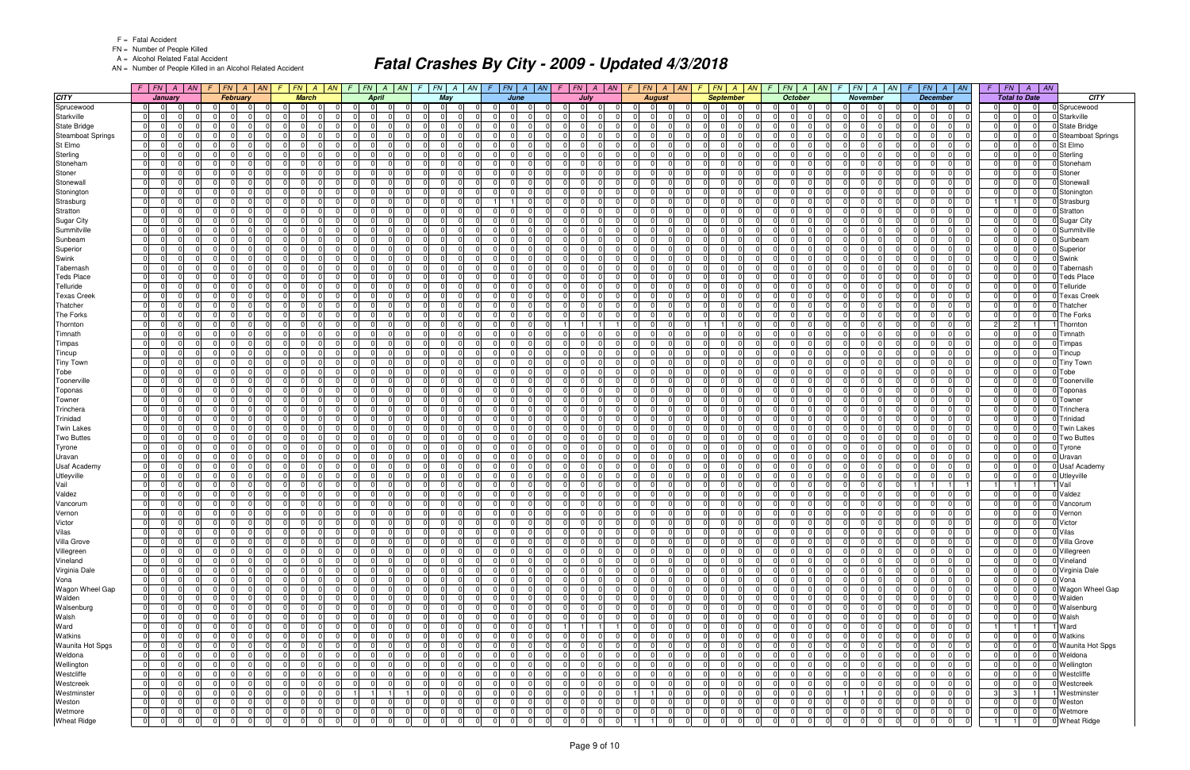- F = Fatal Accident
- FN = Number of People Killed
- A = Alcohol Related Fatal Accident
- AN = Number of People Killed in an Alcohol Related Accident

# Fatal Crashes By City - 2009 - Updated 4/3/2018

| | January | | | | February | | | | March | | | | April | | | | May | | | | June | | | | July | | | | August | | | | September | | | | October | | | | November | | | | December | | | | Total to Date | | | | |
|---|---|---|---|---|---|---|---|---|---|---|---|---|---|---|---|---|---|---|---|---|---|---|---|---|---|---|---|---|---|---|---|---|---|---|---|---|---|---|---|---|---|---|---|---|---|---|---|---|---|---|---|---|---|
| **CITY** | F | FN | A | AN | F | FN | A | AN | F | FN | A | AN | F | FN | A | AN | F | FN | A | AN | F | FN | A | AN | F | FN | A | AN | F | FN | A | AN | F | FN | A | AN | F | FN | A | AN | F | FN | A | AN | F | FN | A | AN | F | FN | A | AN | **CITY** |
| Sprucewood | 0 | 0 | 0 | 0 | 0 | 0 | 0 | 0 | 0 | 0 | 0 | 0 | 0 | 0 | 0 | 0 | 0 | 0 | 0 | 0 | 0 | 0 | 0 | 0 | 0 | 0 | 0 | 0 | 0 | 0 | 0 | 0 | 0 | 0 | 0 | 0 | 0 | 0 | 0 | 0 | 0 | 0 | 0 | 0 | 0 | 0 | 0 | 0 | 0 | 0 | 0 | 0 | Sprucewood |
| Starkville | 0 | 0 | 0 | 0 | 0 | 0 | 0 | 0 | 0 | 0 | 0 | 0 | 0 | 0 | 0 | 0 | 0 | 0 | 0 | 0 | 0 | 0 | 0 | 0 | 0 | 0 | 0 | 0 | 0 | 0 | 0 | 0 | 0 | 0 | 0 | 0 | 0 | 0 | 0 | 0 | 0 | 0 | 0 | 0 | 0 | 0 | 0 | 0 | 0 | 0 | 0 | 0 | Starkville |
| State Bridge | 0 | 0 | 0 | 0 | 0 | 0 | 0 | 0 | 0 | 0 | 0 | 0 | 0 | 0 | 0 | 0 | 0 | 0 | 0 | 0 | 0 | 0 | 0 | 0 | 0 | 0 | 0 | 0 | 0 | 0 | 0 | 0 | 0 | 0 | 0 | 0 | 0 | 0 | 0 | 0 | 0 | 0 | 0 | 0 | 0 | 0 | 0 | 0 | 0 | 0 | 0 | 0 | State Bridge |
| Steamboat Springs | 0 | 0 | 0 | 0 | 0 | 0 | 0 | 0 | 0 | 0 | 0 | 0 | 0 | 0 | 0 | 0 | 0 | 0 | 0 | 0 | 0 | 0 | 0 | 0 | 0 | 0 | 0 | 0 | 0 | 0 | 0 | 0 | 0 | 0 | 0 | 0 | 0 | 0 | 0 | 0 | 0 | 0 | 0 | 0 | 0 | 0 | 0 | 0 | 0 | 0 | 0 | 0 | Steamboat Springs |
| St Elmo | 0 | 0 | 0 | 0 | 0 | 0 | 0 | 0 | 0 | 0 | 0 | 0 | 0 | 0 | 0 | 0 | 0 | 0 | 0 | 0 | 0 | 0 | 0 | 0 | 0 | 0 | 0 | 0 | 0 | 0 | 0 | 0 | 0 | 0 | 0 | 0 | 0 | 0 | 0 | 0 | 0 | 0 | 0 | 0 | 0 | 0 | 0 | 0 | 0 | 0 | 0 | 0 | St Elmo |
| Sterling | 0 | 0 | 0 | 0 | 0 | 0 | 0 | 0 | 0 | 0 | 0 | 0 | 0 | 0 | 0 | 0 | 0 | 0 | 0 | 0 | 0 | 0 | 0 | 0 | 0 | 0 | 0 | 0 | 0 | 0 | 0 | 0 | 0 | 0 | 0 | 0 | 0 | 0 | 0 | 0 | 0 | 0 | 0 | 0 | 0 | 0 | 0 | 0 | 0 | 0 | 0 | 0 | Sterling |
| Stoneham | 0 | 0 | 0 | 0 | 0 | 0 | 0 | 0 | 0 | 0 | 0 | 0 | 0 | 0 | 0 | 0 | 0 | 0 | 0 | 0 | 0 | 0 | 0 | 0 | 0 | 0 | 0 | 0 | 0 | 0 | 0 | 0 | 0 | 0 | 0 | 0 | 0 | 0 | 0 | 0 | 0 | 0 | 0 | 0 | 0 | 0 | 0 | 0 | 0 | 0 | 0 | 0 | Stoneham |
| Stoner | 0 | 0 | 0 | 0 | 0 | 0 | 0 | 0 | 0 | 0 | 0 | 0 | 0 | 0 | 0 | 0 | 0 | 0 | 0 | 0 | 0 | 0 | 0 | 0 | 0 | 0 | 0 | 0 | 0 | 0 | 0 | 0 | 0 | 0 | 0 | 0 | 0 | 0 | 0 | 0 | 0 | 0 | 0 | 0 | 0 | 0 | 0 | 0 | 0 | 0 | 0 | 0 | Stoner |
| Stonewall | 0 | 0 | 0 | 0 | 0 | 0 | 0 | 0 | 0 | 0 | 0 | 0 | 0 | 0 | 0 | 0 | 0 | 0 | 0 | 0 | 0 | 0 | 0 | 0 | 0 | 0 | 0 | 0 | 0 | 0 | 0 | 0 | 0 | 0 | 0 | 0 | 0 | 0 | 0 | 0 | 0 | 0 | 0 | 0 | 0 | 0 | 0 | 0 | 0 | 0 | 0 | 0 | Stonewall |
| Stonington | 0 | 0 | 0 | 0 | 0 | 0 | 0 | 0 | 0 | 0 | 0 | 0 | 0 | 0 | 0 | 0 | 0 | 0 | 0 | 0 | 0 | 0 | 0 | 0 | 0 | 0 | 0 | 0 | 0 | 0 | 0 | 0 | 0 | 0 | 0 | 0 | 0 | 0 | 0 | 0 | 0 | 0 | 0 | 0 | 0 | 0 | 0 | 0 | 0 | 0 | 0 | 0 | Stonington |
| Strasburg | 0 | 0 | 0 | 0 | 0 | 0 | 0 | 0 | 0 | 0 | 0 | 0 | 0 | 0 | 0 | 0 | 0 | 0 | 0 | 0 | 1 | 1 | 0 | 0 | 0 | 0 | 0 | 0 | 0 | 0 | 0 | 0 | 0 | 0 | 0 | 0 | 0 | 0 | 0 | 0 | 0 | 0 | 0 | 0 | 0 | 0 | 0 | 0 | 1 | 1 | 0 | 0 | Strasburg |
| Stratton | 0 | 0 | 0 | 0 | 0 | 0 | 0 | 0 | 0 | 0 | 0 | 0 | 0 | 0 | 0 | 0 | 0 | 0 | 0 | 0 | 0 | 0 | 0 | 0 | 0 | 0 | 0 | 0 | 0 | 0 | 0 | 0 | 0 | 0 | 0 | 0 | 0 | 0 | 0 | 0 | 0 | 0 | 0 | 0 | 0 | 0 | 0 | 0 | 0 | 0 | 0 | 0 | Stratton |
| Sugar City | 0 | 0 | 0 | 0 | 0 | 0 | 0 | 0 | 0 | 0 | 0 | 0 | 0 | 0 | 0 | 0 | 0 | 0 | 0 | 0 | 0 | 0 | 0 | 0 | 0 | 0 | 0 | 0 | 0 | 0 | 0 | 0 | 0 | 0 | 0 | 0 | 0 | 0 | 0 | 0 | 0 | 0 | 0 | 0 | 0 | 0 | 0 | 0 | 0 | 0 | 0 | 0 | Sugar City |
| Summitville | 0 | 0 | 0 | 0 | 0 | 0 | 0 | 0 | 0 | 0 | 0 | 0 | 0 | 0 | 0 | 0 | 0 | 0 | 0 | 0 | 0 | 0 | 0 | 0 | 0 | 0 | 0 | 0 | 0 | 0 | 0 | 0 | 0 | 0 | 0 | 0 | 0 | 0 | 0 | 0 | 0 | 0 | 0 | 0 | 0 | 0 | 0 | 0 | 0 | 0 | 0 | 0 | Summitville |
| Sunbeam | 0 | 0 | 0 | 0 | 0 | 0 | 0 | 0 | 0 | 0 | 0 | 0 | 0 | 0 | 0 | 0 | 0 | 0 | 0 | 0 | 0 | 0 | 0 | 0 | 0 | 0 | 0 | 0 | 0 | 0 | 0 | 0 | 0 | 0 | 0 | 0 | 0 | 0 | 0 | 0 | 0 | 0 | 0 | 0 | 0 | 0 | 0 | 0 | 0 | 0 | 0 | 0 | Sunbeam |
| Superior | 0 | 0 | 0 | 0 | 0 | 0 | 0 | 0 | 0 | 0 | 0 | 0 | 0 | 0 | 0 | 0 | 0 | 0 | 0 | 0 | 0 | 0 | 0 | 0 | 0 | 0 | 0 | 0 | 0 | 0 | 0 | 0 | 0 | 0 | 0 | 0 | 0 | 0 | 0 | 0 | 0 | 0 | 0 | 0 | 0 | 0 | 0 | 0 | 0 | 0 | 0 | 0 | Superior |
| Swink | 0 | 0 | 0 | 0 | 0 | 0 | 0 | 0 | 0 | 0 | 0 | 0 | 0 | 0 | 0 | 0 | 0 | 0 | 0 | 0 | 0 | 0 | 0 | 0 | 0 | 0 | 0 | 0 | 0 | 0 | 0 | 0 | 0 | 0 | 0 | 0 | 0 | 0 | 0 | 0 | 0 | 0 | 0 | 0 | 0 | 0 | 0 | 0 | 0 | 0 | 0 | 0 | Swink |
| Tabernash | 0 | 0 | 0 | 0 | 0 | 0 | 0 | 0 | 0 | 0 | 0 | 0 | 0 | 0 | 0 | 0 | 0 | 0 | 0 | 0 | 0 | 0 | 0 | 0 | 0 | 0 | 0 | 0 | 0 | 0 | 0 | 0 | 0 | 0 | 0 | 0 | 0 | 0 | 0 | 0 | 0 | 0 | 0 | 0 | 0 | 0 | 0 | 0 | 0 | 0 | 0 | 0 | Tabernash |
| Teds Place | 0 | 0 | 0 | 0 | 0 | 0 | 0 | 0 | 0 | 0 | 0 | 0 | 0 | 0 | 0 | 0 | 0 | 0 | 0 | 0 | 0 | 0 | 0 | 0 | 0 | 0 | 0 | 0 | 0 | 0 | 0 | 0 | 0 | 0 | 0 | 0 | 0 | 0 | 0 | 0 | 0 | 0 | 0 | 0 | 0 | 0 | 0 | 0 | 0 | 0 | 0 | 0 | Teds Place |
| Telluride | 0 | 0 | 0 | 0 | 0 | 0 | 0 | 0 | 0 | 0 | 0 | 0 | 0 | 0 | 0 | 0 | 0 | 0 | 0 | 0 | 0 | 0 | 0 | 0 | 0 | 0 | 0 | 0 | 0 | 0 | 0 | 0 | 0 | 0 | 0 | 0 | 0 | 0 | 0 | 0 | 0 | 0 | 0 | 0 | 0 | 0 | 0 | 0 | 0 | 0 | 0 | 0 | Telluride |
| Texas Creek | 0 | 0 | 0 | 0 | 0 | 0 | 0 | 0 | 0 | 0 | 0 | 0 | 0 | 0 | 0 | 0 | 0 | 0 | 0 | 0 | 0 | 0 | 0 | 0 | 0 | 0 | 0 | 0 | 0 | 0 | 0 | 0 | 0 | 0 | 0 | 0 | 0 | 0 | 0 | 0 | 0 | 0 | 0 | 0 | 0 | 0 | 0 | 0 | 0 | 0 | 0 | 0 | Texas Creek |
| Thatcher | 0 | 0 | 0 | 0 | 0 | 0 | 0 | 0 | 0 | 0 | 0 | 0 | 0 | 0 | 0 | 0 | 0 | 0 | 0 | 0 | 0 | 0 | 0 | 0 | 0 | 0 | 0 | 0 | 0 | 0 | 0 | 0 | 0 | 0 | 0 | 0 | 0 | 0 | 0 | 0 | 0 | 0 | 0 | 0 | 0 | 0 | 0 | 0 | 0 | 0 | 0 | 0 | Thatcher |
| The Forks | 0 | 0 | 0 | 0 | 0 | 0 | 0 | 0 | 0 | 0 | 0 | 0 | 0 | 0 | 0 | 0 | 0 | 0 | 0 | 0 | 0 | 0 | 0 | 0 | 0 | 0 | 0 | 0 | 0 | 0 | 0 | 0 | 0 | 0 | 0 | 0 | 0 | 0 | 0 | 0 | 0 | 0 | 0 | 0 | 0 | 0 | 0 | 0 | 0 | 0 | 0 | 0 | The Forks |
| Thornton | 0 | 0 | 0 | 0 | 0 | 0 | 0 | 0 | 0 | 0 | 0 | 0 | 0 | 0 | 0 | 0 | 0 | 0 | 0 | 0 | 0 | 0 | 0 | 0 | 1 | 1 | 1 | 1 | 0 | 0 | 0 | 0 | 1 | 1 | 0 | 0 | 0 | 0 | 0 | 0 | 0 | 0 | 0 | 0 | 0 | 0 | 0 | 0 | 2 | 2 | 1 | 1 | Thornton |
| Timnath | 0 | 0 | 0 | 0 | 0 | 0 | 0 | 0 | 0 | 0 | 0 | 0 | 0 | 0 | 0 | 0 | 0 | 0 | 0 | 0 | 0 | 0 | 0 | 0 | 0 | 0 | 0 | 0 | 0 | 0 | 0 | 0 | 0 | 0 | 0 | 0 | 0 | 0 | 0 | 0 | 0 | 0 | 0 | 0 | 0 | 0 | 0 | 0 | 0 | 0 | 0 | 0 | Timnath |
| Timpas | 0 | 0 | 0 | 0 | 0 | 0 | 0 | 0 | 0 | 0 | 0 | 0 | 0 | 0 | 0 | 0 | 0 | 0 | 0 | 0 | 0 | 0 | 0 | 0 | 0 | 0 | 0 | 0 | 0 | 0 | 0 | 0 | 0 | 0 | 0 | 0 | 0 | 0 | 0 | 0 | 0 | 0 | 0 | 0 | 0 | 0 | 0 | 0 | 0 | 0 | 0 | 0 | Timpas |
| Tincup | 0 | 0 | 0 | 0 | 0 | 0 | 0 | 0 | 0 | 0 | 0 | 0 | 0 | 0 | 0 | 0 | 0 | 0 | 0 | 0 | 0 | 0 | 0 | 0 | 0 | 0 | 0 | 0 | 0 | 0 | 0 | 0 | 0 | 0 | 0 | 0 | 0 | 0 | 0 | 0 | 0 | 0 | 0 | 0 | 0 | 0 | 0 | 0 | 0 | 0 | 0 | 0 | Tincup |
| Tiny Town | 0 | 0 | 0 | 0 | 0 | 0 | 0 | 0 | 0 | 0 | 0 | 0 | 0 | 0 | 0 | 0 | 0 | 0 | 0 | 0 | 0 | 0 | 0 | 0 | 0 | 0 | 0 | 0 | 0 | 0 | 0 | 0 | 0 | 0 | 0 | 0 | 0 | 0 | 0 | 0 | 0 | 0 | 0 | 0 | 0 | 0 | 0 | 0 | 0 | 0 | 0 | 0 | Tiny Town |
| Tobe | 0 | 0 | 0 | 0 | 0 | 0 | 0 | 0 | 0 | 0 | 0 | 0 | 0 | 0 | 0 | 0 | 0 | 0 | 0 | 0 | 0 | 0 | 0 | 0 | 0 | 0 | 0 | 0 | 0 | 0 | 0 | 0 | 0 | 0 | 0 | 0 | 0 | 0 | 0 | 0 | 0 | 0 | 0 | 0 | 0 | 0 | 0 | 0 | 0 | 0 | 0 | 0 | Tobe |
| Toonerville | 0 | 0 | 0 | 0 | 0 | 0 | 0 | 0 | 0 | 0 | 0 | 0 | 0 | 0 | 0 | 0 | 0 | 0 | 0 | 0 | 0 | 0 | 0 | 0 | 0 | 0 | 0 | 0 | 0 | 0 | 0 | 0 | 0 | 0 | 0 | 0 | 0 | 0 | 0 | 0 | 0 | 0 | 0 | 0 | 0 | 0 | 0 | 0 | 0 | 0 | 0 | 0 | Toonerville |
| Toponas | 0 | 0 | 0 | 0 | 0 | 0 | 0 | 0 | 0 | 0 | 0 | 0 | 0 | 0 | 0 | 0 | 0 | 0 | 0 | 0 | 0 | 0 | 0 | 0 | 0 | 0 | 0 | 0 | 0 | 0 | 0 | 0 | 0 | 0 | 0 | 0 | 0 | 0 | 0 | 0 | 0 | 0 | 0 | 0 | 0 | 0 | 0 | 0 | 0 | 0 | 0 | 0 | Toponas |
| Towner | 0 | 0 | 0 | 0 | 0 | 0 | 0 | 0 | 0 | 0 | 0 | 0 | 0 | 0 | 0 | 0 | 0 | 0 | 0 | 0 | 0 | 0 | 0 | 0 | 0 | 0 | 0 | 0 | 0 | 0 | 0 | 0 | 0 | 0 | 0 | 0 | 0 | 0 | 0 | 0 | 0 | 0 | 0 | 0 | 0 | 0 | 0 | 0 | 0 | 0 | 0 | 0 | Towner |
| Trinchera | 0 | 0 | 0 | 0 | 0 | 0 | 0 | 0 | 0 | 0 | 0 | 0 | 0 | 0 | 0 | 0 | 0 | 0 | 0 | 0 | 0 | 0 | 0 | 0 | 0 | 0 | 0 | 0 | 0 | 0 | 0 | 0 | 0 | 0 | 0 | 0 | 0 | 0 | 0 | 0 | 0 | 0 | 0 | 0 | 0 | 0 | 0 | 0 | 0 | 0 | 0 | 0 | Trinchera |
| Trinidad | 0 | 0 | 0 | 0 | 0 | 0 | 0 | 0 | 0 | 0 | 0 | 0 | 0 | 0 | 0 | 0 | 0 | 0 | 0 | 0 | 0 | 0 | 0 | 0 | 0 | 0 | 0 | 0 | 0 | 0 | 0 | 0 | 0 | 0 | 0 | 0 | 0 | 0 | 0 | 0 | 0 | 0 | 0 | 0 | 0 | 0 | 0 | 0 | 0 | 0 | 0 | 0 | Trinidad |
| Twin Lakes | 0 | 0 | 0 | 0 | 0 | 0 | 0 | 0 | 0 | 0 | 0 | 0 | 0 | 0 | 0 | 0 | 0 | 0 | 0 | 0 | 0 | 0 | 0 | 0 | 0 | 0 | 0 | 0 | 0 | 0 | 0 | 0 | 0 | 0 | 0 | 0 | 0 | 0 | 0 | 0 | 0 | 0 | 0 | 0 | 0 | 0 | 0 | 0 | 0 | 0 | 0 | 0 | Twin Lakes |
| Two Buttes | 0 | 0 | 0 | 0 | 0 | 0 | 0 | 0 | 0 | 0 | 0 | 0 | 0 | 0 | 0 | 0 | 0 | 0 | 0 | 0 | 0 | 0 | 0 | 0 | 0 | 0 | 0 | 0 | 0 | 0 | 0 | 0 | 0 | 0 | 0 | 0 | 0 | 0 | 0 | 0 | 0 | 0 | 0 | 0 | 0 | 0 | 0 | 0 | 0 | 0 | 0 | 0 | Two Buttes |
| Tyrone | 0 | 0 | 0 | 0 | 0 | 0 | 0 | 0 | 0 | 0 | 0 | 0 | 0 | 0 | 0 | 0 | 0 | 0 | 0 | 0 | 0 | 0 | 0 | 0 | 0 | 0 | 0 | 0 | 0 | 0 | 0 | 0 | 0 | 0 | 0 | 0 | 0 | 0 | 0 | 0 | 0 | 0 | 0 | 0 | 0 | 0 | 0 | 0 | 0 | 0 | 0 | 0 | Tyrone |
| Uravan | 0 | 0 | 0 | 0 | 0 | 0 | 0 | 0 | 0 | 0 | 0 | 0 | 0 | 0 | 0 | 0 | 0 | 0 | 0 | 0 | 0 | 0 | 0 | 0 | 0 | 0 | 0 | 0 | 0 | 0 | 0 | 0 | 0 | 0 | 0 | 0 | 0 | 0 | 0 | 0 | 0 | 0 | 0 | 0 | 0 | 0 | 0 | 0 | 0 | 0 | 0 | 0 | Uravan |
| Usaf Academy | 0 | 0 | 0 | 0 | 0 | 0 | 0 | 0 | 0 | 0 | 0 | 0 | 0 | 0 | 0 | 0 | 0 | 0 | 0 | 0 | 0 | 0 | 0 | 0 | 0 | 0 | 0 | 0 | 0 | 0 | 0 | 0 | 0 | 0 | 0 | 0 | 0 | 0 | 0 | 0 | 0 | 0 | 0 | 0 | 0 | 0 | 0 | 0 | 0 | 0 | 0 | 0 | Usaf Academy |
| Utleyville | 0 | 0 | 0 | 0 | 0 | 0 | 0 | 0 | 0 | 0 | 0 | 0 | 0 | 0 | 0 | 0 | 0 | 0 | 0 | 0 | 0 | 0 | 0 | 0 | 0 | 0 | 0 | 0 | 0 | 0 | 0 | 0 | 0 | 0 | 0 | 0 | 0 | 0 | 0 | 0 | 0 | 0 | 0 | 0 | 0 | 0 | 0 | 0 | 0 | 0 | 0 | 0 | Utleyville |
| Vail | 0 | 0 | 0 | 0 | 0 | 0 | 0 | 0 | 0 | 0 | 0 | 0 | 0 | 0 | 0 | 0 | 0 | 0 | 0 | 0 | 0 | 0 | 0 | 0 | 0 | 0 | 0 | 0 | 0 | 0 | 0 | 0 | 0 | 0 | 0 | 0 | 0 | 0 | 0 | 0 | 0 | 0 | 0 | 0 | 1 | 1 | 1 | 1 | 1 | 1 | 1 | 1 | Vail |
| Valdez | 0 | 0 | 0 | 0 | 0 | 0 | 0 | 0 | 0 | 0 | 0 | 0 | 0 | 0 | 0 | 0 | 0 | 0 | 0 | 0 | 0 | 0 | 0 | 0 | 0 | 0 | 0 | 0 | 0 | 0 | 0 | 0 | 0 | 0 | 0 | 0 | 0 | 0 | 0 | 0 | 0 | 0 | 0 | 0 | 0 | 0 | 0 | 0 | 0 | 0 | 0 | 0 | Valdez |
| Vancorum | 0 | 0 | 0 | 0 | 0 | 0 | 0 | 0 | 0 | 0 | 0 | 0 | 0 | 0 | 0 | 0 | 0 | 0 | 0 | 0 | 0 | 0 | 0 | 0 | 0 | 0 | 0 | 0 | 0 | 0 | 0 | 0 | 0 | 0 | 0 | 0 | 0 | 0 | 0 | 0 | 0 | 0 | 0 | 0 | 0 | 0 | 0 | 0 | 0 | 0 | 0 | 0 | Vancorum |
| Vernon | 0 | 0 | 0 | 0 | 0 | 0 | 0 | 0 | 0 | 0 | 0 | 0 | 0 | 0 | 0 | 0 | 0 | 0 | 0 | 0 | 0 | 0 | 0 | 0 | 0 | 0 | 0 | 0 | 0 | 0 | 0 | 0 | 0 | 0 | 0 | 0 | 0 | 0 | 0 | 0 | 0 | 0 | 0 | 0 | 0 | 0 | 0 | 0 | 0 | 0 | 0 | 0 | Vernon |
| Victor | 0 | 0 | 0 | 0 | 0 | 0 | 0 | 0 | 0 | 0 | 0 | 0 | 0 | 0 | 0 | 0 | 0 | 0 | 0 | 0 | 0 | 0 | 0 | 0 | 0 | 0 | 0 | 0 | 0 | 0 | 0 | 0 | 0 | 0 | 0 | 0 | 0 | 0 | 0 | 0 | 0 | 0 | 0 | 0 | 0 | 0 | 0 | 0 | 0 | 0 | 0 | 0 | Victor |
| Vilas | 0 | 0 | 0 | 0 | 0 | 0 | 0 | 0 | 0 | 0 | 0 | 0 | 0 | 0 | 0 | 0 | 0 | 0 | 0 | 0 | 0 | 0 | 0 | 0 | 0 | 0 | 0 | 0 | 0 | 0 | 0 | 0 | 0 | 0 | 0 | 0 | 0 | 0 | 0 | 0 | 0 | 0 | 0 | 0 | 0 | 0 | 0 | 0 | 0 | 0 | 0 | 0 | Vilas |
| Villa Grove | 0 | 0 | 0 | 0 | 0 | 0 | 0 | 0 | 0 | 0 | 0 | 0 | 0 | 0 | 0 | 0 | 0 | 0 | 0 | 0 | 0 | 0 | 0 | 0 | 0 | 0 | 0 | 0 | 0 | 0 | 0 | 0 | 0 | 0 | 0 | 0 | 0 | 0 | 0 | 0 | 0 | 0 | 0 | 0 | 0 | 0 | 0 | 0 | 0 | 0 | 0 | 0 | Villa Grove |
| Villegreen | 0 | 0 | 0 | 0 | 0 | 0 | 0 | 0 | 0 | 0 | 0 | 0 | 0 | 0 | 0 | 0 | 0 | 0 | 0 | 0 | 0 | 0 | 0 | 0 | 0 | 0 | 0 | 0 | 0 | 0 | 0 | 0 | 0 | 0 | 0 | 0 | 0 | 0 | 0 | 0 | 0 | 0 | 0 | 0 | 0 | 0 | 0 | 0 | 0 | 0 | 0 | 0 | Villegreen |
| Vineland | 0 | 0 | 0 | 0 | 0 | 0 | 0 | 0 | 0 | 0 | 0 | 0 | 0 | 0 | 0 | 0 | 0 | 0 | 0 | 0 | 0 | 0 | 0 | 0 | 0 | 0 | 0 | 0 | 0 | 0 | 0 | 0 | 0 | 0 | 0 | 0 | 0 | 0 | 0 | 0 | 0 | 0 | 0 | 0 | 0 | 0 | 0 | 0 | 0 | 0 | 0 | 0 | Vineland |
| Virginia Dale | 0 | 0 | 0 | 0 | 0 | 0 | 0 | 0 | 0 | 0 | 0 | 0 | 0 | 0 | 0 | 0 | 0 | 0 | 0 | 0 | 0 | 0 | 0 | 0 | 0 | 0 | 0 | 0 | 0 | 0 | 0 | 0 | 0 | 0 | 0 | 0 | 0 | 0 | 0 | 0 | 0 | 0 | 0 | 0 | 0 | 0 | 0 | 0 | 0 | 0 | 0 | 0 | Virginia Dale |
| Vona | 0 | 0 | 0 | 0 | 0 | 0 | 0 | 0 | 0 | 0 | 0 | 0 | 0 | 0 | 0 | 0 | 0 | 0 | 0 | 0 | 0 | 0 | 0 | 0 | 0 | 0 | 0 | 0 | 0 | 0 | 0 | 0 | 0 | 0 | 0 | 0 | 0 | 0 | 0 | 0 | 0 | 0 | 0 | 0 | 0 | 0 | 0 | 0 | 0 | 0 | 0 | 0 | Vona |
| Wagon Wheel Gap | 0 | 0 | 0 | 0 | 0 | 0 | 0 | 0 | 0 | 0 | 0 | 0 | 0 | 0 | 0 | 0 | 0 | 0 | 0 | 0 | 0 | 0 | 0 | 0 | 0 | 0 | 0 | 0 | 0 | 0 | 0 | 0 | 0 | 0 | 0 | 0 | 0 | 0 | 0 | 0 | 0 | 0 | 0 | 0 | 0 | 0 | 0 | 0 | 0 | 0 | 0 | 0 | Wagon Wheel Gap |
| Walden | 0 | 0 | 0 | 0 | 0 | 0 | 0 | 0 | 0 | 0 | 0 | 0 | 0 | 0 | 0 | 0 | 0 | 0 | 0 | 0 | 0 | 0 | 0 | 0 | 0 | 0 | 0 | 0 | 0 | 0 | 0 | 0 | 0 | 0 | 0 | 0 | 0 | 0 | 0 | 0 | 0 | 0 | 0 | 0 | 0 | 0 | 0 | 0 | 0 | 0 | 0 | 0 | Walden |
| Walsenburg | 0 | 0 | 0 | 0 | 0 | 0 | 0 | 0 | 0 | 0 | 0 | 0 | 0 | 0 | 0 | 0 | 0 | 0 | 0 | 0 | 0 | 0 | 0 | 0 | 0 | 0 | 0 | 0 | 0 | 0 | 0 | 0 | 0 | 0 | 0 | 0 | 0 | 0 | 0 | 0 | 0 | 0 | 0 | 0 | 0 | 0 | 0 | 0 | 0 | 0 | 0 | 0 | Walsenburg |
| Walsh | 0 | 0 | 0 | 0 | 0 | 0 | 0 | 0 | 0 | 0 | 0 | 0 | 0 | 0 | 0 | 0 | 0 | 0 | 0 | 0 | 0 | 0 | 0 | 0 | 0 | 0 | 0 | 0 | 0 | 0 | 0 | 0 | 0 | 0 | 0 | 0 | 0 | 0 | 0 | 0 | 0 | 0 | 0 | 0 | 0 | 0 | 0 | 0 | 0 | 0 | 0 | 0 | Walsh |
| Ward | 0 | 0 | 0 | 0 | 0 | 0 | 0 | 0 | 0 | 0 | 0 | 0 | 0 | 0 | 0 | 0 | 0 | 0 | 0 | 0 | 0 | 0 | 0 | 0 | 1 | 1 | 1 | 1 | 0 | 0 | 0 | 0 | 0 | 0 | 0 | 0 | 0 | 0 | 0 | 0 | 0 | 0 | 0 | 0 | 0 | 0 | 0 | 0 | 1 | 1 | 1 | 1 | Ward |
| Watkins | 0 | 0 | 0 | 0 | 0 | 0 | 0 | 0 | 0 | 0 | 0 | 0 | 0 | 0 | 0 | 0 | 0 | 0 | 0 | 0 | 0 | 0 | 0 | 0 | 0 | 0 | 0 | 0 | 0 | 0 | 0 | 0 | 0 | 0 | 0 | 0 | 0 | 0 | 0 | 0 | 0 | 0 | 0 | 0 | 0 | 0 | 0 | 0 | 0 | 0 | 0 | 0 | Watkins |
| Waunita Hot Spgs | 0 | 0 | 0 | 0 | 0 | 0 | 0 | 0 | 0 | 0 | 0 | 0 | 0 | 0 | 0 | 0 | 0 | 0 | 0 | 0 | 0 | 0 | 0 | 0 | 0 | 0 | 0 | 0 | 0 | 0 | 0 | 0 | 0 | 0 | 0 | 0 | 0 | 0 | 0 | 0 | 0 | 0 | 0 | 0 | 0 | 0 | 0 | 0 | 0 | 0 | 0 | 0 | Waunita Hot Spgs |
| Weldona | 0 | 0 | 0 | 0 | 0 | 0 | 0 | 0 | 0 | 0 | 0 | 0 | 0 | 0 | 0 | 0 | 0 | 0 | 0 | 0 | 0 | 0 | 0 | 0 | 0 | 0 | 0 | 0 | 0 | 0 | 0 | 0 | 0 | 0 | 0 | 0 | 0 | 0 | 0 | 0 | 0 | 0 | 0 | 0 | 0 | 0 | 0 | 0 | 0 | 0 | 0 | 0 | Weldona |
| Wellington | 0 | 0 | 0 | 0 | 0 | 0 | 0 | 0 | 0 | 0 | 0 | 0 | 0 | 0 | 0 | 0 | 0 | 0 | 0 | 0 | 0 | 0 | 0 | 0 | 0 | 0 | 0 | 0 | 0 | 0 | 0 | 0 | 0 | 0 | 0 | 0 | 0 | 0 | 0 | 0 | 0 | 0 | 0 | 0 | 0 | 0 | 0 | 0 | 0 | 0 | 0 | 0 | Wellington |
| Westcliffe | 0 | 0 | 0 | 0 | 0 | 0 | 0 | 0 | 0 | 0 | 0 | 0 | 0 | 0 | 0 | 0 | 0 | 0 | 0 | 0 | 0 | 0 | 0 | 0 | 0 | 0 | 0 | 0 | 0 | 0 | 0 | 0 | 0 | 0 | 0 | 0 | 0 | 0 | 0 | 0 | 0 | 0 | 0 | 0 | 0 | 0 | 0 | 0 | 0 | 0 | 0 | 0 | Westcliffe |
| Westcreek | 0 | 0 | 0 | 0 | 0 | 0 | 0 | 0 | 0 | 0 | 0 | 0 | 0 | 0 | 0 | 0 | 0 | 0 | 0 | 0 | 0 | 0 | 0 | 0 | 0 | 0 | 0 | 0 | 0 | 0 | 0 | 0 | 0 | 0 | 0 | 0 | 0 | 0 | 0 | 0 | 0 | 0 | 0 | 0 | 0 | 0 | 0 | 0 | 0 | 0 | 0 | 0 | Westcreek |
| Westminster | 0 | 0 | 0 | 0 | 0 | 0 | 0 | 0 | 0 | 0 | 0 | 0 | 1 | 1 | 1 | 1 | 0 | 0 | 0 | 0 | 0 | 0 | 0 | 0 | 0 | 0 | 0 | 0 | 1 | 1 | 0 | 0 | 0 | 0 | 0 | 0 | 0 | 0 | 0 | 0 | 1 | 1 | 0 | 0 | 0 | 0 | 0 | 0 | 3 | 3 | 1 | 1 | Westminster |
| Weston | 0 | 0 | 0 | 0 | 0 | 0 | 0 | 0 | 0 | 0 | 0 | 0 | 0 | 0 | 0 | 0 | 0 | 0 | 0 | 0 | 0 | 0 | 0 | 0 | 0 | 0 | 0 | 0 | 0 | 0 | 0 | 0 | 0 | 0 | 0 | 0 | 0 | 0 | 0 | 0 | 0 | 0 | 0 | 0 | 0 | 0 | 0 | 0 | 0 | 0 | 0 | 0 | Weston |
| Wetmore | 0 | 0 | 0 | 0 | 0 | 0 | 0 | 0 | 0 | 0 | 0 | 0 | 0 | 0 | 0 | 0 | 0 | 0 | 0 | 0 | 0 | 0 | 0 | 0 | 0 | 0 | 0 | 0 | 0 | 0 | 0 | 0 | 0 | 0 | 0 | 0 | 0 | 0 | 0 | 0 | 0 | 0 | 0 | 0 | 0 | 0 | 0 | 0 | 0 | 0 | 0 | 0 | Wetmore |
| Wheat Ridge | 0 | 0 | 0 | 0 | 0 | 0 | 0 | 0 | 0 | 0 | 0 | 0 | 0 | 0 | 0 | 0 | 0 | 0 | 0 | 0 | 0 | 0 | 0 | 0 | 0 | 0 | 0 | 0 | 1 | 1 | 0 | 0 | 0 | 0 | 0 | 0 | 0 | 0 | 0 | 0 | 0 | 0 | 0 | 0 | 0 | 0 | 0 | 0 | 1 | 1 | 0 | 0 | Wheat Ridge |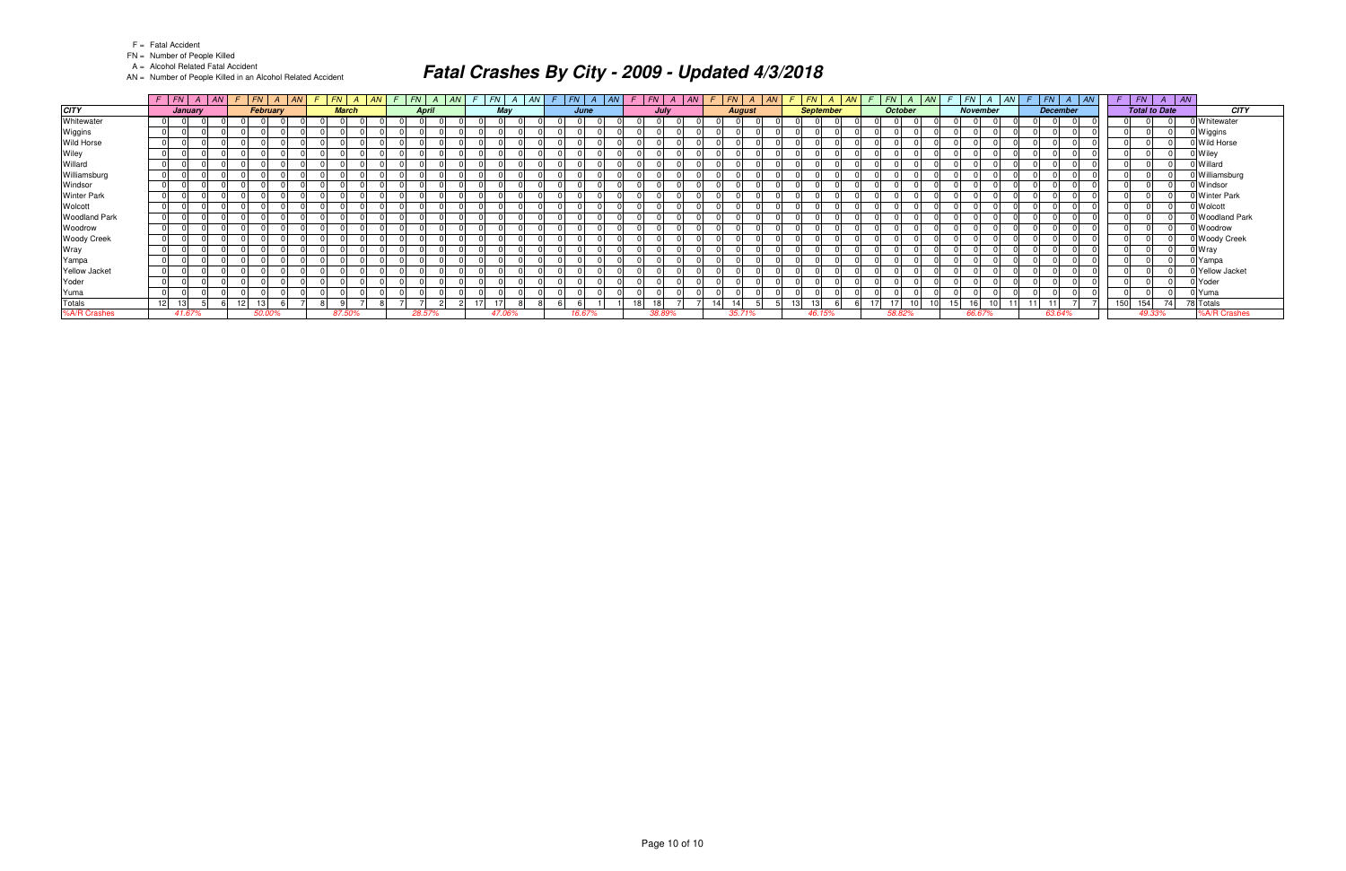F = Fatal Accident
FN = Number of People Killed
A = Alcohol Related Fatal Accident
AN = Number of People Killed in an Alcohol Related Accident

# Fatal Crashes By City - 2009 - Updated 4/3/2018

| CITY | January | | | | February | | | | March | | | | April | | | | May | | | | June | | | | July | | | | August | | | | September | | | | October | | | | November | | | | December | | | | Total to Date | | | | CITY |
|---|---|---|---|---|---|---|---|---|---|---|---|---|---|---|---|---|---|---|---|---|---|---|---|---|---|---|---|---|---|---|---|---|---|---|---|---|---|---|---|---|---|---|---|---|---|---|---|---|---|---|---|---|---|
| | F | FN | A | AN | F | FN | A | AN | F | FN | A | AN | F | FN | A | AN | F | FN | A | AN | F | FN | A | AN | F | FN | A | AN | F | FN | A | AN | F | FN | A | AN | F | FN | A | AN | F | FN | A | AN | F | FN | A | AN | F | FN | A | AN | |
| Whitewater | 0 | 0 | 0 | 0 | 0 | 0 | 0 | 0 | 0 | 0 | 0 | 0 | 0 | 0 | 0 | 0 | 0 | 0 | 0 | 0 | 0 | 0 | 0 | 0 | 0 | 0 | 0 | 0 | 0 | 0 | 0 | 0 | 0 | 0 | 0 | 0 | 0 | 0 | 0 | 0 | 0 | 0 | 0 | 0 | 0 | 0 | 0 | 0 | 0 | 0 | 0 | 0 | Whitewater |
| Wiggins | 0 | 0 | 0 | 0 | 0 | 0 | 0 | 0 | 0 | 0 | 0 | 0 | 0 | 0 | 0 | 0 | 0 | 0 | 0 | 0 | 0 | 0 | 0 | 0 | 0 | 0 | 0 | 0 | 0 | 0 | 0 | 0 | 0 | 0 | 0 | 0 | 0 | 0 | 0 | 0 | 0 | 0 | 0 | 0 | 0 | 0 | 0 | 0 | 0 | 0 | 0 | 0 | Wiggins |
| Wild Horse | 0 | 0 | 0 | 0 | 0 | 0 | 0 | 0 | 0 | 0 | 0 | 0 | 0 | 0 | 0 | 0 | 0 | 0 | 0 | 0 | 0 | 0 | 0 | 0 | 0 | 0 | 0 | 0 | 0 | 0 | 0 | 0 | 0 | 0 | 0 | 0 | 0 | 0 | 0 | 0 | 0 | 0 | 0 | 0 | 0 | 0 | 0 | 0 | 0 | 0 | 0 | 0 | Wild Horse |
| Wiley | 0 | 0 | 0 | 0 | 0 | 0 | 0 | 0 | 0 | 0 | 0 | 0 | 0 | 0 | 0 | 0 | 0 | 0 | 0 | 0 | 0 | 0 | 0 | 0 | 0 | 0 | 0 | 0 | 0 | 0 | 0 | 0 | 0 | 0 | 0 | 0 | 0 | 0 | 0 | 0 | 0 | 0 | 0 | 0 | 0 | 0 | 0 | 0 | 0 | 0 | 0 | 0 | Wiley |
| Willard | 0 | 0 | 0 | 0 | 0 | 0 | 0 | 0 | 0 | 0 | 0 | 0 | 0 | 0 | 0 | 0 | 0 | 0 | 0 | 0 | 0 | 0 | 0 | 0 | 0 | 0 | 0 | 0 | 0 | 0 | 0 | 0 | 0 | 0 | 0 | 0 | 0 | 0 | 0 | 0 | 0 | 0 | 0 | 0 | 0 | 0 | 0 | 0 | 0 | 0 | 0 | 0 | Willard |
| Williamsburg | 0 | 0 | 0 | 0 | 0 | 0 | 0 | 0 | 0 | 0 | 0 | 0 | 0 | 0 | 0 | 0 | 0 | 0 | 0 | 0 | 0 | 0 | 0 | 0 | 0 | 0 | 0 | 0 | 0 | 0 | 0 | 0 | 0 | 0 | 0 | 0 | 0 | 0 | 0 | 0 | 0 | 0 | 0 | 0 | 0 | 0 | 0 | 0 | 0 | 0 | 0 | 0 | Williamsburg |
| Windsor | 0 | 0 | 0 | 0 | 0 | 0 | 0 | 0 | 0 | 0 | 0 | 0 | 0 | 0 | 0 | 0 | 0 | 0 | 0 | 0 | 0 | 0 | 0 | 0 | 0 | 0 | 0 | 0 | 0 | 0 | 0 | 0 | 0 | 0 | 0 | 0 | 0 | 0 | 0 | 0 | 0 | 0 | 0 | 0 | 0 | 0 | 0 | 0 | 0 | 0 | 0 | 0 | Windsor |
| Winter Park | 0 | 0 | 0 | 0 | 0 | 0 | 0 | 0 | 0 | 0 | 0 | 0 | 0 | 0 | 0 | 0 | 0 | 0 | 0 | 0 | 0 | 0 | 0 | 0 | 0 | 0 | 0 | 0 | 0 | 0 | 0 | 0 | 0 | 0 | 0 | 0 | 0 | 0 | 0 | 0 | 0 | 0 | 0 | 0 | 0 | 0 | 0 | 0 | 0 | 0 | 0 | 0 | Winter Park |
| Wolcott | 0 | 0 | 0 | 0 | 0 | 0 | 0 | 0 | 0 | 0 | 0 | 0 | 0 | 0 | 0 | 0 | 0 | 0 | 0 | 0 | 0 | 0 | 0 | 0 | 0 | 0 | 0 | 0 | 0 | 0 | 0 | 0 | 0 | 0 | 0 | 0 | 0 | 0 | 0 | 0 | 0 | 0 | 0 | 0 | 0 | 0 | 0 | 0 | 0 | 0 | 0 | 0 | Wolcott |
| Woodland Park | 0 | 0 | 0 | 0 | 0 | 0 | 0 | 0 | 0 | 0 | 0 | 0 | 0 | 0 | 0 | 0 | 0 | 0 | 0 | 0 | 0 | 0 | 0 | 0 | 0 | 0 | 0 | 0 | 0 | 0 | 0 | 0 | 0 | 0 | 0 | 0 | 0 | 0 | 0 | 0 | 0 | 0 | 0 | 0 | 0 | 0 | 0 | 0 | 0 | 0 | 0 | 0 | Woodland Park |
| Woodrow | 0 | 0 | 0 | 0 | 0 | 0 | 0 | 0 | 0 | 0 | 0 | 0 | 0 | 0 | 0 | 0 | 0 | 0 | 0 | 0 | 0 | 0 | 0 | 0 | 0 | 0 | 0 | 0 | 0 | 0 | 0 | 0 | 0 | 0 | 0 | 0 | 0 | 0 | 0 | 0 | 0 | 0 | 0 | 0 | 0 | 0 | 0 | 0 | 0 | 0 | 0 | 0 | Woodrow |
| Woody Creek | 0 | 0 | 0 | 0 | 0 | 0 | 0 | 0 | 0 | 0 | 0 | 0 | 0 | 0 | 0 | 0 | 0 | 0 | 0 | 0 | 0 | 0 | 0 | 0 | 0 | 0 | 0 | 0 | 0 | 0 | 0 | 0 | 0 | 0 | 0 | 0 | 0 | 0 | 0 | 0 | 0 | 0 | 0 | 0 | 0 | 0 | 0 | 0 | 0 | 0 | 0 | 0 | Woody Creek |
| Wray | 0 | 0 | 0 | 0 | 0 | 0 | 0 | 0 | 0 | 0 | 0 | 0 | 0 | 0 | 0 | 0 | 0 | 0 | 0 | 0 | 0 | 0 | 0 | 0 | 0 | 0 | 0 | 0 | 0 | 0 | 0 | 0 | 0 | 0 | 0 | 0 | 0 | 0 | 0 | 0 | 0 | 0 | 0 | 0 | 0 | 0 | 0 | 0 | 0 | 0 | 0 | 0 | Wray |
| Yampa | 0 | 0 | 0 | 0 | 0 | 0 | 0 | 0 | 0 | 0 | 0 | 0 | 0 | 0 | 0 | 0 | 0 | 0 | 0 | 0 | 0 | 0 | 0 | 0 | 0 | 0 | 0 | 0 | 0 | 0 | 0 | 0 | 0 | 0 | 0 | 0 | 0 | 0 | 0 | 0 | 0 | 0 | 0 | 0 | 0 | 0 | 0 | 0 | 0 | 0 | 0 | 0 | Yampa |
| Yellow Jacket | 0 | 0 | 0 | 0 | 0 | 0 | 0 | 0 | 0 | 0 | 0 | 0 | 0 | 0 | 0 | 0 | 0 | 0 | 0 | 0 | 0 | 0 | 0 | 0 | 0 | 0 | 0 | 0 | 0 | 0 | 0 | 0 | 0 | 0 | 0 | 0 | 0 | 0 | 0 | 0 | 0 | 0 | 0 | 0 | 0 | 0 | 0 | 0 | 0 | 0 | 0 | 0 | Yellow Jacket |
| Yoder | 0 | 0 | 0 | 0 | 0 | 0 | 0 | 0 | 0 | 0 | 0 | 0 | 0 | 0 | 0 | 0 | 0 | 0 | 0 | 0 | 0 | 0 | 0 | 0 | 0 | 0 | 0 | 0 | 0 | 0 | 0 | 0 | 0 | 0 | 0 | 0 | 0 | 0 | 0 | 0 | 0 | 0 | 0 | 0 | 0 | 0 | 0 | 0 | 0 | 0 | 0 | 0 | Yoder |
| Yuma | 0 | 0 | 0 | 0 | 0 | 0 | 0 | 0 | 0 | 0 | 0 | 0 | 0 | 0 | 0 | 0 | 0 | 0 | 0 | 0 | 0 | 0 | 0 | 0 | 0 | 0 | 0 | 0 | 0 | 0 | 0 | 0 | 0 | 0 | 0 | 0 | 0 | 0 | 0 | 0 | 0 | 0 | 0 | 0 | 0 | 0 | 0 | 0 | 0 | 0 | 0 | 0 | Yuma |
| Totals | 12 | 13 | 5 | 6 | 12 | 13 | 6 | 7 | 8 | 9 | 7 | 8 | 7 | 7 | 2 | 2 | 17 | 17 | 8 | 8 | 6 | 6 | 1 | 1 | 18 | 18 | 7 | 7 | 14 | 14 | 5 | 5 | 13 | 13 | 6 | 6 | 17 | 17 | 10 | 10 | 15 | 16 | 10 | 11 | 11 | 11 | 7 | 7 | 150 | 154 | 74 | 78 | Totals |
| %A/R Crashes | 41.67% | | | | 50.00% | | | | 87.50% | | | | 28.57% | | | | 47.06% | | | | 16.67% | | | | 38.89% | | | | 35.71% | | | | 46.15% | | | | 58.82% | | | | 66.67% | | | | 63.64% | | | | 49.33% | | | | %A/R Crashes |